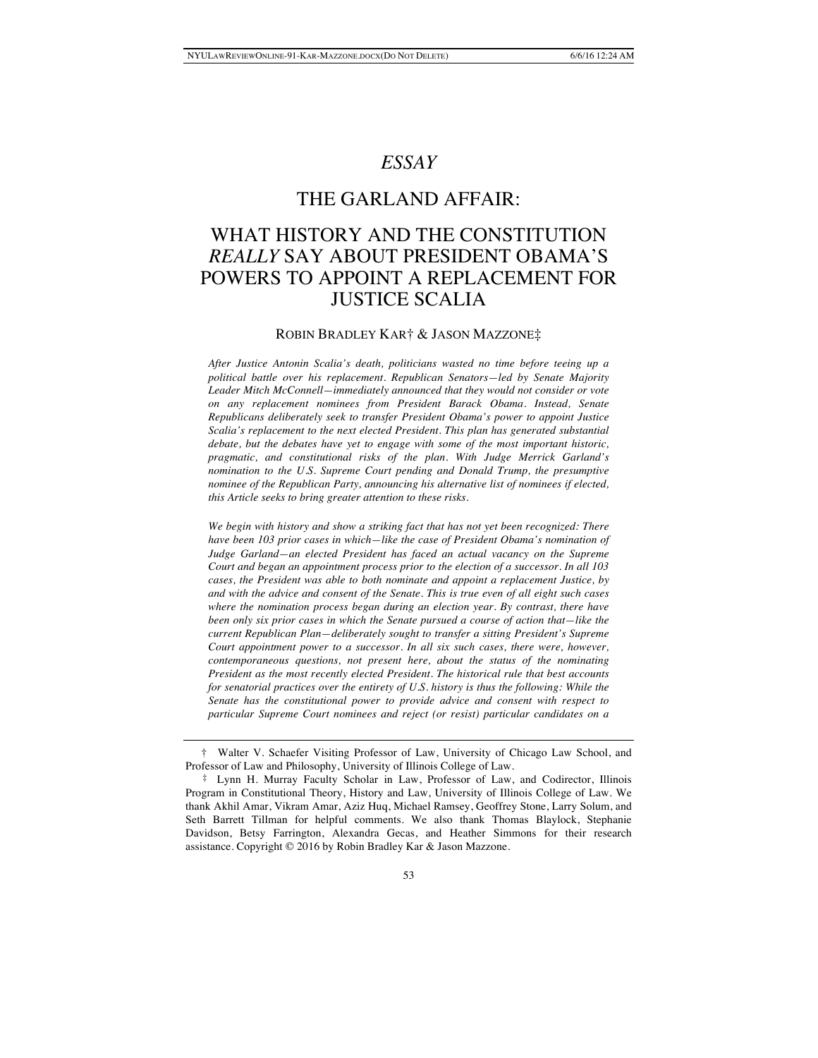# *ESSAY*

# THE GARLAND AFFAIR:

# WHAT HISTORY AND THE CONSTITUTION *REALLY* SAY ABOUT PRESIDENT OBAMA'S POWERS TO APPOINT A REPLACEMENT FOR JUSTICE SCALIA

ROBIN BRADLEY KAR† & JASON MAZZONE‡

*After Justice Antonin Scalia's death, politicians wasted no time before teeing up a political battle over his replacement. Republican Senators—led by Senate Majority Leader Mitch McConnell—immediately announced that they would not consider or vote on any replacement nominees from President Barack Obama. Instead, Senate Republicans deliberately seek to transfer President Obama's power to appoint Justice Scalia's replacement to the next elected President. This plan has generated substantial debate, but the debates have yet to engage with some of the most important historic, pragmatic, and constitutional risks of the plan. With Judge Merrick Garland's nomination to the U.S. Supreme Court pending and Donald Trump, the presumptive nominee of the Republican Party, announcing his alternative list of nominees if elected, this Article seeks to bring greater attention to these risks.*

*We begin with history and show a striking fact that has not yet been recognized: There have been 103 prior cases in which—like the case of President Obama's nomination of Judge Garland—an elected President has faced an actual vacancy on the Supreme Court and began an appointment process prior to the election of a successor. In all 103 cases, the President was able to both nominate and appoint a replacement Justice, by and with the advice and consent of the Senate. This is true even of all eight such cases where the nomination process began during an election year. By contrast, there have been only six prior cases in which the Senate pursued a course of action that—like the current Republican Plan—deliberately sought to transfer a sitting President's Supreme Court appointment power to a successor. In all six such cases, there were, however, contemporaneous questions, not present here, about the status of the nominating President as the most recently elected President. The historical rule that best accounts for senatorial practices over the entirety of U.S. history is thus the following: While the Senate has the constitutional power to provide advice and consent with respect to particular Supreme Court nominees and reject (or resist) particular candidates on a*

---

† Walter V. Schaefer Visiting Professor of Law, University of Chicago Law School, and Professor of Law and Philosophy, University of Illinois College of Law.

‡ Lynn H. Murray Faculty Scholar in Law, Professor of Law, and Codirector, Illinois Program in Constitutional Theory, History and Law, University of Illinois College of Law. We thank Akhil Amar, Vikram Amar, Aziz Huq, Michael Ramsey, Geoffrey Stone, Larry Solum, and Seth Barrett Tillman for helpful comments. We also thank Thomas Blaylock, Stephanie Davidson, Betsy Farrington, Alexandra Gecas, and Heather Simmons for their research assistance. Copyright © 2016 by Robin Bradley Kar & Jason Mazzone.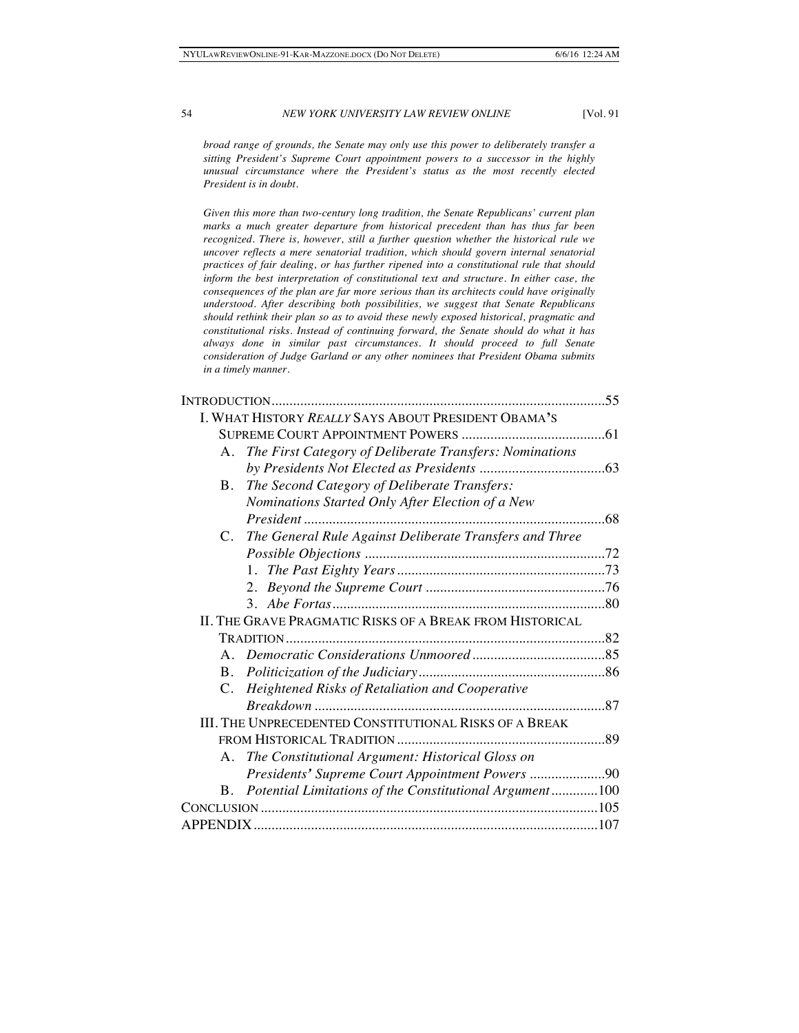*broad range of grounds, the Senate may only use this power to deliberately transfer a sitting President's Supreme Court appointment powers to a successor in the highly unusual circumstance where the President's status as the most recently elected President is in doubt.*

*Given this more than two-century long tradition, the Senate Republicans' current plan marks a much greater departure from historical precedent than has thus far been recognized. There is, however, still a further question whether the historical rule we uncover reflects a mere senatorial tradition, which should govern internal senatorial practices of fair dealing, or has further ripened into a constitutional rule that should inform the best interpretation of constitutional text and structure. In either case, the consequences of the plan are far more serious than its architects could have originally understood. After describing both possibilities, we suggest that Senate Republicans should rethink their plan so as to avoid these newly exposed historical, pragmatic and constitutional risks. Instead of continuing forward, the Senate should do what it has always done in similar past circumstances. It should proceed to full Senate consideration of Judge Garland or any other nominees that President Obama submits in a timely manner.*

INTRODUCTION .......... 55

I. WHAT HISTORY *REALLY* SAYS ABOUT PRESIDENT OBAMA'S SUPREME COURT APPOINTMENT POWERS .......... 61
- A. *The First Category of Deliberate Transfers: Nominations by Presidents Not Elected as Presidents* .......... 63
- B. *The Second Category of Deliberate Transfers: Nominations Started Only After Election of a New President* .......... 68
- C. *The General Rule Against Deliberate Transfers and Three Possible Objections* .......... 72
  1. *The Past Eighty Years* .......... 73
  2. *Beyond the Supreme Court* .......... 76
  3. *Abe Fortas* .......... 80

II. THE GRAVE PRAGMATIC RISKS OF A BREAK FROM HISTORICAL TRADITION .......... 82
- A. *Democratic Considerations Unmoored* .......... 85
- B. *Politicization of the Judiciary* .......... 86
- C. *Heightened Risks of Retaliation and Cooperative Breakdown* .......... 87

III. THE UNPRECEDENTED CONSTITUTIONAL RISKS OF A BREAK FROM HISTORICAL TRADITION .......... 89
- A. *The Constitutional Argument: Historical Gloss on Presidents' Supreme Court Appointment Powers* .......... 90
- B. *Potential Limitations of the Constitutional Argument* .......... 100

CONCLUSION .......... 105

APPENDIX .......... 107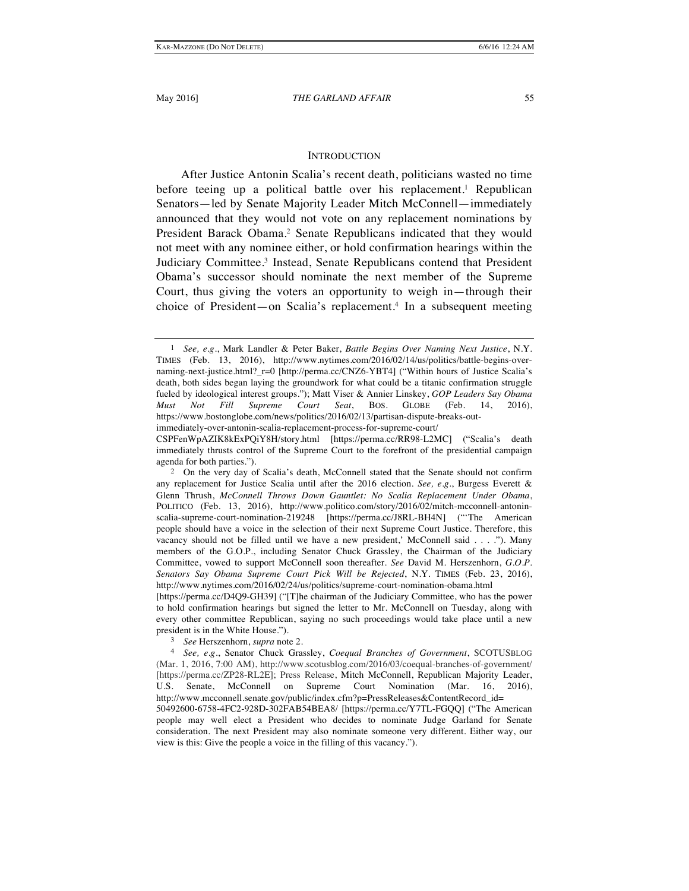## INTRODUCTION

After Justice Antonin Scalia's recent death, politicians wasted no time before teeing up a political battle over his replacement.[1] Republican Senators—led by Senate Majority Leader Mitch McConnell—immediately announced that they would not vote on any replacement nominations by President Barack Obama.[2] Senate Republicans indicated that they would not meet with any nominee either, or hold confirmation hearings within the Judiciary Committee.[3] Instead, Senate Republicans contend that President Obama's successor should nominate the next member of the Supreme Court, thus giving the voters an opportunity to weigh in—through their choice of President—on Scalia's replacement.[4] In a subsequent meeting

---

[1] *See, e.g.*, Mark Landler & Peter Baker, *Battle Begins Over Naming Next Justice*, N.Y. TIMES (Feb. 13, 2016), http://www.nytimes.com/2016/02/14/us/politics/battle-begins-over-naming-next-justice.html?_r=0 [http://perma.cc/CNZ6-YBT4] ("Within hours of Justice Scalia's death, both sides began laying the groundwork for what could be a titanic confirmation struggle fueled by ideological interest groups."); Matt Viser & Annier Linskey, *GOP Leaders Say Obama Must Not Fill Supreme Court Seat*, BOS. GLOBE (Feb. 14, 2016), https://www.bostonglobe.com/news/politics/2016/02/13/partisan-dispute-breaks-out-immediately-over-antonin-scalia-replacement-process-for-supreme-court/CSPFenWpAZIK8kExPQiY8H/story.html [https://perma.cc/RR98-L2MC] ("Scalia's death immediately thrusts control of the Supreme Court to the forefront of the presidential campaign agenda for both parties.").

[2] On the very day of Scalia's death, McConnell stated that the Senate should not confirm any replacement for Justice Scalia until after the 2016 election. *See, e.g.*, Burgess Everett & Glenn Thrush, *McConnell Throws Down Gauntlet: No Scalia Replacement Under Obama*, POLITICO (Feb. 13, 2016), http://www.politico.com/story/2016/02/mitch-mcconnell-antonin-scalia-supreme-court-nomination-219248 [https://perma.cc/J8RL-BH4N] ("'The American people should have a voice in the selection of their next Supreme Court Justice. Therefore, this vacancy should not be filled until we have a new president,' McConnell said . . . ."). Many members of the G.O.P., including Senator Chuck Grassley, the Chairman of the Judiciary Committee, vowed to support McConnell soon thereafter. *See* David M. Herszenhorn, *G.O.P. Senators Say Obama Supreme Court Pick Will be Rejected*, N.Y. TIMES (Feb. 23, 2016), http://www.nytimes.com/2016/02/24/us/politics/supreme-court-nomination-obama.html [https://perma.cc/D4Q9-GH39] ("[T]he chairman of the Judiciary Committee, who has the power to hold confirmation hearings but signed the letter to Mr. McConnell on Tuesday, along with every other committee Republican, saying no such proceedings would take place until a new president is in the White House.").

[3] *See* Herszenhorn, *supra* note 2.

[4] *See, e.g.*, Senator Chuck Grassley, *Coequal Branches of Government*, SCOTUSBLOG (Mar. 1, 2016, 7:00 AM), http://www.scotusblog.com/2016/03/coequal-branches-of-government/ [https://perma.cc/ZP28-RL2E]; Press Release, Mitch McConnell, Republican Majority Leader, U.S. Senate, McConnell on Supreme Court Nomination (Mar. 16, 2016), http://www.mcconnell.senate.gov/public/index.cfm?p=PressReleases&ContentRecord_id=50492600-6758-4FC2-928D-302FAB54BEA8/ [https://perma.cc/Y7TL-FGQQ] ("The American people may well elect a President who decides to nominate Judge Garland for Senate consideration. The next President may also nominate someone very different. Either way, our view is this: Give the people a voice in the filling of this vacancy.").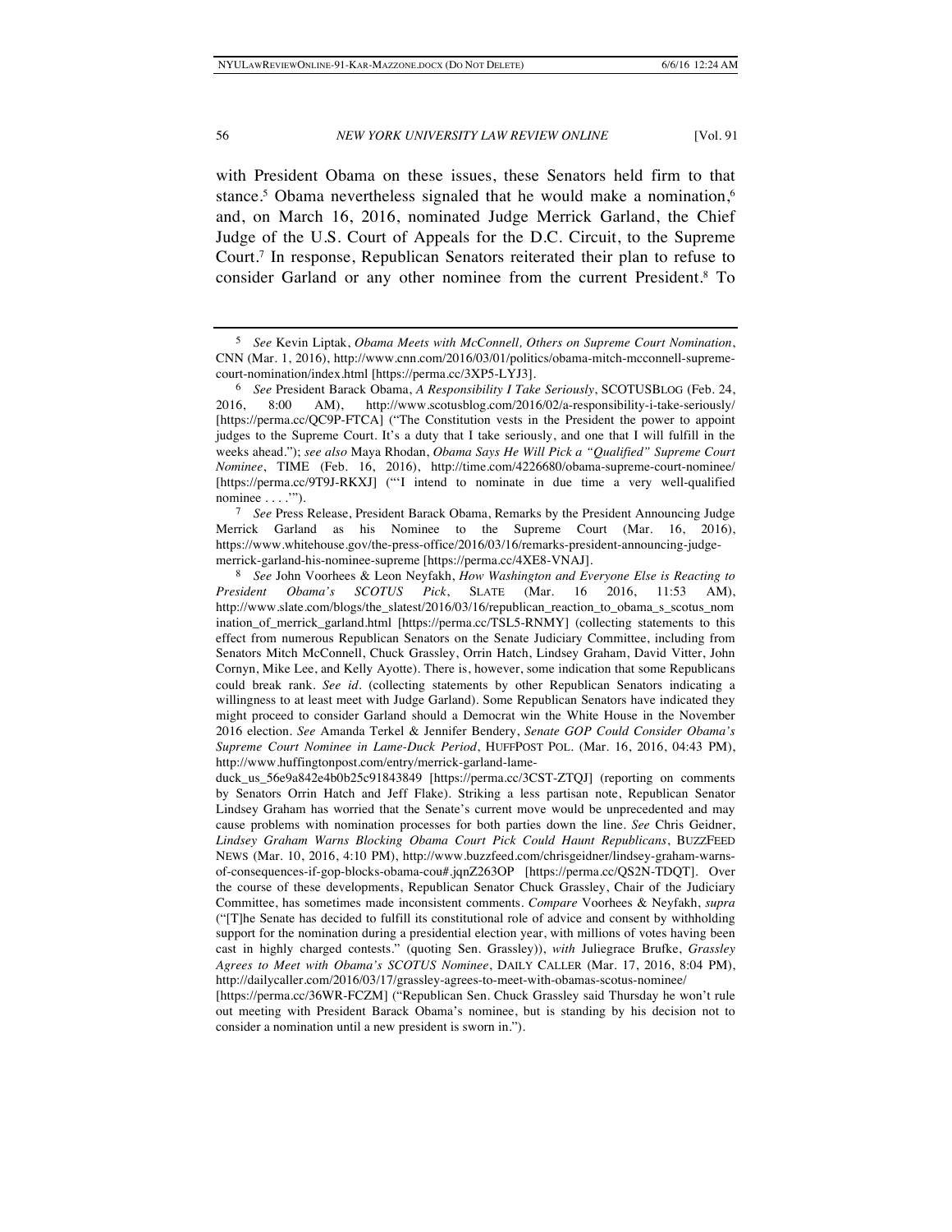with President Obama on these issues, these Senators held firm to that stance.[5] Obama nevertheless signaled that he would make a nomination,[6] and, on March 16, 2016, nominated Judge Merrick Garland, the Chief Judge of the U.S. Court of Appeals for the D.C. Circuit, to the Supreme Court.[7] In response, Republican Senators reiterated their plan to refuse to consider Garland or any other nominee from the current President.[8] To

---

[5] *See* Kevin Liptak, *Obama Meets with McConnell, Others on Supreme Court Nomination*, CNN (Mar. 1, 2016), http://www.cnn.com/2016/03/01/politics/obama-mitch-mcconnell-supreme-court-nomination/index.html [https://perma.cc/3XP5-LYJ3].

[6] *See* President Barack Obama, *A Responsibility I Take Seriously*, SCOTUSBLOG (Feb. 24, 2016, 8:00 AM), http://www.scotusblog.com/2016/02/a-responsibility-i-take-seriously/ [https://perma.cc/QC9P-FTCA] ("The Constitution vests in the President the power to appoint judges to the Supreme Court. It's a duty that I take seriously, and one that I will fulfill in the weeks ahead."); *see also* Maya Rhodan, *Obama Says He Will Pick a "Qualified" Supreme Court Nominee*, TIME (Feb. 16, 2016), http://time.com/4226680/obama-supreme-court-nominee/ [https://perma.cc/9T9J-RKXJ] ("'I intend to nominate in due time a very well-qualified nominee . . . .'").

[7] *See* Press Release, President Barack Obama, Remarks by the President Announcing Judge Merrick Garland as his Nominee to the Supreme Court (Mar. 16, 2016), https://www.whitehouse.gov/the-press-office/2016/03/16/remarks-president-announcing-judge-merrick-garland-his-nominee-supreme [https://perma.cc/4XE8-VNAJ].

[8] *See* John Voorhees & Leon Neyfakh, *How Washington and Everyone Else is Reacting to President Obama's SCOTUS Pick*, SLATE (Mar. 16 2016, 11:53 AM), http://www.slate.com/blogs/the_slatest/2016/03/16/republican_reaction_to_obama_s_scotus_nomination_of_merrick_garland.html [https://perma.cc/TSL5-RNMY] (collecting statements to this effect from numerous Republican Senators on the Senate Judiciary Committee, including from Senators Mitch McConnell, Chuck Grassley, Orrin Hatch, Lindsey Graham, David Vitter, John Cornyn, Mike Lee, and Kelly Ayotte). There is, however, some indication that some Republicans could break rank. *See id.* (collecting statements by other Republican Senators indicating a willingness to at least meet with Judge Garland). Some Republican Senators have indicated they might proceed to consider Garland should a Democrat win the White House in the November 2016 election. *See* Amanda Terkel & Jennifer Bendery, *Senate GOP Could Consider Obama's Supreme Court Nominee in Lame-Duck Period*, HUFFPOST POL. (Mar. 16, 2016, 04:43 PM), http://www.huffingtonpost.com/entry/merrick-garland-lame-duck_us_56e9a842e4b0b25c91843849 [https://perma.cc/3CST-ZTQJ] (reporting on comments by Senators Orrin Hatch and Jeff Flake). Striking a less partisan note, Republican Senator Lindsey Graham has worried that the Senate's current move would be unprecedented and may cause problems with nomination processes for both parties down the line. *See* Chris Geidner, *Lindsey Graham Warns Blocking Obama Court Pick Could Haunt Republicans*, BUZZFEED NEWS (Mar. 10, 2016, 4:10 PM), http://www.buzzfeed.com/chrisgeidner/lindsey-graham-warns-of-consequences-if-gop-blocks-obama-cou#.jqnZ263OP [https://perma.cc/QS2N-TDQT]. Over the course of these developments, Republican Senator Chuck Grassley, Chair of the Judiciary Committee, has sometimes made inconsistent comments. *Compare* Voorhees & Neyfakh, *supra* ("[T]he Senate has decided to fulfill its constitutional role of advice and consent by withholding support for the nomination during a presidential election year, with millions of votes having been cast in highly charged contests." (quoting Sen. Grassley)), *with* Juliegrace Brufke, *Grassley Agrees to Meet with Obama's SCOTUS Nominee*, DAILY CALLER (Mar. 17, 2016, 8:04 PM), http://dailycaller.com/2016/03/17/grassley-agrees-to-meet-with-obamas-scotus-nominee/ [https://perma.cc/36WR-FCZM] ("Republican Sen. Chuck Grassley said Thursday he won't rule out meeting with President Barack Obama's nominee, but is standing by his decision not to consider a nomination until a new president is sworn in.").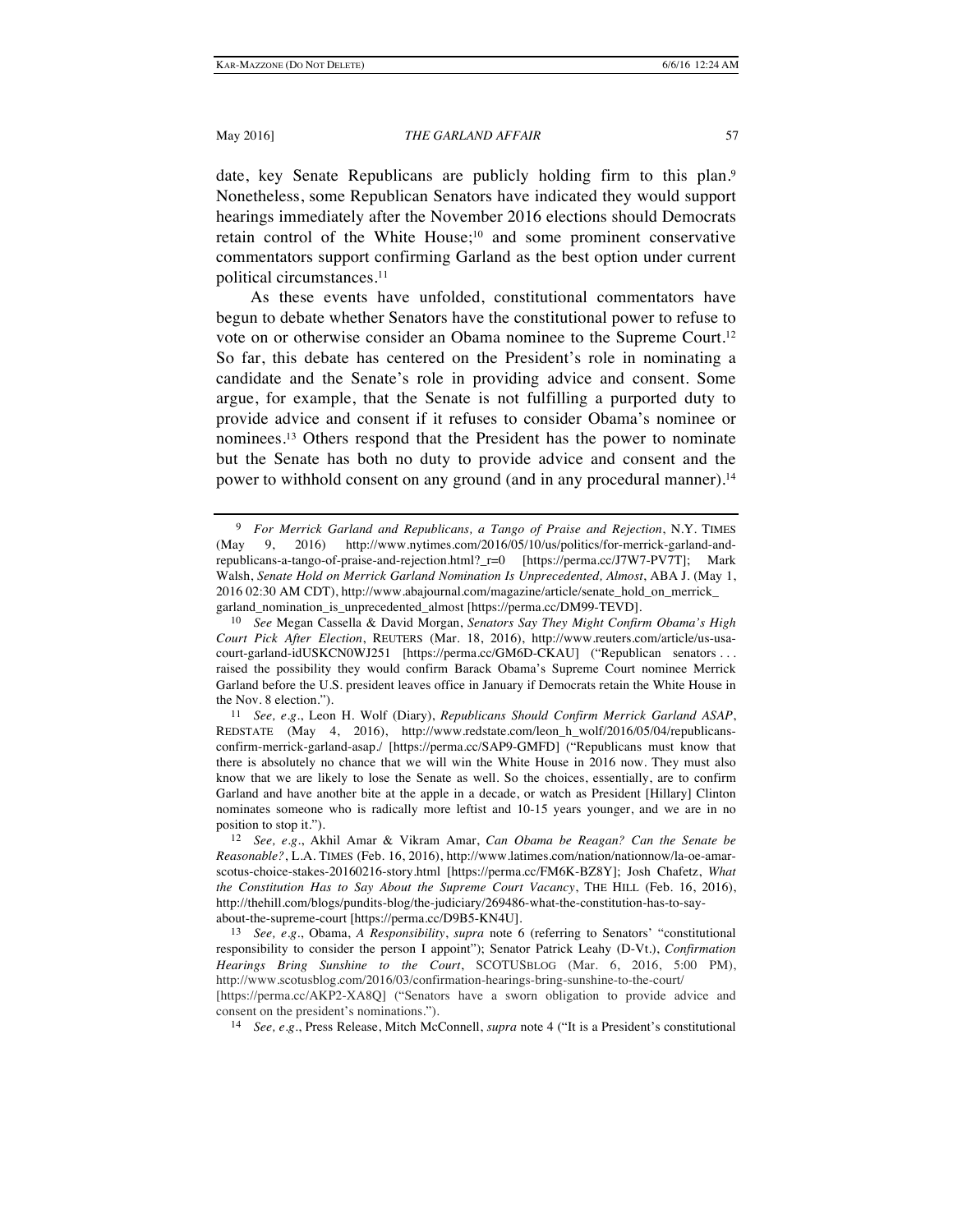date, key Senate Republicans are publicly holding firm to this plan.[9] Nonetheless, some Republican Senators have indicated they would support hearings immediately after the November 2016 elections should Democrats retain control of the White House;[10] and some prominent conservative commentators support confirming Garland as the best option under current political circumstances.[11]

As these events have unfolded, constitutional commentators have begun to debate whether Senators have the constitutional power to refuse to vote on or otherwise consider an Obama nominee to the Supreme Court.[12] So far, this debate has centered on the President's role in nominating a candidate and the Senate's role in providing advice and consent. Some argue, for example, that the Senate is not fulfilling a purported duty to provide advice and consent if it refuses to consider Obama's nominee or nominees.[13] Others respond that the President has the power to nominate but the Senate has both no duty to provide advice and consent and the power to withhold consent on any ground (and in any procedural manner).[14]

---

[9] *For Merrick Garland and Republicans, a Tango of Praise and Rejection*, N.Y. TIMES (May 9, 2016) http://www.nytimes.com/2016/05/10/us/politics/for-merrick-garland-and-republicans-a-tango-of-praise-and-rejection.html?_r=0 [https://perma.cc/J7W7-PV7T]; Mark Walsh, *Senate Hold on Merrick Garland Nomination Is Unprecedented, Almost*, ABA J. (May 1, 2016 02:30 AM CDT), http://www.abajournal.com/magazine/article/senate_hold_on_merrick_garland_nomination_is_unprecedented_almost [https://perma.cc/DM99-TEVD].

[10] *See* Megan Cassella & David Morgan, *Senators Say They Might Confirm Obama's High Court Pick After Election*, REUTERS (Mar. 18, 2016), http://www.reuters.com/article/us-usa-court-garland-idUSKCN0WJ251 [https://perma.cc/GM6D-CKAU] ("Republican senators . . . raised the possibility they would confirm Barack Obama's Supreme Court nominee Merrick Garland before the U.S. president leaves office in January if Democrats retain the White House in the Nov. 8 election.").

[11] *See, e.g.*, Leon H. Wolf (Diary), *Republicans Should Confirm Merrick Garland ASAP*, REDSTATE (May 4, 2016), http://www.redstate.com/leon_h_wolf/2016/05/04/republicans-confirm-merrick-garland-asap./ [https://perma.cc/SAP9-GMFD] ("Republicans must know that there is absolutely no chance that we will win the White House in 2016 now. They must also know that we are likely to lose the Senate as well. So the choices, essentially, are to confirm Garland and have another bite at the apple in a decade, or watch as President [Hillary] Clinton nominates someone who is radically more leftist and 10-15 years younger, and we are in no position to stop it.").

[12] *See, e.g.*, Akhil Amar & Vikram Amar, *Can Obama be Reagan? Can the Senate be Reasonable?*, L.A. TIMES (Feb. 16, 2016), http://www.latimes.com/nation/nationnow/la-oe-amar-scotus-choice-stakes-20160216-story.html [https://perma.cc/FM6K-BZ8Y]; Josh Chafetz, *What the Constitution Has to Say About the Supreme Court Vacancy*, THE HILL (Feb. 16, 2016), http://thehill.com/blogs/pundits-blog/the-judiciary/269486-what-the-constitution-has-to-say-about-the-supreme-court [https://perma.cc/D9B5-KN4U].

[13] *See, e.g.*, Obama, *A Responsibility*, *supra* note 6 (referring to Senators' "constitutional responsibility to consider the person I appoint"); Senator Patrick Leahy (D-Vt.), *Confirmation Hearings Bring Sunshine to the Court*, SCOTUSBLOG (Mar. 6, 2016, 5:00 PM), http://www.scotusblog.com/2016/03/confirmation-hearings-bring-sunshine-to-the-court/ [https://perma.cc/AKP2-XA8Q] ("Senators have a sworn obligation to provide advice and consent on the president's nominations.").

[14] *See, e.g.*, Press Release, Mitch McConnell, *supra* note 4 ("It is a President's constitutional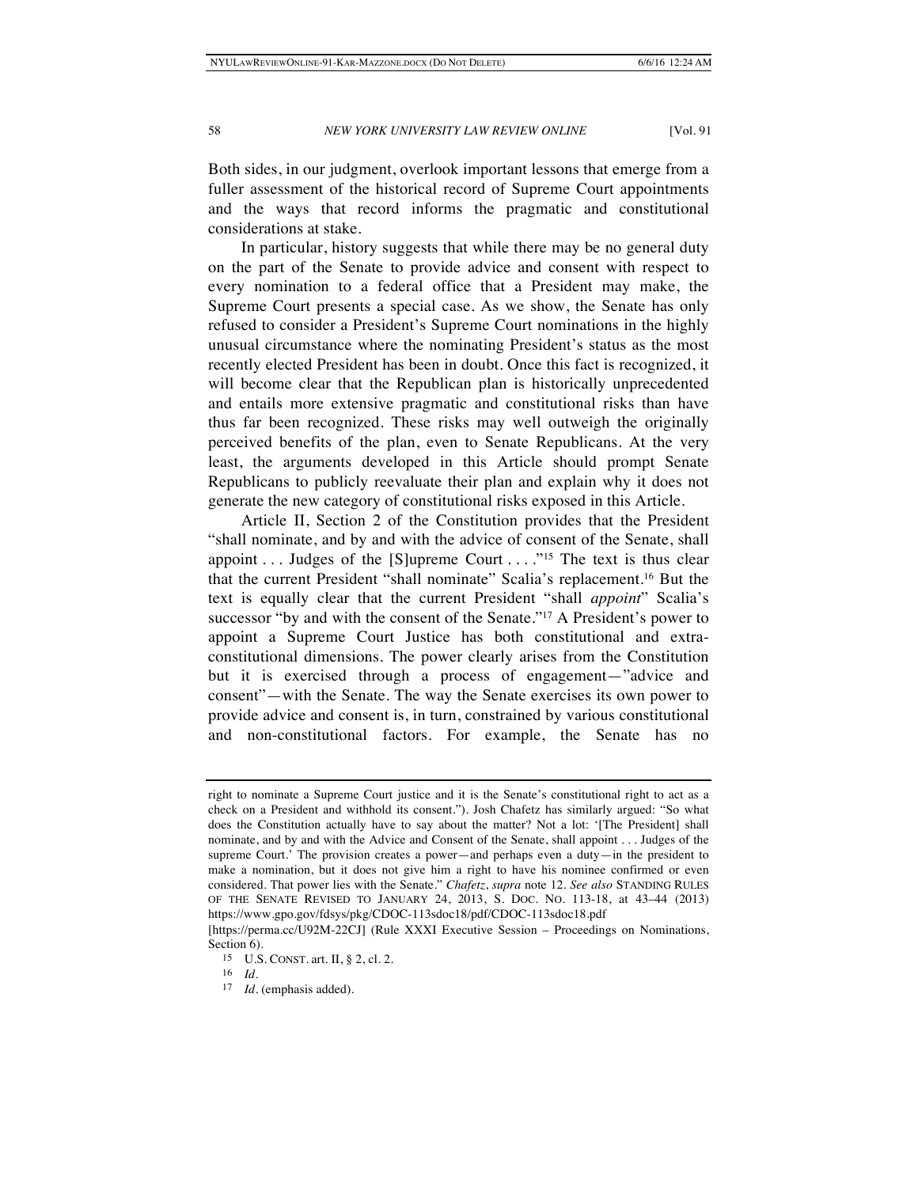Both sides, in our judgment, overlook important lessons that emerge from a fuller assessment of the historical record of Supreme Court appointments and the ways that record informs the pragmatic and constitutional considerations at stake.

In particular, history suggests that while there may be no general duty on the part of the Senate to provide advice and consent with respect to every nomination to a federal office that a President may make, the Supreme Court presents a special case. As we show, the Senate has only refused to consider a President's Supreme Court nominations in the highly unusual circumstance where the nominating President's status as the most recently elected President has been in doubt. Once this fact is recognized, it will become clear that the Republican plan is historically unprecedented and entails more extensive pragmatic and constitutional risks than have thus far been recognized. These risks may well outweigh the originally perceived benefits of the plan, even to Senate Republicans. At the very least, the arguments developed in this Article should prompt Senate Republicans to publicly reevaluate their plan and explain why it does not generate the new category of constitutional risks exposed in this Article.

Article II, Section 2 of the Constitution provides that the President "shall nominate, and by and with the advice of consent of the Senate, shall appoint . . . Judges of the [S]upreme Court . . . ."[15] The text is thus clear that the current President "shall nominate" Scalia's replacement.[16] But the text is equally clear that the current President "shall *appoint*" Scalia's successor "by and with the consent of the Senate."[17] A President's power to appoint a Supreme Court Justice has both constitutional and extra-constitutional dimensions. The power clearly arises from the Constitution but it is exercised through a process of engagement—"advice and consent"—with the Senate. The way the Senate exercises its own power to provide advice and consent is, in turn, constrained by various constitutional and non-constitutional factors. For example, the Senate has no

---

right to nominate a Supreme Court justice and it is the Senate's constitutional right to act as a check on a President and withhold its consent."). Josh Chafetz has similarly argued: "So what does the Constitution actually have to say about the matter? Not a lot: '[The President] shall nominate, and by and with the Advice and Consent of the Senate, shall appoint . . . Judges of the supreme Court.' The provision creates a power—and perhaps even a duty—in the president to make a nomination, but it does not give him a right to have his nominee confirmed or even considered. That power lies with the Senate." *Chafetz*, *supra* note 12. *See also* STANDING RULES OF THE SENATE REVISED TO JANUARY 24, 2013, S. DOC. NO. 113-18, at 43–44 (2013) https://www.gpo.gov/fdsys/pkg/CDOC-113sdoc18/pdf/CDOC-113sdoc18.pdf [https://perma.cc/U92M-22CJ] (Rule XXXI Executive Session – Proceedings on Nominations, Section 6).

[15] U.S. CONST. art. II, § 2, cl. 2.

[16] *Id.*

[17] *Id.* (emphasis added).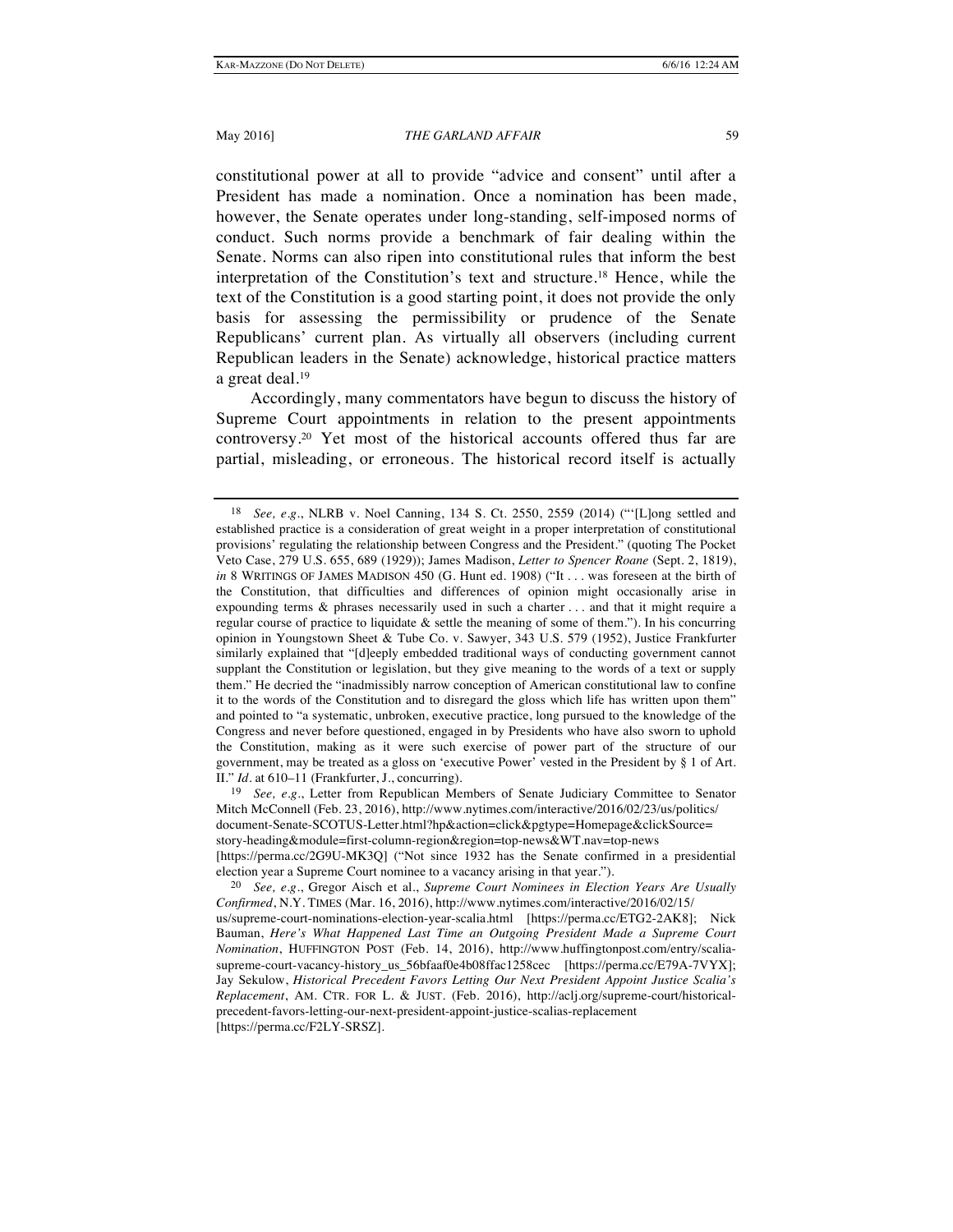constitutional power at all to provide "advice and consent" until after a President has made a nomination. Once a nomination has been made, however, the Senate operates under long-standing, self-imposed norms of conduct. Such norms provide a benchmark of fair dealing within the Senate. Norms can also ripen into constitutional rules that inform the best interpretation of the Constitution's text and structure.[18] Hence, while the text of the Constitution is a good starting point, it does not provide the only basis for assessing the permissibility or prudence of the Senate Republicans' current plan. As virtually all observers (including current Republican leaders in the Senate) acknowledge, historical practice matters a great deal.[19]

Accordingly, many commentators have begun to discuss the history of Supreme Court appointments in relation to the present appointments controversy.[20] Yet most of the historical accounts offered thus far are partial, misleading, or erroneous. The historical record itself is actually

---

[18] *See, e.g.*, NLRB v. Noel Canning, 134 S. Ct. 2550, 2559 (2014) ("'[L]ong settled and established practice is a consideration of great weight in a proper interpretation of constitutional provisions' regulating the relationship between Congress and the President." (quoting The Pocket Veto Case, 279 U.S. 655, 689 (1929)); James Madison, *Letter to Spencer Roane* (Sept. 2, 1819), *in* 8 WRITINGS OF JAMES MADISON 450 (G. Hunt ed. 1908) ("It . . . was foreseen at the birth of the Constitution, that difficulties and differences of opinion might occasionally arise in expounding terms & phrases necessarily used in such a charter . . . and that it might require a regular course of practice to liquidate & settle the meaning of some of them."). In his concurring opinion in Youngstown Sheet & Tube Co. v. Sawyer, 343 U.S. 579 (1952), Justice Frankfurter similarly explained that "[d]eeply embedded traditional ways of conducting government cannot supplant the Constitution or legislation, but they give meaning to the words of a text or supply them." He decried the "inadmissibly narrow conception of American constitutional law to confine it to the words of the Constitution and to disregard the gloss which life has written upon them" and pointed to "a systematic, unbroken, executive practice, long pursued to the knowledge of the Congress and never before questioned, engaged in by Presidents who have also sworn to uphold the Constitution, making as it were such exercise of power part of the structure of our government, may be treated as a gloss on 'executive Power' vested in the President by § 1 of Art. II." *Id.* at 610–11 (Frankfurter, J., concurring).

[19] *See, e.g.*, Letter from Republican Members of Senate Judiciary Committee to Senator Mitch McConnell (Feb. 23, 2016), http://www.nytimes.com/interactive/2016/02/23/us/politics/document-Senate-SCOTUS-Letter.html?hp&action=click&pgtype=Homepage&clickSource=story-heading&module=first-column-region&region=top-news&WT.nav=top-news [https://perma.cc/2G9U-MK3Q] ("Not since 1932 has the Senate confirmed in a presidential election year a Supreme Court nominee to a vacancy arising in that year.").

[20] *See, e.g.*, Gregor Aisch et al., *Supreme Court Nominees in Election Years Are Usually Confirmed*, N.Y. TIMES (Mar. 16, 2016), http://www.nytimes.com/interactive/2016/02/15/us/supreme-court-nominations-election-year-scalia.html [https://perma.cc/ETG2-2AK8]; Nick Bauman, *Here's What Happened Last Time an Outgoing President Made a Supreme Court Nomination*, HUFFINGTON POST (Feb. 14, 2016), http://www.huffingtonpost.com/entry/scalia-supreme-court-vacancy-history_us_56bfaaf0e4b08ffac1258cec [https://perma.cc/E79A-7VYX]; Jay Sekulow, *Historical Precedent Favors Letting Our Next President Appoint Justice Scalia's Replacement*, AM. CTR. FOR L. & JUST. (Feb. 2016), http://aclj.org/supreme-court/historical-precedent-favors-letting-our-next-president-appoint-justice-scalias-replacement [https://perma.cc/F2LY-SRSZ].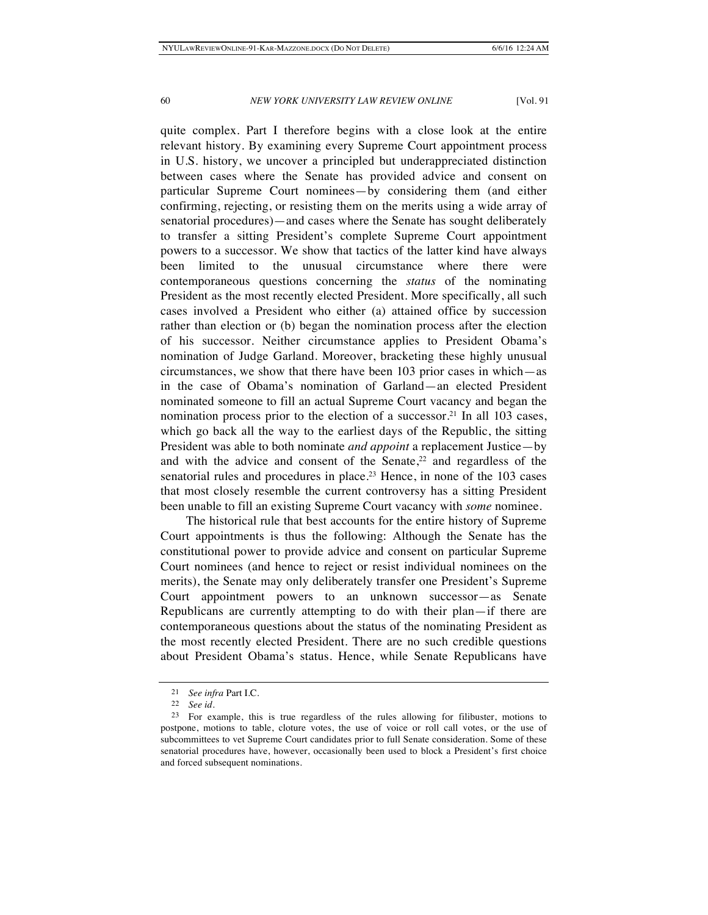quite complex. Part I therefore begins with a close look at the entire relevant history. By examining every Supreme Court appointment process in U.S. history, we uncover a principled but underappreciated distinction between cases where the Senate has provided advice and consent on particular Supreme Court nominees—by considering them (and either confirming, rejecting, or resisting them on the merits using a wide array of senatorial procedures)—and cases where the Senate has sought deliberately to transfer a sitting President's complete Supreme Court appointment powers to a successor. We show that tactics of the latter kind have always been limited to the unusual circumstance where there were contemporaneous questions concerning the *status* of the nominating President as the most recently elected President. More specifically, all such cases involved a President who either (a) attained office by succession rather than election or (b) began the nomination process after the election of his successor. Neither circumstance applies to President Obama's nomination of Judge Garland. Moreover, bracketing these highly unusual circumstances, we show that there have been 103 prior cases in which—as in the case of Obama's nomination of Garland—an elected President nominated someone to fill an actual Supreme Court vacancy and began the nomination process prior to the election of a successor.[21] In all 103 cases, which go back all the way to the earliest days of the Republic, the sitting President was able to both nominate *and appoint* a replacement Justice—by and with the advice and consent of the Senate,[22] and regardless of the senatorial rules and procedures in place.[23] Hence, in none of the 103 cases that most closely resemble the current controversy has a sitting President been unable to fill an existing Supreme Court vacancy with *some* nominee.

The historical rule that best accounts for the entire history of Supreme Court appointments is thus the following: Although the Senate has the constitutional power to provide advice and consent on particular Supreme Court nominees (and hence to reject or resist individual nominees on the merits), the Senate may only deliberately transfer one President's Supreme Court appointment powers to an unknown successor—as Senate Republicans are currently attempting to do with their plan—if there are contemporaneous questions about the status of the nominating President as the most recently elected President. There are no such credible questions about President Obama's status. Hence, while Senate Republicans have

---

[21] *See infra* Part I.C.

[22] *See id.*

[23] For example, this is true regardless of the rules allowing for filibuster, motions to postpone, motions to table, cloture votes, the use of voice or roll call votes, or the use of subcommittees to vet Supreme Court candidates prior to full Senate consideration. Some of these senatorial procedures have, however, occasionally been used to block a President's first choice and forced subsequent nominations.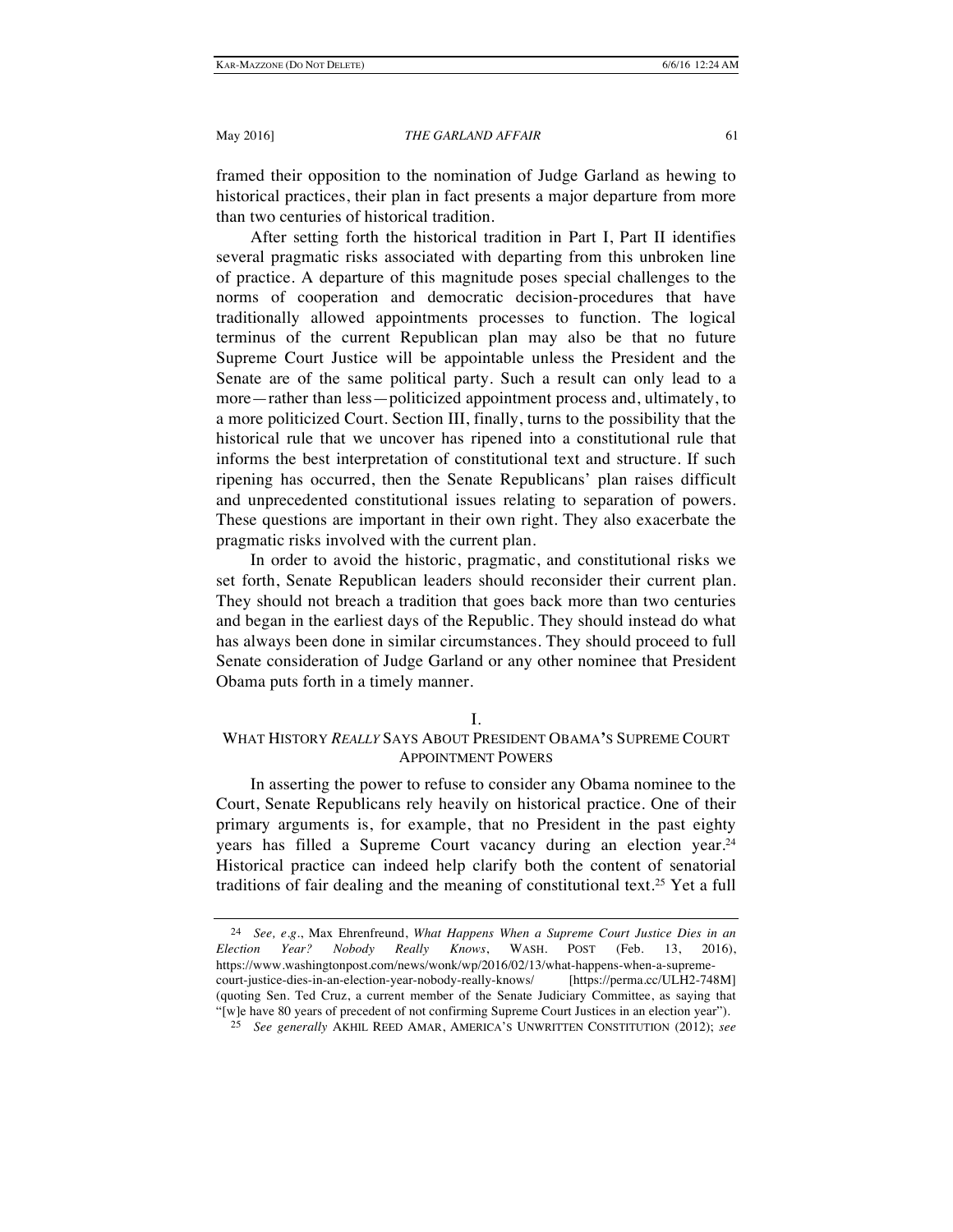framed their opposition to the nomination of Judge Garland as hewing to historical practices, their plan in fact presents a major departure from more than two centuries of historical tradition.

After setting forth the historical tradition in Part I, Part II identifies several pragmatic risks associated with departing from this unbroken line of practice. A departure of this magnitude poses special challenges to the norms of cooperation and democratic decision-procedures that have traditionally allowed appointments processes to function. The logical terminus of the current Republican plan may also be that no future Supreme Court Justice will be appointable unless the President and the Senate are of the same political party. Such a result can only lead to a more—rather than less—politicized appointment process and, ultimately, to a more politicized Court. Section III, finally, turns to the possibility that the historical rule that we uncover has ripened into a constitutional rule that informs the best interpretation of constitutional text and structure. If such ripening has occurred, then the Senate Republicans' plan raises difficult and unprecedented constitutional issues relating to separation of powers. These questions are important in their own right. They also exacerbate the pragmatic risks involved with the current plan.

In order to avoid the historic, pragmatic, and constitutional risks we set forth, Senate Republican leaders should reconsider their current plan. They should not breach a tradition that goes back more than two centuries and began in the earliest days of the Republic. They should instead do what has always been done in similar circumstances. They should proceed to full Senate consideration of Judge Garland or any other nominee that President Obama puts forth in a timely manner.

## I. WHAT HISTORY *REALLY* SAYS ABOUT PRESIDENT OBAMA'S SUPREME COURT APPOINTMENT POWERS

In asserting the power to refuse to consider any Obama nominee to the Court, Senate Republicans rely heavily on historical practice. One of their primary arguments is, for example, that no President in the past eighty years has filled a Supreme Court vacancy during an election year.[24] Historical practice can indeed help clarify both the content of senatorial traditions of fair dealing and the meaning of constitutional text.[25] Yet a full

---

24 *See, e.g.*, Max Ehrenfreund, *What Happens When a Supreme Court Justice Dies in an Election Year? Nobody Really Knows*, WASH. POST (Feb. 13, 2016), https://www.washingtonpost.com/news/wonk/wp/2016/02/13/what-happens-when-a-supreme-court-justice-dies-in-an-election-year-nobody-really-knows/ [https://perma.cc/ULH2-748M] (quoting Sen. Ted Cruz, a current member of the Senate Judiciary Committee, as saying that "[w]e have 80 years of precedent of not confirming Supreme Court Justices in an election year").

25 *See generally* AKHIL REED AMAR, AMERICA'S UNWRITTEN CONSTITUTION (2012); *see*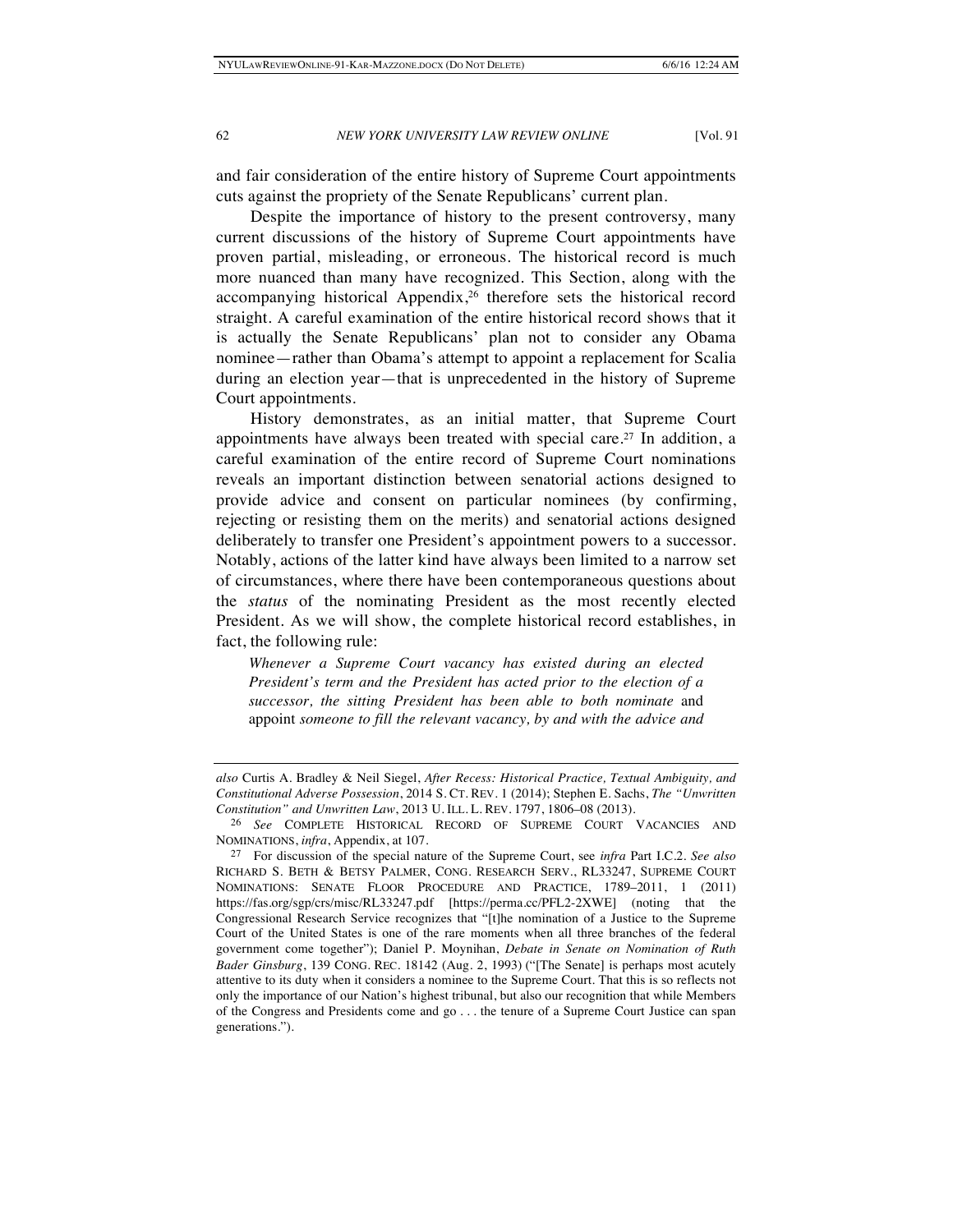and fair consideration of the entire history of Supreme Court appointments cuts against the propriety of the Senate Republicans' current plan.

Despite the importance of history to the present controversy, many current discussions of the history of Supreme Court appointments have proven partial, misleading, or erroneous. The historical record is much more nuanced than many have recognized. This Section, along with the accompanying historical Appendix,[26] therefore sets the historical record straight. A careful examination of the entire historical record shows that it is actually the Senate Republicans' plan not to consider any Obama nominee—rather than Obama's attempt to appoint a replacement for Scalia during an election year—that is unprecedented in the history of Supreme Court appointments.

History demonstrates, as an initial matter, that Supreme Court appointments have always been treated with special care.[27] In addition, a careful examination of the entire record of Supreme Court nominations reveals an important distinction between senatorial actions designed to provide advice and consent on particular nominees (by confirming, rejecting or resisting them on the merits) and senatorial actions designed deliberately to transfer one President's appointment powers to a successor. Notably, actions of the latter kind have always been limited to a narrow set of circumstances, where there have been contemporaneous questions about the *status* of the nominating President as the most recently elected President. As we will show, the complete historical record establishes, in fact, the following rule:

> *Whenever a Supreme Court vacancy has existed during an elected President's term and the President has acted prior to the election of a successor, the sitting President has been able to both nominate* and appoint *someone to fill the relevant vacancy, by and with the advice and*

---

*also* Curtis A. Bradley & Neil Siegel, *After Recess: Historical Practice, Textual Ambiguity, and Constitutional Adverse Possession*, 2014 S. CT. REV. 1 (2014); Stephen E. Sachs, *The "Unwritten Constitution" and Unwritten Law*, 2013 U. ILL. L. REV. 1797, 1806–08 (2013).

[26] *See* COMPLETE HISTORICAL RECORD OF SUPREME COURT VACANCIES AND NOMINATIONS, *infra*, Appendix, at 107.

[27] For discussion of the special nature of the Supreme Court, see *infra* Part I.C.2. *See also* RICHARD S. BETH & BETSY PALMER, CONG. RESEARCH SERV., RL33247, SUPREME COURT NOMINATIONS: SENATE FLOOR PROCEDURE AND PRACTICE, 1789–2011, 1 (2011) https://fas.org/sgp/crs/misc/RL33247.pdf [https://perma.cc/PFL2-2XWE] (noting that the Congressional Research Service recognizes that "[t]he nomination of a Justice to the Supreme Court of the United States is one of the rare moments when all three branches of the federal government come together"); Daniel P. Moynihan, *Debate in Senate on Nomination of Ruth Bader Ginsburg*, 139 CONG. REC. 18142 (Aug. 2, 1993) ("[The Senate] is perhaps most acutely attentive to its duty when it considers a nominee to the Supreme Court. That this is so reflects not only the importance of our Nation's highest tribunal, but also our recognition that while Members of the Congress and Presidents come and go . . . the tenure of a Supreme Court Justice can span generations.").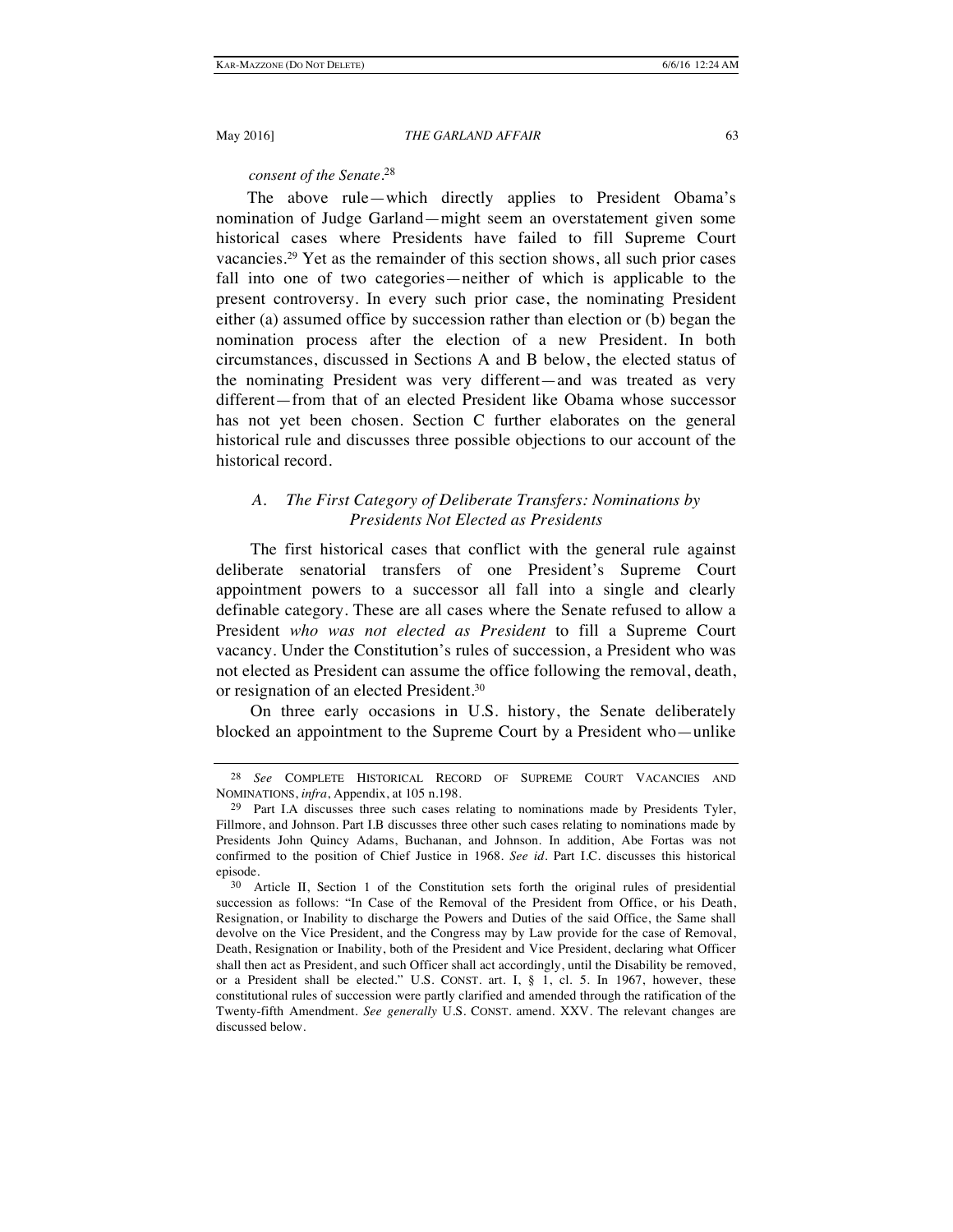*consent of the Senate*.[28]

The above rule—which directly applies to President Obama's nomination of Judge Garland—might seem an overstatement given some historical cases where Presidents have failed to fill Supreme Court vacancies.[29] Yet as the remainder of this section shows, all such prior cases fall into one of two categories—neither of which is applicable to the present controversy. In every such prior case, the nominating President either (a) assumed office by succession rather than election or (b) began the nomination process after the election of a new President. In both circumstances, discussed in Sections A and B below, the elected status of the nominating President was very different—and was treated as very different—from that of an elected President like Obama whose successor has not yet been chosen. Section C further elaborates on the general historical rule and discusses three possible objections to our account of the historical record.

### *A. The First Category of Deliberate Transfers: Nominations by Presidents Not Elected as Presidents*

The first historical cases that conflict with the general rule against deliberate senatorial transfers of one President's Supreme Court appointment powers to a successor all fall into a single and clearly definable category. These are all cases where the Senate refused to allow a President *who was not elected as President* to fill a Supreme Court vacancy. Under the Constitution's rules of succession, a President who was not elected as President can assume the office following the removal, death, or resignation of an elected President.[30]

On three early occasions in U.S. history, the Senate deliberately blocked an appointment to the Supreme Court by a President who—unlike

---

[28] *See* COMPLETE HISTORICAL RECORD OF SUPREME COURT VACANCIES AND NOMINATIONS, *infra*, Appendix, at 105 n.198.

[29] Part I.A discusses three such cases relating to nominations made by Presidents Tyler, Fillmore, and Johnson. Part I.B discusses three other such cases relating to nominations made by Presidents John Quincy Adams, Buchanan, and Johnson. In addition, Abe Fortas was not confirmed to the position of Chief Justice in 1968. *See id*. Part I.C. discusses this historical episode.

[30] Article II, Section 1 of the Constitution sets forth the original rules of presidential succession as follows: "In Case of the Removal of the President from Office, or his Death, Resignation, or Inability to discharge the Powers and Duties of the said Office, the Same shall devolve on the Vice President, and the Congress may by Law provide for the case of Removal, Death, Resignation or Inability, both of the President and Vice President, declaring what Officer shall then act as President, and such Officer shall act accordingly, until the Disability be removed, or a President shall be elected." U.S. CONST. art. I, § 1, cl. 5. In 1967, however, these constitutional rules of succession were partly clarified and amended through the ratification of the Twenty-fifth Amendment. *See generally* U.S. CONST. amend. XXV. The relevant changes are discussed below.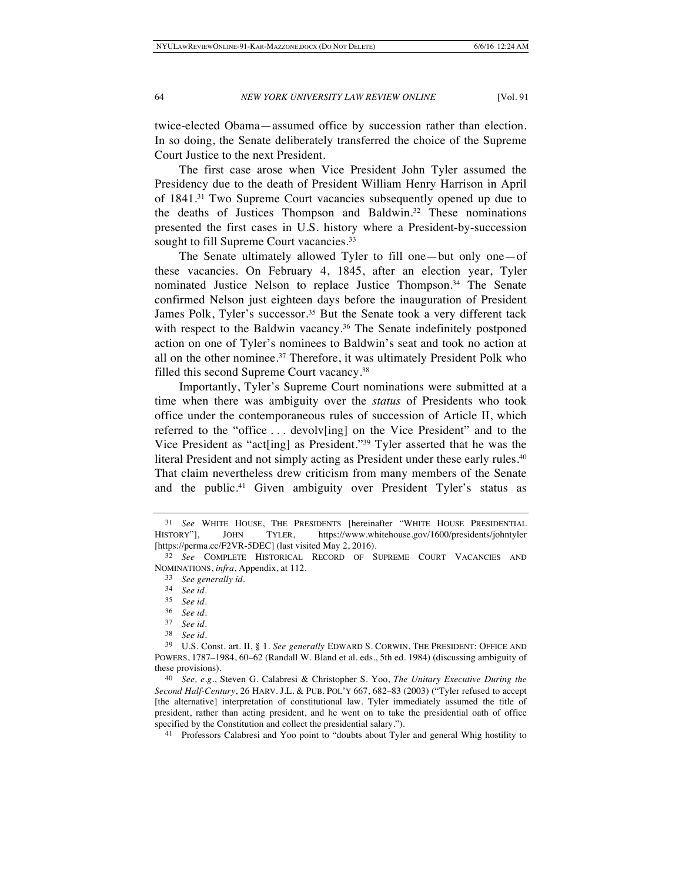twice-elected Obama—assumed office by succession rather than election. In so doing, the Senate deliberately transferred the choice of the Supreme Court Justice to the next President.

The first case arose when Vice President John Tyler assumed the Presidency due to the death of President William Henry Harrison in April of 1841.[31] Two Supreme Court vacancies subsequently opened up due to the deaths of Justices Thompson and Baldwin.[32] These nominations presented the first cases in U.S. history where a President-by-succession sought to fill Supreme Court vacancies.[33]

The Senate ultimately allowed Tyler to fill one—but only one—of these vacancies. On February 4, 1845, after an election year, Tyler nominated Justice Nelson to replace Justice Thompson.[34] The Senate confirmed Nelson just eighteen days before the inauguration of President James Polk, Tyler's successor.[35] But the Senate took a very different tack with respect to the Baldwin vacancy.[36] The Senate indefinitely postponed action on one of Tyler's nominees to Baldwin's seat and took no action at all on the other nominee.[37] Therefore, it was ultimately President Polk who filled this second Supreme Court vacancy.[38]

Importantly, Tyler's Supreme Court nominations were submitted at a time when there was ambiguity over the *status* of Presidents who took office under the contemporaneous rules of succession of Article II, which referred to the "office . . . devolv[ing] on the Vice President" and to the Vice President as "act[ing] as President."[39] Tyler asserted that he was the literal President and not simply acting as President under these early rules.[40] That claim nevertheless drew criticism from many members of the Senate and the public.[41] Given ambiguity over President Tyler's status as

---

31 *See* WHITE HOUSE, THE PRESIDENTS [hereinafter "WHITE HOUSE PRESIDENTIAL HISTORY"], JOHN TYLER, https://www.whitehouse.gov/1600/presidents/johntyler [https://perma.cc/F2VR-5DEC] (last visited May 2, 2016).

32 *See* COMPLETE HISTORICAL RECORD OF SUPREME COURT VACANCIES AND NOMINATIONS, *infra*, Appendix, at 112.

33 *See generally id.*

34 *See id.*

35 *See id.*

36 *See id.*

37 *See id.*

38 *See id.*

39 U.S. Const. art. II, § 1. *See generally* EDWARD S. CORWIN, THE PRESIDENT: OFFICE AND POWERS, 1787–1984, 60–62 (Randall W. Bland et al. eds., 5th ed. 1984) (discussing ambiguity of these provisions).

40 *See, e.g.*, Steven G. Calabresi & Christopher S. Yoo, *The Unitary Executive During the Second Half-Century*, 26 HARV. J.L. & PUB. POL'Y 667, 682–83 (2003) ("Tyler refused to accept [the alternative] interpretation of constitutional law. Tyler immediately assumed the title of president, rather than acting president, and he went on to take the presidential oath of office specified by the Constitution and collect the presidential salary.").

41 Professors Calabresi and Yoo point to "doubts about Tyler and general Whig hostility to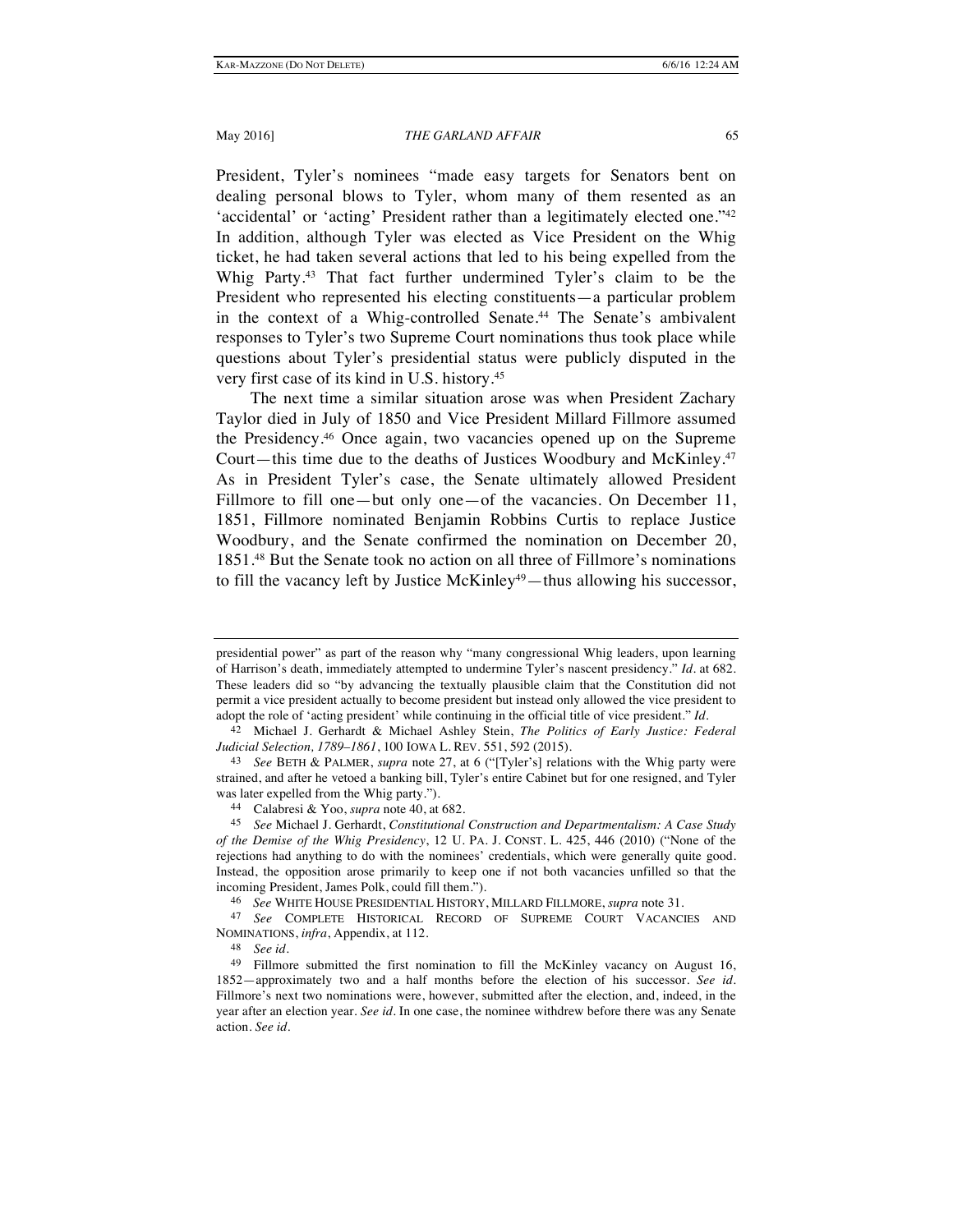President, Tyler's nominees "made easy targets for Senators bent on dealing personal blows to Tyler, whom many of them resented as an 'accidental' or 'acting' President rather than a legitimately elected one."[42] In addition, although Tyler was elected as Vice President on the Whig ticket, he had taken several actions that led to his being expelled from the Whig Party.[43] That fact further undermined Tyler's claim to be the President who represented his electing constituents—a particular problem in the context of a Whig-controlled Senate.[44] The Senate's ambivalent responses to Tyler's two Supreme Court nominations thus took place while questions about Tyler's presidential status were publicly disputed in the very first case of its kind in U.S. history.[45]

The next time a similar situation arose was when President Zachary Taylor died in July of 1850 and Vice President Millard Fillmore assumed the Presidency.[46] Once again, two vacancies opened up on the Supreme Court—this time due to the deaths of Justices Woodbury and McKinley.[47] As in President Tyler's case, the Senate ultimately allowed President Fillmore to fill one—but only one—of the vacancies. On December 11, 1851, Fillmore nominated Benjamin Robbins Curtis to replace Justice Woodbury, and the Senate confirmed the nomination on December 20, 1851.[48] But the Senate took no action on all three of Fillmore's nominations to fill the vacancy left by Justice McKinley[49]—thus allowing his successor,

---

presidential power" as part of the reason why "many congressional Whig leaders, upon learning of Harrison's death, immediately attempted to undermine Tyler's nascent presidency." *Id.* at 682. These leaders did so "by advancing the textually plausible claim that the Constitution did not permit a vice president actually to become president but instead only allowed the vice president to adopt the role of 'acting president' while continuing in the official title of vice president." *Id.*

42 Michael J. Gerhardt & Michael Ashley Stein, *The Politics of Early Justice: Federal Judicial Selection, 1789–1861*, 100 IOWA L. REV. 551, 592 (2015).

43 *See* BETH & PALMER, *supra* note 27, at 6 ("[Tyler's] relations with the Whig party were strained, and after he vetoed a banking bill, Tyler's entire Cabinet but for one resigned, and Tyler was later expelled from the Whig party.").

44 Calabresi & Yoo, *supra* note 40, at 682.

45 *See* Michael J. Gerhardt, *Constitutional Construction and Departmentalism: A Case Study of the Demise of the Whig Presidency*, 12 U. PA. J. CONST. L. 425, 446 (2010) ("None of the rejections had anything to do with the nominees' credentials, which were generally quite good. Instead, the opposition arose primarily to keep one if not both vacancies unfilled so that the incoming President, James Polk, could fill them.").

46 *See* WHITE HOUSE PRESIDENTIAL HISTORY, MILLARD FILLMORE, *supra* note 31.

47 *See* COMPLETE HISTORICAL RECORD OF SUPREME COURT VACANCIES AND NOMINATIONS, *infra*, Appendix, at 112.

48 *See id.*

49 Fillmore submitted the first nomination to fill the McKinley vacancy on August 16, 1852—approximately two and a half months before the election of his successor. *See id.* Fillmore's next two nominations were, however, submitted after the election, and, indeed, in the year after an election year. *See id.* In one case, the nominee withdrew before there was any Senate action. *See id.*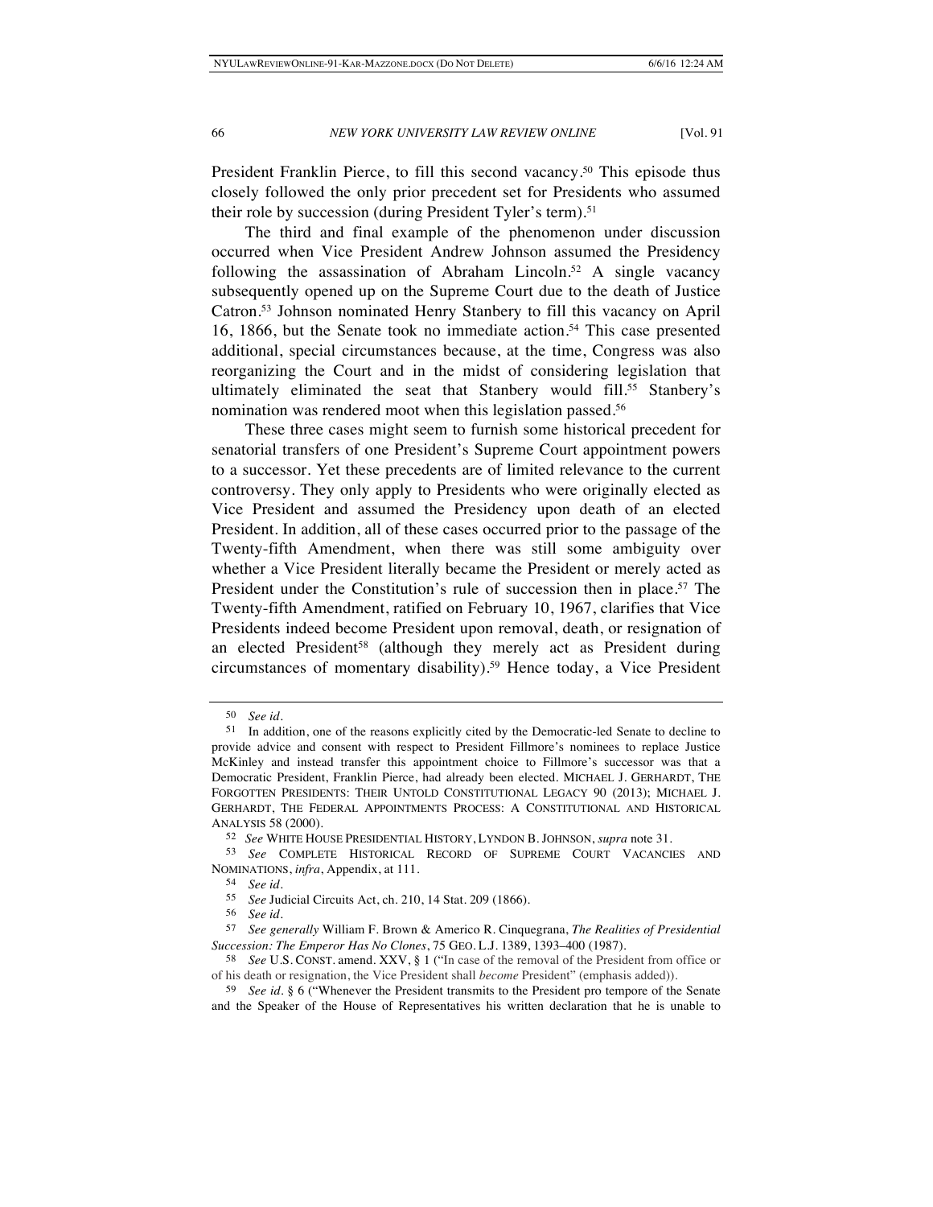President Franklin Pierce, to fill this second vacancy.[50] This episode thus closely followed the only prior precedent set for Presidents who assumed their role by succession (during President Tyler's term).[51]

The third and final example of the phenomenon under discussion occurred when Vice President Andrew Johnson assumed the Presidency following the assassination of Abraham Lincoln.[52] A single vacancy subsequently opened up on the Supreme Court due to the death of Justice Catron.[53] Johnson nominated Henry Stanbery to fill this vacancy on April 16, 1866, but the Senate took no immediate action.[54] This case presented additional, special circumstances because, at the time, Congress was also reorganizing the Court and in the midst of considering legislation that ultimately eliminated the seat that Stanbery would fill.[55] Stanbery's nomination was rendered moot when this legislation passed.[56]

These three cases might seem to furnish some historical precedent for senatorial transfers of one President's Supreme Court appointment powers to a successor. Yet these precedents are of limited relevance to the current controversy. They only apply to Presidents who were originally elected as Vice President and assumed the Presidency upon death of an elected President. In addition, all of these cases occurred prior to the passage of the Twenty-fifth Amendment, when there was still some ambiguity over whether a Vice President literally became the President or merely acted as President under the Constitution's rule of succession then in place.[57] The Twenty-fifth Amendment, ratified on February 10, 1967, clarifies that Vice Presidents indeed become President upon removal, death, or resignation of an elected President[58] (although they merely act as President during circumstances of momentary disability).[59] Hence today, a Vice President

---

50 *See id.*

51 In addition, one of the reasons explicitly cited by the Democratic-led Senate to decline to provide advice and consent with respect to President Fillmore's nominees to replace Justice McKinley and instead transfer this appointment choice to Fillmore's successor was that a Democratic President, Franklin Pierce, had already been elected. MICHAEL J. GERHARDT, THE FORGOTTEN PRESIDENTS: THEIR UNTOLD CONSTITUTIONAL LEGACY 90 (2013); MICHAEL J. GERHARDT, THE FEDERAL APPOINTMENTS PROCESS: A CONSTITUTIONAL AND HISTORICAL ANALYSIS 58 (2000).

52 *See* WHITE HOUSE PRESIDENTIAL HISTORY, LYNDON B. JOHNSON, *supra* note 31.

53 *See* COMPLETE HISTORICAL RECORD OF SUPREME COURT VACANCIES AND NOMINATIONS, *infra*, Appendix, at 111.

54 *See id.*

55 *See* Judicial Circuits Act, ch. 210, 14 Stat. 209 (1866).

56 *See id.*

57 *See generally* William F. Brown & Americo R. Cinquegrana, *The Realities of Presidential Succession: The Emperor Has No Clones*, 75 GEO. L.J. 1389, 1393–400 (1987).

58 *See* U.S. CONST. amend. XXV, § 1 ("In case of the removal of the President from office or of his death or resignation, the Vice President shall *become* President" (emphasis added)).

59 *See id.* § 6 ("Whenever the President transmits to the President pro tempore of the Senate and the Speaker of the House of Representatives his written declaration that he is unable to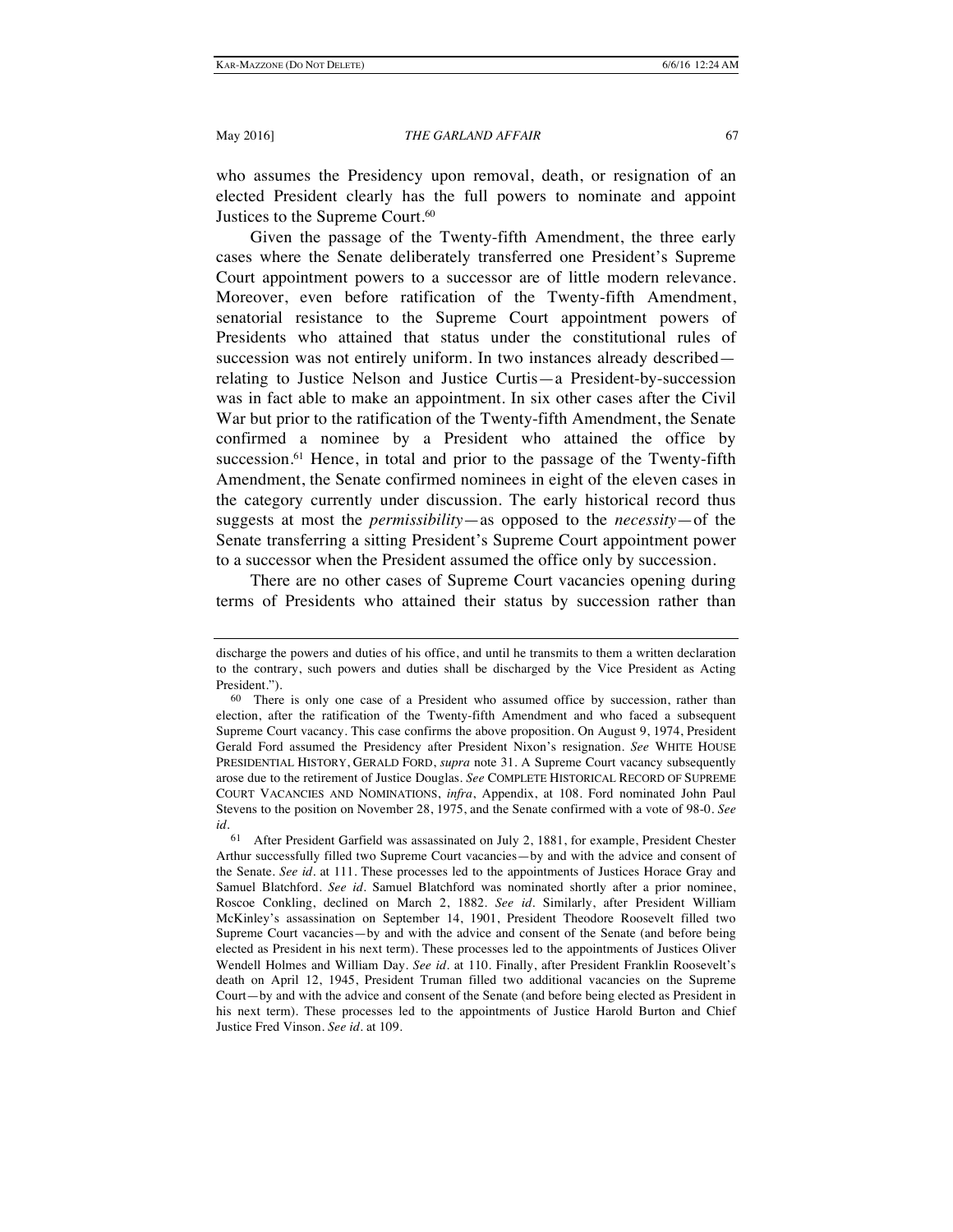who assumes the Presidency upon removal, death, or resignation of an elected President clearly has the full powers to nominate and appoint Justices to the Supreme Court.[60]

Given the passage of the Twenty-fifth Amendment, the three early cases where the Senate deliberately transferred one President's Supreme Court appointment powers to a successor are of little modern relevance. Moreover, even before ratification of the Twenty-fifth Amendment, senatorial resistance to the Supreme Court appointment powers of Presidents who attained that status under the constitutional rules of succession was not entirely uniform. In two instances already described—relating to Justice Nelson and Justice Curtis—a President-by-succession was in fact able to make an appointment. In six other cases after the Civil War but prior to the ratification of the Twenty-fifth Amendment, the Senate confirmed a nominee by a President who attained the office by succession.[61] Hence, in total and prior to the passage of the Twenty-fifth Amendment, the Senate confirmed nominees in eight of the eleven cases in the category currently under discussion. The early historical record thus suggests at most the *permissibility*—as opposed to the *necessity*—of the Senate transferring a sitting President's Supreme Court appointment power to a successor when the President assumed the office only by succession.

There are no other cases of Supreme Court vacancies opening during terms of Presidents who attained their status by succession rather than

---

discharge the powers and duties of his office, and until he transmits to them a written declaration to the contrary, such powers and duties shall be discharged by the Vice President as Acting President.").

60 There is only one case of a President who assumed office by succession, rather than election, after the ratification of the Twenty-fifth Amendment and who faced a subsequent Supreme Court vacancy. This case confirms the above proposition. On August 9, 1974, President Gerald Ford assumed the Presidency after President Nixon's resignation. *See* WHITE HOUSE PRESIDENTIAL HISTORY, GERALD FORD, *supra* note 31. A Supreme Court vacancy subsequently arose due to the retirement of Justice Douglas. *See* COMPLETE HISTORICAL RECORD OF SUPREME COURT VACANCIES AND NOMINATIONS, *infra*, Appendix, at 108. Ford nominated John Paul Stevens to the position on November 28, 1975, and the Senate confirmed with a vote of 98-0. *See id.*

61 After President Garfield was assassinated on July 2, 1881, for example, President Chester Arthur successfully filled two Supreme Court vacancies—by and with the advice and consent of the Senate. *See id.* at 111. These processes led to the appointments of Justices Horace Gray and Samuel Blatchford. *See id.* Samuel Blatchford was nominated shortly after a prior nominee, Roscoe Conkling, declined on March 2, 1882. *See id.* Similarly, after President William McKinley's assassination on September 14, 1901, President Theodore Roosevelt filled two Supreme Court vacancies—by and with the advice and consent of the Senate (and before being elected as President in his next term). These processes led to the appointments of Justices Oliver Wendell Holmes and William Day. *See id.* at 110. Finally, after President Franklin Roosevelt's death on April 12, 1945, President Truman filled two additional vacancies on the Supreme Court—by and with the advice and consent of the Senate (and before being elected as President in his next term). These processes led to the appointments of Justice Harold Burton and Chief Justice Fred Vinson. *See id.* at 109.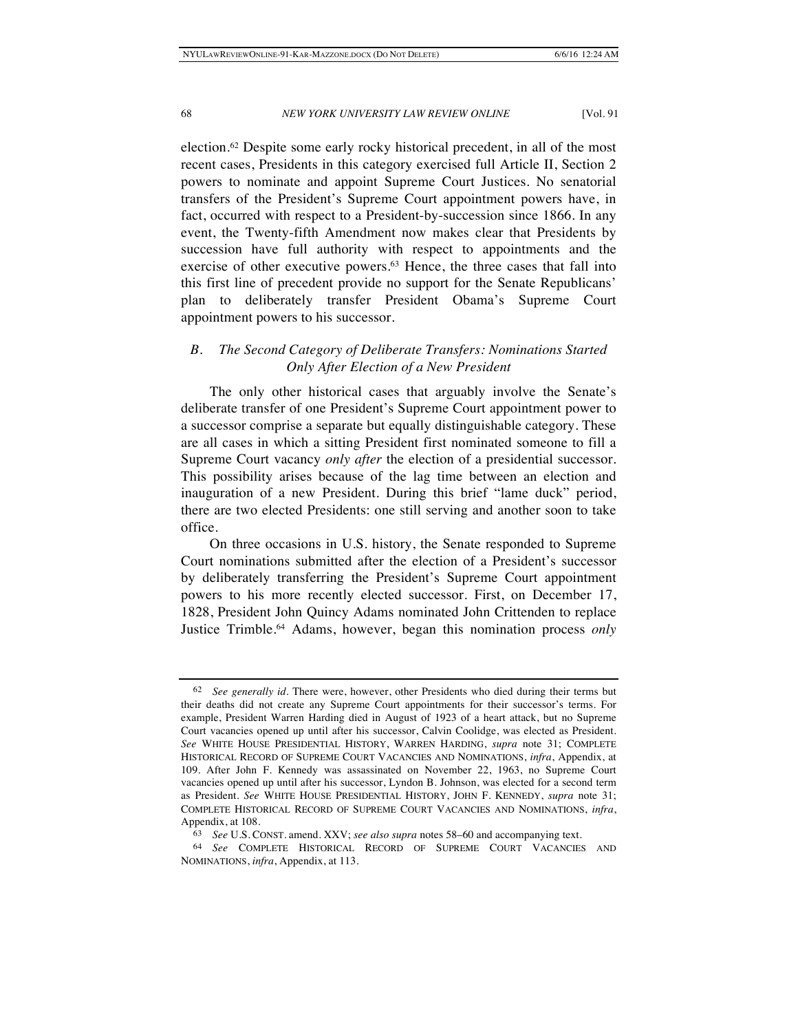election.[62] Despite some early rocky historical precedent, in all of the most recent cases, Presidents in this category exercised full Article II, Section 2 powers to nominate and appoint Supreme Court Justices. No senatorial transfers of the President's Supreme Court appointment powers have, in fact, occurred with respect to a President-by-succession since 1866. In any event, the Twenty-fifth Amendment now makes clear that Presidents by succession have full authority with respect to appointments and the exercise of other executive powers.[63] Hence, the three cases that fall into this first line of precedent provide no support for the Senate Republicans' plan to deliberately transfer President Obama's Supreme Court appointment powers to his successor.

### *B. The Second Category of Deliberate Transfers: Nominations Started Only After Election of a New President*

The only other historical cases that arguably involve the Senate's deliberate transfer of one President's Supreme Court appointment power to a successor comprise a separate but equally distinguishable category. These are all cases in which a sitting President first nominated someone to fill a Supreme Court vacancy *only after* the election of a presidential successor. This possibility arises because of the lag time between an election and inauguration of a new President. During this brief "lame duck" period, there are two elected Presidents: one still serving and another soon to take office.

On three occasions in U.S. history, the Senate responded to Supreme Court nominations submitted after the election of a President's successor by deliberately transferring the President's Supreme Court appointment powers to his more recently elected successor. First, on December 17, 1828, President John Quincy Adams nominated John Crittenden to replace Justice Trimble.[64] Adams, however, began this nomination process *only*

---

[62] *See generally id*. There were, however, other Presidents who died during their terms but their deaths did not create any Supreme Court appointments for their successor's terms. For example, President Warren Harding died in August of 1923 of a heart attack, but no Supreme Court vacancies opened up until after his successor, Calvin Coolidge, was elected as President. *See* WHITE HOUSE PRESIDENTIAL HISTORY, WARREN HARDING, *supra* note 31; COMPLETE HISTORICAL RECORD OF SUPREME COURT VACANCIES AND NOMINATIONS, *infra*, Appendix, at 109. After John F. Kennedy was assassinated on November 22, 1963, no Supreme Court vacancies opened up until after his successor, Lyndon B. Johnson, was elected for a second term as President. *See* WHITE HOUSE PRESIDENTIAL HISTORY, JOHN F. KENNEDY, *supra* note 31; COMPLETE HISTORICAL RECORD OF SUPREME COURT VACANCIES AND NOMINATIONS, *infra*, Appendix, at 108.

[63] *See* U.S. CONST. amend. XXV; *see also supra* notes 58–60 and accompanying text.

[64] *See* COMPLETE HISTORICAL RECORD OF SUPREME COURT VACANCIES AND NOMINATIONS, *infra*, Appendix, at 113.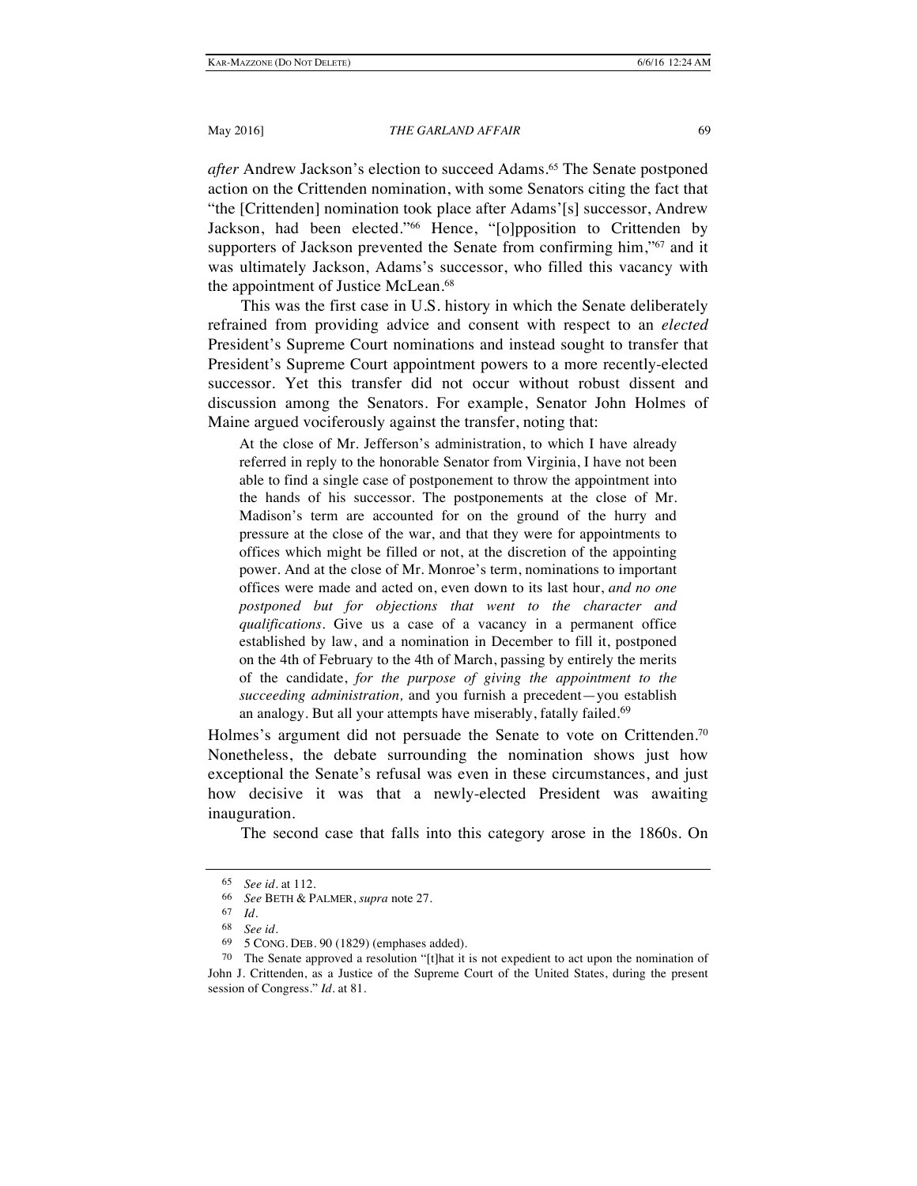*after* Andrew Jackson's election to succeed Adams.[65] The Senate postponed action on the Crittenden nomination, with some Senators citing the fact that "the [Crittenden] nomination took place after Adams'[s] successor, Andrew Jackson, had been elected."[66] Hence, "[o]pposition to Crittenden by supporters of Jackson prevented the Senate from confirming him,"[67] and it was ultimately Jackson, Adams's successor, who filled this vacancy with the appointment of Justice McLean.[68]

This was the first case in U.S. history in which the Senate deliberately refrained from providing advice and consent with respect to an *elected* President's Supreme Court nominations and instead sought to transfer that President's Supreme Court appointment powers to a more recently-elected successor. Yet this transfer did not occur without robust dissent and discussion among the Senators. For example, Senator John Holmes of Maine argued vociferously against the transfer, noting that:

> At the close of Mr. Jefferson's administration, to which I have already referred in reply to the honorable Senator from Virginia, I have not been able to find a single case of postponement to throw the appointment into the hands of his successor. The postponements at the close of Mr. Madison's term are accounted for on the ground of the hurry and pressure at the close of the war, and that they were for appointments to offices which might be filled or not, at the discretion of the appointing power. And at the close of Mr. Monroe's term, nominations to important offices were made and acted on, even down to its last hour, *and no one postponed but for objections that went to the character and qualifications*. Give us a case of a vacancy in a permanent office established by law, and a nomination in December to fill it, postponed on the 4th of February to the 4th of March, passing by entirely the merits of the candidate, *for the purpose of giving the appointment to the succeeding administration,* and you furnish a precedent—you establish an analogy. But all your attempts have miserably, fatally failed.[69]

Holmes's argument did not persuade the Senate to vote on Crittenden.[70] Nonetheless, the debate surrounding the nomination shows just how exceptional the Senate's refusal was even in these circumstances, and just how decisive it was that a newly-elected President was awaiting inauguration.

The second case that falls into this category arose in the 1860s. On

---

65 *See id.* at 112.

66 *See* BETH & PALMER, *supra* note 27.

67 *Id.*

68 *See id.*

69 5 CONG. DEB. 90 (1829) (emphases added).

70 The Senate approved a resolution "[t]hat it is not expedient to act upon the nomination of John J. Crittenden, as a Justice of the Supreme Court of the United States, during the present session of Congress." *Id.* at 81.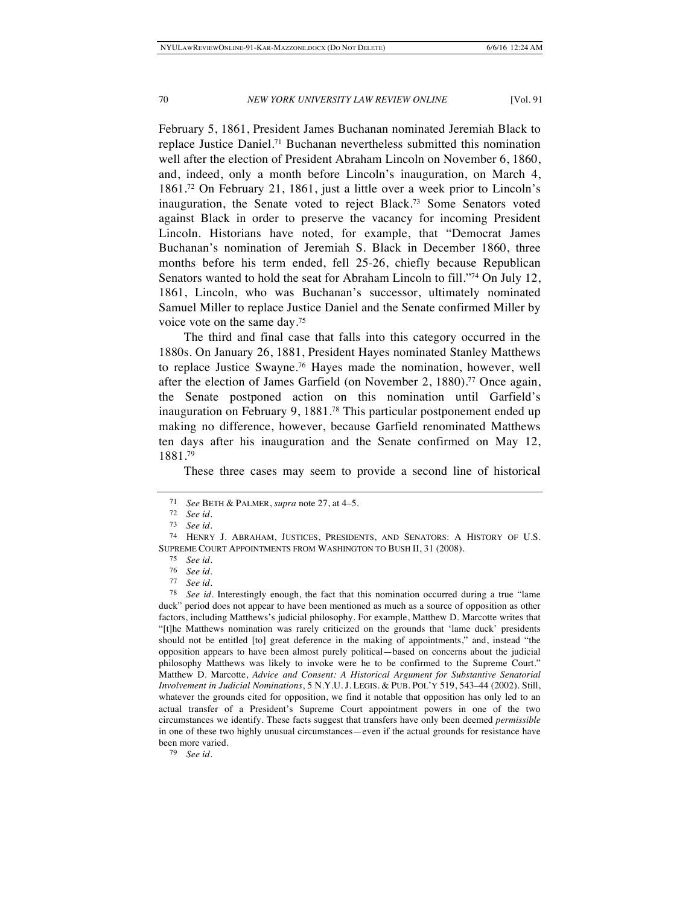February 5, 1861, President James Buchanan nominated Jeremiah Black to replace Justice Daniel.[71] Buchanan nevertheless submitted this nomination well after the election of President Abraham Lincoln on November 6, 1860, and, indeed, only a month before Lincoln's inauguration, on March 4, 1861.[72] On February 21, 1861, just a little over a week prior to Lincoln's inauguration, the Senate voted to reject Black.[73] Some Senators voted against Black in order to preserve the vacancy for incoming President Lincoln. Historians have noted, for example, that "Democrat James Buchanan's nomination of Jeremiah S. Black in December 1860, three months before his term ended, fell 25-26, chiefly because Republican Senators wanted to hold the seat for Abraham Lincoln to fill."[74] On July 12, 1861, Lincoln, who was Buchanan's successor, ultimately nominated Samuel Miller to replace Justice Daniel and the Senate confirmed Miller by voice vote on the same day.[75]

The third and final case that falls into this category occurred in the 1880s. On January 26, 1881, President Hayes nominated Stanley Matthews to replace Justice Swayne.[76] Hayes made the nomination, however, well after the election of James Garfield (on November 2, 1880).[77] Once again, the Senate postponed action on this nomination until Garfield's inauguration on February 9, 1881.[78] This particular postponement ended up making no difference, however, because Garfield renominated Matthews ten days after his inauguration and the Senate confirmed on May 12, 1881.[79]

These three cases may seem to provide a second line of historical

---

71 *See* BETH & PALMER, *supra* note 27, at 4–5.

72 *See id.*

73 *See id.*

74 HENRY J. ABRAHAM, JUSTICES, PRESIDENTS, AND SENATORS: A HISTORY OF U.S. SUPREME COURT APPOINTMENTS FROM WASHINGTON TO BUSH II, 31 (2008).

75 *See id.*

76 *See id.*

77 *See id.*

78 *See id.* Interestingly enough, the fact that this nomination occurred during a true "lame duck" period does not appear to have been mentioned as much as a source of opposition as other factors, including Matthews's judicial philosophy. For example, Matthew D. Marcotte writes that "[t]he Matthews nomination was rarely criticized on the grounds that 'lame duck' presidents should not be entitled [to] great deference in the making of appointments," and, instead "the opposition appears to have been almost purely political—based on concerns about the judicial philosophy Matthews was likely to invoke were he to be confirmed to the Supreme Court." Matthew D. Marcotte, *Advice and Consent: A Historical Argument for Substantive Senatorial Involvement in Judicial Nominations*, 5 N.Y.U. J. LEGIS. & PUB. POL'Y 519, 543–44 (2002). Still, whatever the grounds cited for opposition, we find it notable that opposition has only led to an actual transfer of a President's Supreme Court appointment powers in one of the two circumstances we identify. These facts suggest that transfers have only been deemed *permissible* in one of these two highly unusual circumstances—even if the actual grounds for resistance have been more varied.

79 *See id.*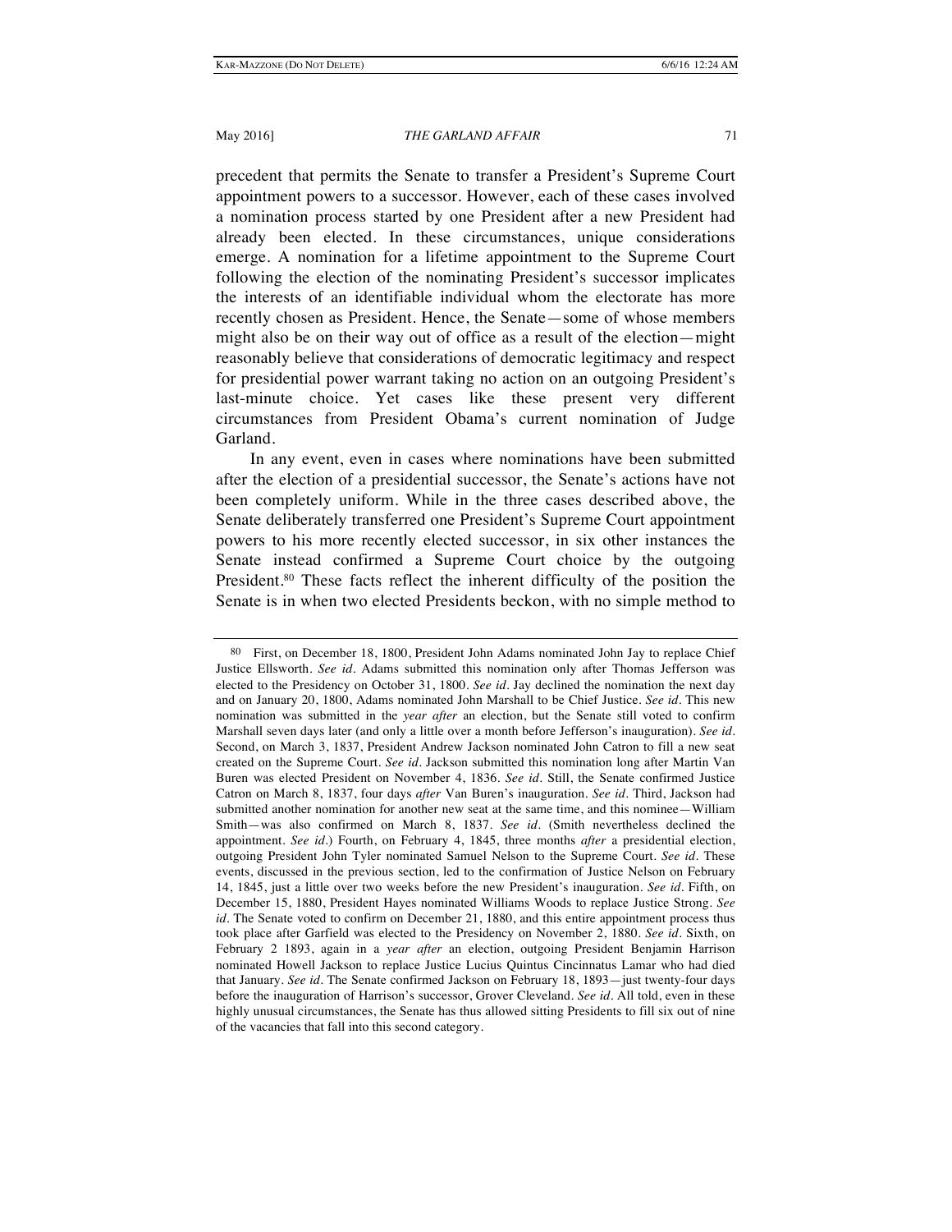precedent that permits the Senate to transfer a President's Supreme Court appointment powers to a successor. However, each of these cases involved a nomination process started by one President after a new President had already been elected. In these circumstances, unique considerations emerge. A nomination for a lifetime appointment to the Supreme Court following the election of the nominating President's successor implicates the interests of an identifiable individual whom the electorate has more recently chosen as President. Hence, the Senate—some of whose members might also be on their way out of office as a result of the election—might reasonably believe that considerations of democratic legitimacy and respect for presidential power warrant taking no action on an outgoing President's last-minute choice. Yet cases like these present very different circumstances from President Obama's current nomination of Judge Garland.

In any event, even in cases where nominations have been submitted after the election of a presidential successor, the Senate's actions have not been completely uniform. While in the three cases described above, the Senate deliberately transferred one President's Supreme Court appointment powers to his more recently elected successor, in six other instances the Senate instead confirmed a Supreme Court choice by the outgoing President.[80] These facts reflect the inherent difficulty of the position the Senate is in when two elected Presidents beckon, with no simple method to

---

[80] First, on December 18, 1800, President John Adams nominated John Jay to replace Chief Justice Ellsworth. *See id.* Adams submitted this nomination only after Thomas Jefferson was elected to the Presidency on October 31, 1800. *See id.* Jay declined the nomination the next day and on January 20, 1800, Adams nominated John Marshall to be Chief Justice. *See id.* This new nomination was submitted in the *year after* an election, but the Senate still voted to confirm Marshall seven days later (and only a little over a month before Jefferson's inauguration). *See id.* Second, on March 3, 1837, President Andrew Jackson nominated John Catron to fill a new seat created on the Supreme Court. *See id.* Jackson submitted this nomination long after Martin Van Buren was elected President on November 4, 1836. *See id.* Still, the Senate confirmed Justice Catron on March 8, 1837, four days *after* Van Buren's inauguration. *See id.* Third, Jackson had submitted another nomination for another new seat at the same time, and this nominee—William Smith—was also confirmed on March 8, 1837. *See id.* (Smith nevertheless declined the appointment. *See id.*) Fourth, on February 4, 1845, three months *after* a presidential election, outgoing President John Tyler nominated Samuel Nelson to the Supreme Court. *See id.* These events, discussed in the previous section, led to the confirmation of Justice Nelson on February 14, 1845, just a little over two weeks before the new President's inauguration. *See id.* Fifth, on December 15, 1880, President Hayes nominated Williams Woods to replace Justice Strong. *See id.* The Senate voted to confirm on December 21, 1880, and this entire appointment process thus took place after Garfield was elected to the Presidency on November 2, 1880. *See id.* Sixth, on February 2 1893, again in a *year after* an election, outgoing President Benjamin Harrison nominated Howell Jackson to replace Justice Lucius Quintus Cincinnatus Lamar who had died that January. *See id.* The Senate confirmed Jackson on February 18, 1893—just twenty-four days before the inauguration of Harrison's successor, Grover Cleveland. *See id.* All told, even in these highly unusual circumstances, the Senate has thus allowed sitting Presidents to fill six out of nine of the vacancies that fall into this second category.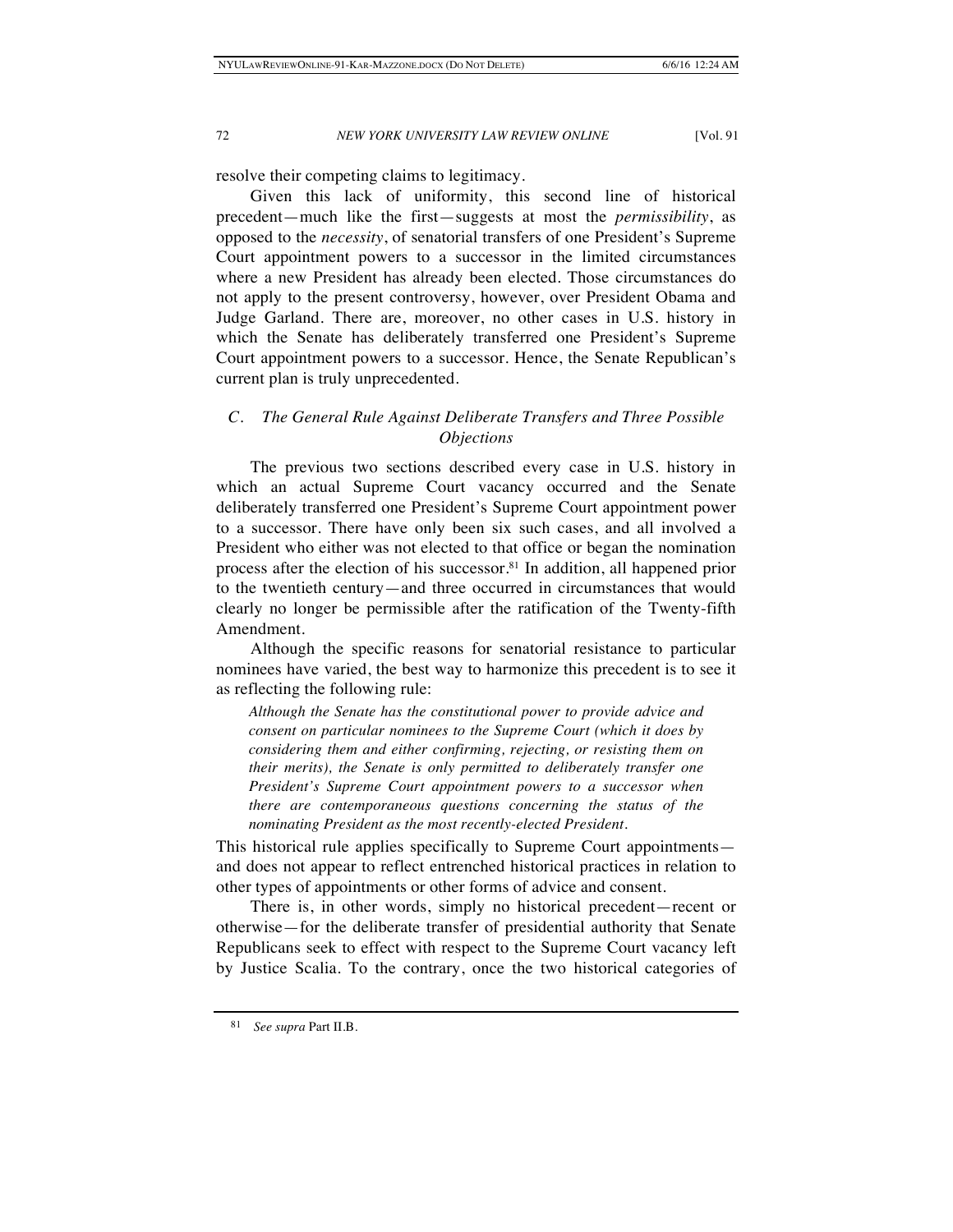resolve their competing claims to legitimacy.

Given this lack of uniformity, this second line of historical precedent—much like the first—suggests at most the *permissibility*, as opposed to the *necessity*, of senatorial transfers of one President's Supreme Court appointment powers to a successor in the limited circumstances where a new President has already been elected. Those circumstances do not apply to the present controversy, however, over President Obama and Judge Garland. There are, moreover, no other cases in U.S. history in which the Senate has deliberately transferred one President's Supreme Court appointment powers to a successor. Hence, the Senate Republican's current plan is truly unprecedented.

### *C. The General Rule Against Deliberate Transfers and Three Possible Objections*

The previous two sections described every case in U.S. history in which an actual Supreme Court vacancy occurred and the Senate deliberately transferred one President's Supreme Court appointment power to a successor. There have only been six such cases, and all involved a President who either was not elected to that office or began the nomination process after the election of his successor.[81] In addition, all happened prior to the twentieth century—and three occurred in circumstances that would clearly no longer be permissible after the ratification of the Twenty-fifth Amendment.

Although the specific reasons for senatorial resistance to particular nominees have varied, the best way to harmonize this precedent is to see it as reflecting the following rule:

> *Although the Senate has the constitutional power to provide advice and consent on particular nominees to the Supreme Court (which it does by considering them and either confirming, rejecting, or resisting them on their merits), the Senate is only permitted to deliberately transfer one President's Supreme Court appointment powers to a successor when there are contemporaneous questions concerning the status of the nominating President as the most recently-elected President.*

This historical rule applies specifically to Supreme Court appointments—and does not appear to reflect entrenched historical practices in relation to other types of appointments or other forms of advice and consent.

There is, in other words, simply no historical precedent—recent or otherwise—for the deliberate transfer of presidential authority that Senate Republicans seek to effect with respect to the Supreme Court vacancy left by Justice Scalia. To the contrary, once the two historical categories of

[81] *See supra* Part II.B.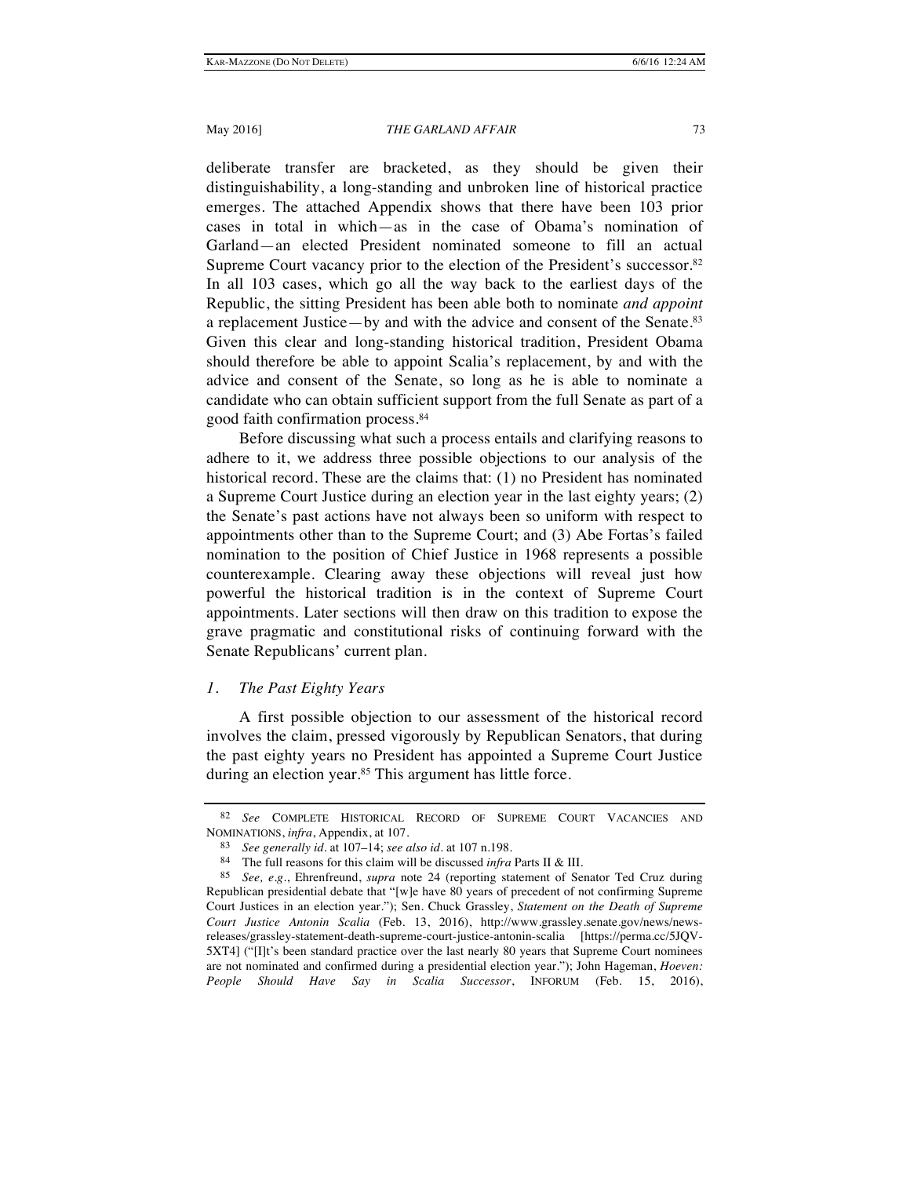deliberate transfer are bracketed, as they should be given their distinguishability, a long-standing and unbroken line of historical practice emerges. The attached Appendix shows that there have been 103 prior cases in total in which—as in the case of Obama's nomination of Garland—an elected President nominated someone to fill an actual Supreme Court vacancy prior to the election of the President's successor.[82] In all 103 cases, which go all the way back to the earliest days of the Republic, the sitting President has been able both to nominate *and appoint* a replacement Justice—by and with the advice and consent of the Senate.[83] Given this clear and long-standing historical tradition, President Obama should therefore be able to appoint Scalia's replacement, by and with the advice and consent of the Senate, so long as he is able to nominate a candidate who can obtain sufficient support from the full Senate as part of a good faith confirmation process.[84]

Before discussing what such a process entails and clarifying reasons to adhere to it, we address three possible objections to our analysis of the historical record. These are the claims that: (1) no President has nominated a Supreme Court Justice during an election year in the last eighty years; (2) the Senate's past actions have not always been so uniform with respect to appointments other than to the Supreme Court; and (3) Abe Fortas's failed nomination to the position of Chief Justice in 1968 represents a possible counterexample. Clearing away these objections will reveal just how powerful the historical tradition is in the context of Supreme Court appointments. Later sections will then draw on this tradition to expose the grave pragmatic and constitutional risks of continuing forward with the Senate Republicans' current plan.

### *1. The Past Eighty Years*

A first possible objection to our assessment of the historical record involves the claim, pressed vigorously by Republican Senators, that during the past eighty years no President has appointed a Supreme Court Justice during an election year.[85] This argument has little force.

---

[82] *See* COMPLETE HISTORICAL RECORD OF SUPREME COURT VACANCIES AND NOMINATIONS, *infra*, Appendix, at 107.

[83] *See generally id.* at 107–14; *see also id.* at 107 n.198.

[84] The full reasons for this claim will be discussed *infra* Parts II & III.

[85] *See, e.g.*, Ehrenfreund, *supra* note 24 (reporting statement of Senator Ted Cruz during Republican presidential debate that "[w]e have 80 years of precedent of not confirming Supreme Court Justices in an election year."); Sen. Chuck Grassley, *Statement on the Death of Supreme Court Justice Antonin Scalia* (Feb. 13, 2016), http://www.grassley.senate.gov/news/news-releases/grassley-statement-death-supreme-court-justice-antonin-scalia [https://perma.cc/5JQV-5XT4] ("[I]t's been standard practice over the last nearly 80 years that Supreme Court nominees are not nominated and confirmed during a presidential election year."); John Hageman, *Hoeven: People Should Have Say in Scalia Successor*, INFORUM (Feb. 15, 2016),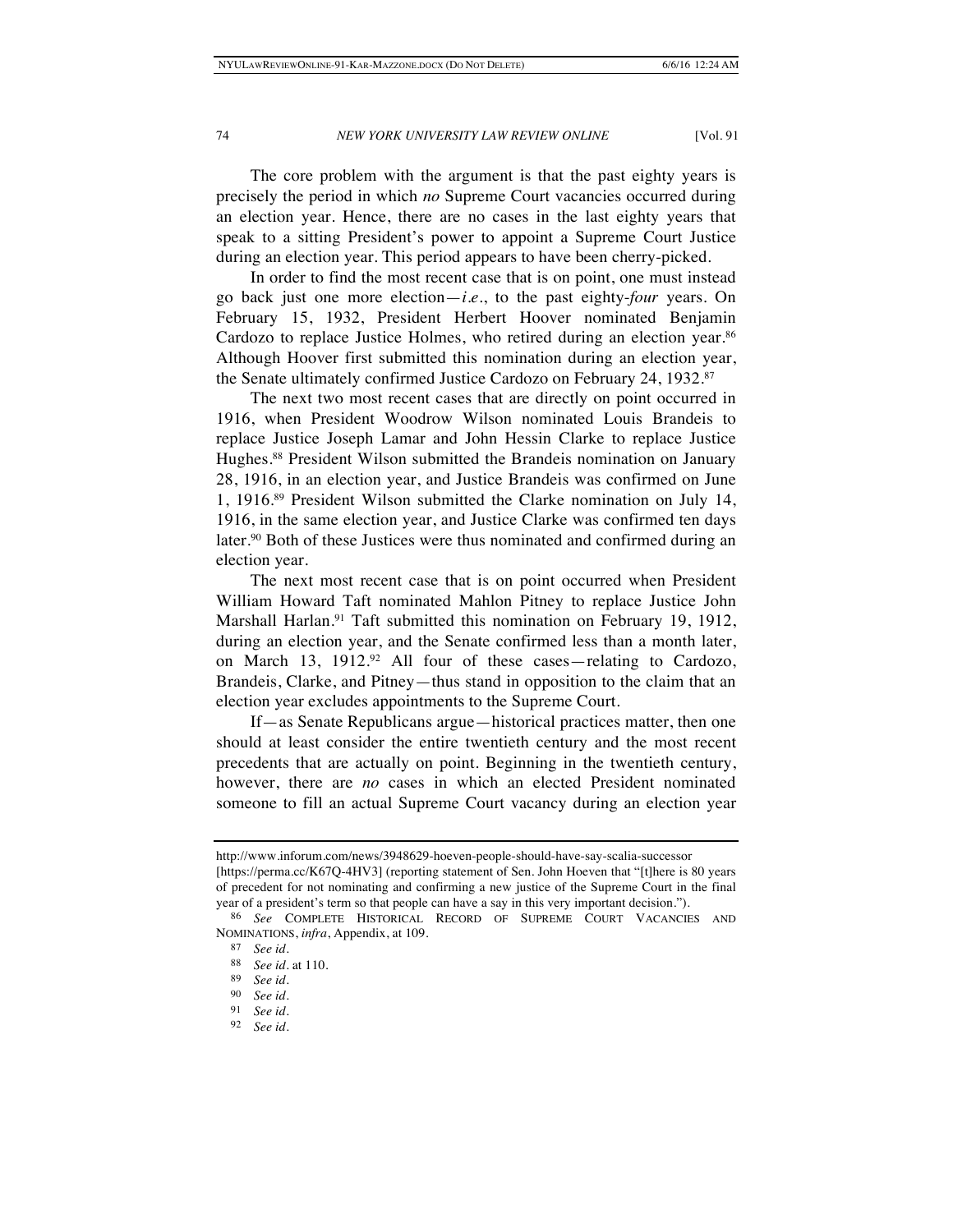The core problem with the argument is that the past eighty years is precisely the period in which *no* Supreme Court vacancies occurred during an election year. Hence, there are no cases in the last eighty years that speak to a sitting President's power to appoint a Supreme Court Justice during an election year. This period appears to have been cherry-picked.

In order to find the most recent case that is on point, one must instead go back just one more election—*i.e.*, to the past eighty-*four* years. On February 15, 1932, President Herbert Hoover nominated Benjamin Cardozo to replace Justice Holmes, who retired during an election year.[86] Although Hoover first submitted this nomination during an election year, the Senate ultimately confirmed Justice Cardozo on February 24, 1932.[87]

The next two most recent cases that are directly on point occurred in 1916, when President Woodrow Wilson nominated Louis Brandeis to replace Justice Joseph Lamar and John Hessin Clarke to replace Justice Hughes.[88] President Wilson submitted the Brandeis nomination on January 28, 1916, in an election year, and Justice Brandeis was confirmed on June 1, 1916.[89] President Wilson submitted the Clarke nomination on July 14, 1916, in the same election year, and Justice Clarke was confirmed ten days later.[90] Both of these Justices were thus nominated and confirmed during an election year.

The next most recent case that is on point occurred when President William Howard Taft nominated Mahlon Pitney to replace Justice John Marshall Harlan.[91] Taft submitted this nomination on February 19, 1912, during an election year, and the Senate confirmed less than a month later, on March 13, 1912.[92] All four of these cases—relating to Cardozo, Brandeis, Clarke, and Pitney—thus stand in opposition to the claim that an election year excludes appointments to the Supreme Court.

If—as Senate Republicans argue—historical practices matter, then one should at least consider the entire twentieth century and the most recent precedents that are actually on point. Beginning in the twentieth century, however, there are *no* cases in which an elected President nominated someone to fill an actual Supreme Court vacancy during an election year

---

http://www.inforum.com/news/3948629-hoeven-people-should-have-say-scalia-successor [https://perma.cc/K67Q-4HV3] (reporting statement of Sen. John Hoeven that "[t]here is 80 years of precedent for not nominating and confirming a new justice of the Supreme Court in the final year of a president's term so that people can have a say in this very important decision.").

86 *See* COMPLETE HISTORICAL RECORD OF SUPREME COURT VACANCIES AND NOMINATIONS, *infra*, Appendix, at 109.

87 *See id.*

88 *See id.* at 110.

89 *See id.*

90 *See id.*

91 *See id.*

92 *See id.*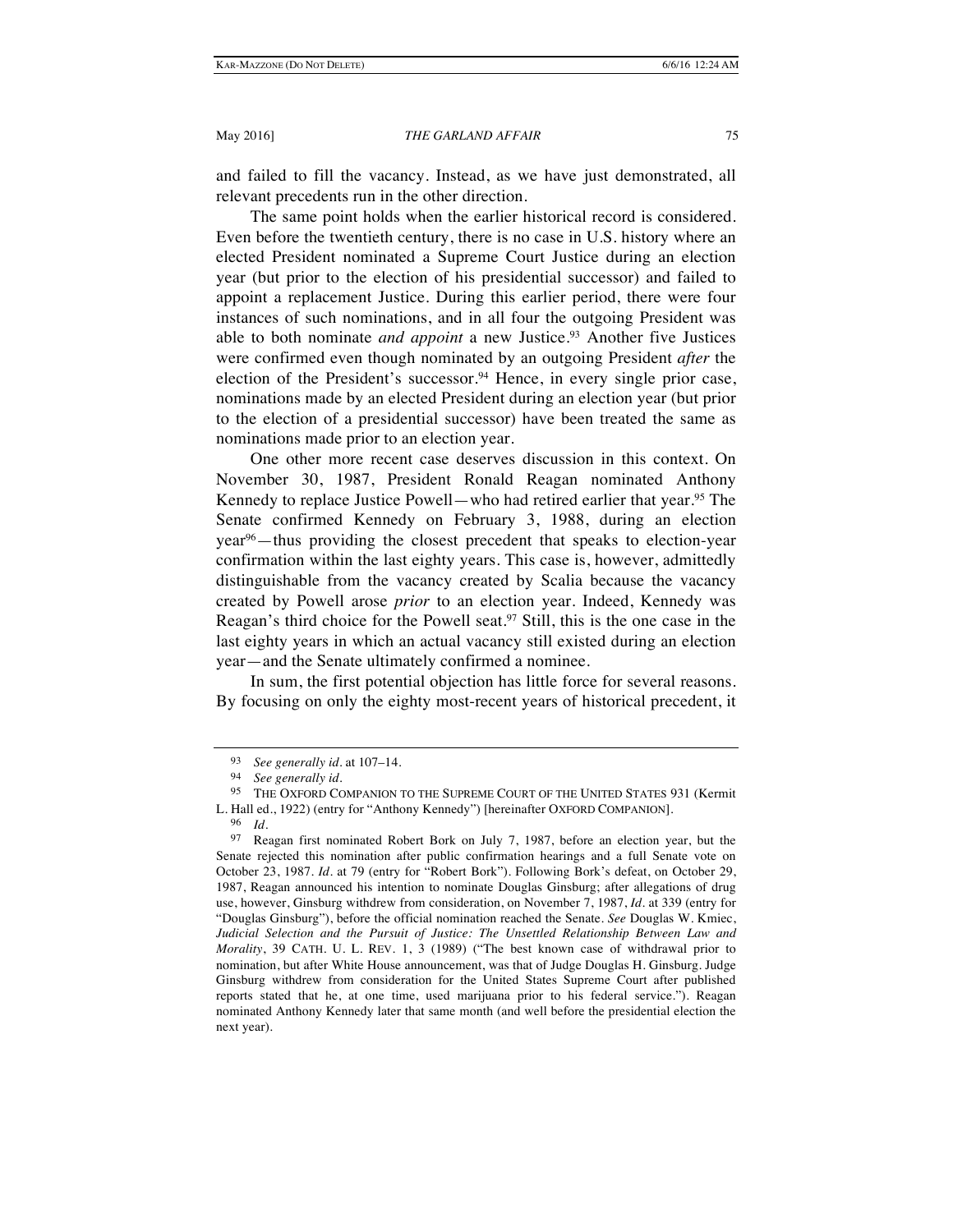and failed to fill the vacancy. Instead, as we have just demonstrated, all relevant precedents run in the other direction.

The same point holds when the earlier historical record is considered. Even before the twentieth century, there is no case in U.S. history where an elected President nominated a Supreme Court Justice during an election year (but prior to the election of his presidential successor) and failed to appoint a replacement Justice. During this earlier period, there were four instances of such nominations, and in all four the outgoing President was able to both nominate *and appoint* a new Justice.[93] Another five Justices were confirmed even though nominated by an outgoing President *after* the election of the President's successor.[94] Hence, in every single prior case, nominations made by an elected President during an election year (but prior to the election of a presidential successor) have been treated the same as nominations made prior to an election year.

One other more recent case deserves discussion in this context. On November 30, 1987, President Ronald Reagan nominated Anthony Kennedy to replace Justice Powell—who had retired earlier that year.[95] The Senate confirmed Kennedy on February 3, 1988, during an election year[96]—thus providing the closest precedent that speaks to election-year confirmation within the last eighty years. This case is, however, admittedly distinguishable from the vacancy created by Scalia because the vacancy created by Powell arose *prior* to an election year. Indeed, Kennedy was Reagan's third choice for the Powell seat.[97] Still, this is the one case in the last eighty years in which an actual vacancy still existed during an election year—and the Senate ultimately confirmed a nominee.

In sum, the first potential objection has little force for several reasons. By focusing on only the eighty most-recent years of historical precedent, it

---

[93] *See generally id.* at 107–14.

[94] *See generally id.*

[95] THE OXFORD COMPANION TO THE SUPREME COURT OF THE UNITED STATES 931 (Kermit L. Hall ed., 1922) (entry for "Anthony Kennedy") [hereinafter OXFORD COMPANION].

[96] *Id.*

[97] Reagan first nominated Robert Bork on July 7, 1987, before an election year, but the Senate rejected this nomination after public confirmation hearings and a full Senate vote on October 23, 1987. *Id.* at 79 (entry for "Robert Bork"). Following Bork's defeat, on October 29, 1987, Reagan announced his intention to nominate Douglas Ginsburg; after allegations of drug use, however, Ginsburg withdrew from consideration, on November 7, 1987, *Id.* at 339 (entry for "Douglas Ginsburg"), before the official nomination reached the Senate. *See* Douglas W. Kmiec, *Judicial Selection and the Pursuit of Justice: The Unsettled Relationship Between Law and Morality*, 39 CATH. U. L. REV. 1, 3 (1989) ("The best known case of withdrawal prior to nomination, but after White House announcement, was that of Judge Douglas H. Ginsburg. Judge Ginsburg withdrew from consideration for the United States Supreme Court after published reports stated that he, at one time, used marijuana prior to his federal service."). Reagan nominated Anthony Kennedy later that same month (and well before the presidential election the next year).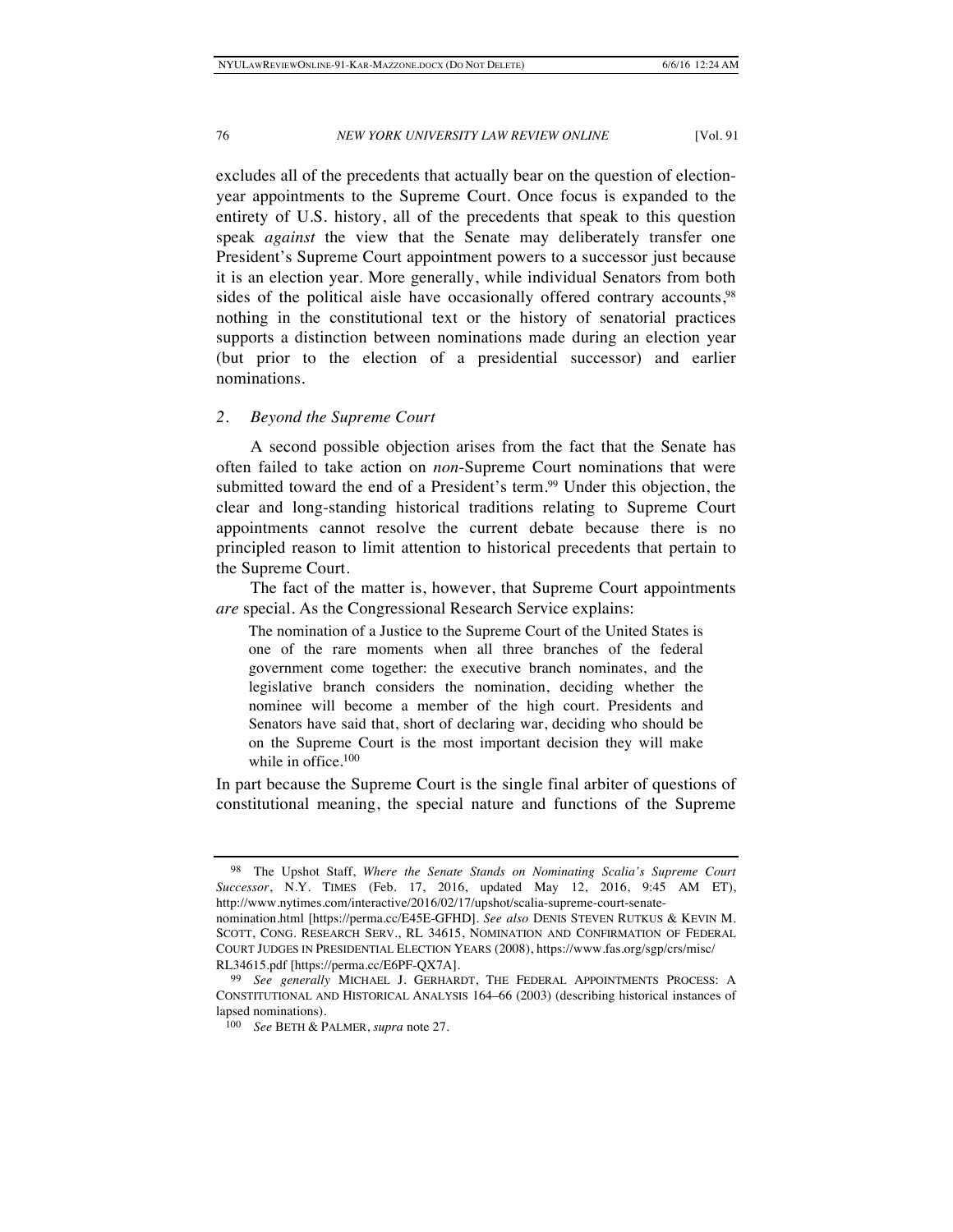excludes all of the precedents that actually bear on the question of election-year appointments to the Supreme Court. Once focus is expanded to the entirety of U.S. history, all of the precedents that speak to this question speak *against* the view that the Senate may deliberately transfer one President's Supreme Court appointment powers to a successor just because it is an election year. More generally, while individual Senators from both sides of the political aisle have occasionally offered contrary accounts,[98] nothing in the constitutional text or the history of senatorial practices supports a distinction between nominations made during an election year (but prior to the election of a presidential successor) and earlier nominations.

### 2. *Beyond the Supreme Court*

A second possible objection arises from the fact that the Senate has often failed to take action on *non*-Supreme Court nominations that were submitted toward the end of a President's term.[99] Under this objection, the clear and long-standing historical traditions relating to Supreme Court appointments cannot resolve the current debate because there is no principled reason to limit attention to historical precedents that pertain to the Supreme Court.

The fact of the matter is, however, that Supreme Court appointments *are* special. As the Congressional Research Service explains:

> The nomination of a Justice to the Supreme Court of the United States is one of the rare moments when all three branches of the federal government come together: the executive branch nominates, and the legislative branch considers the nomination, deciding whether the nominee will become a member of the high court. Presidents and Senators have said that, short of declaring war, deciding who should be on the Supreme Court is the most important decision they will make while in office.[100]

In part because the Supreme Court is the single final arbiter of questions of constitutional meaning, the special nature and functions of the Supreme

---

[98] The Upshot Staff, *Where the Senate Stands on Nominating Scalia's Supreme Court Successor*, N.Y. TIMES (Feb. 17, 2016, updated May 12, 2016, 9:45 AM ET), http://www.nytimes.com/interactive/2016/02/17/upshot/scalia-supreme-court-senate-nomination.html [https://perma.cc/E45E-GFHD]. *See also* DENIS STEVEN RUTKUS & KEVIN M. SCOTT, CONG. RESEARCH SERV., RL 34615, NOMINATION AND CONFIRMATION OF FEDERAL COURT JUDGES IN PRESIDENTIAL ELECTION YEARS (2008), https://www.fas.org/sgp/crs/misc/RL34615.pdf [https://perma.cc/E6PF-QX7A].

[99] *See generally* MICHAEL J. GERHARDT, THE FEDERAL APPOINTMENTS PROCESS: A CONSTITUTIONAL AND HISTORICAL ANALYSIS 164–66 (2003) (describing historical instances of lapsed nominations).

[100] *See* BETH & PALMER, *supra* note 27.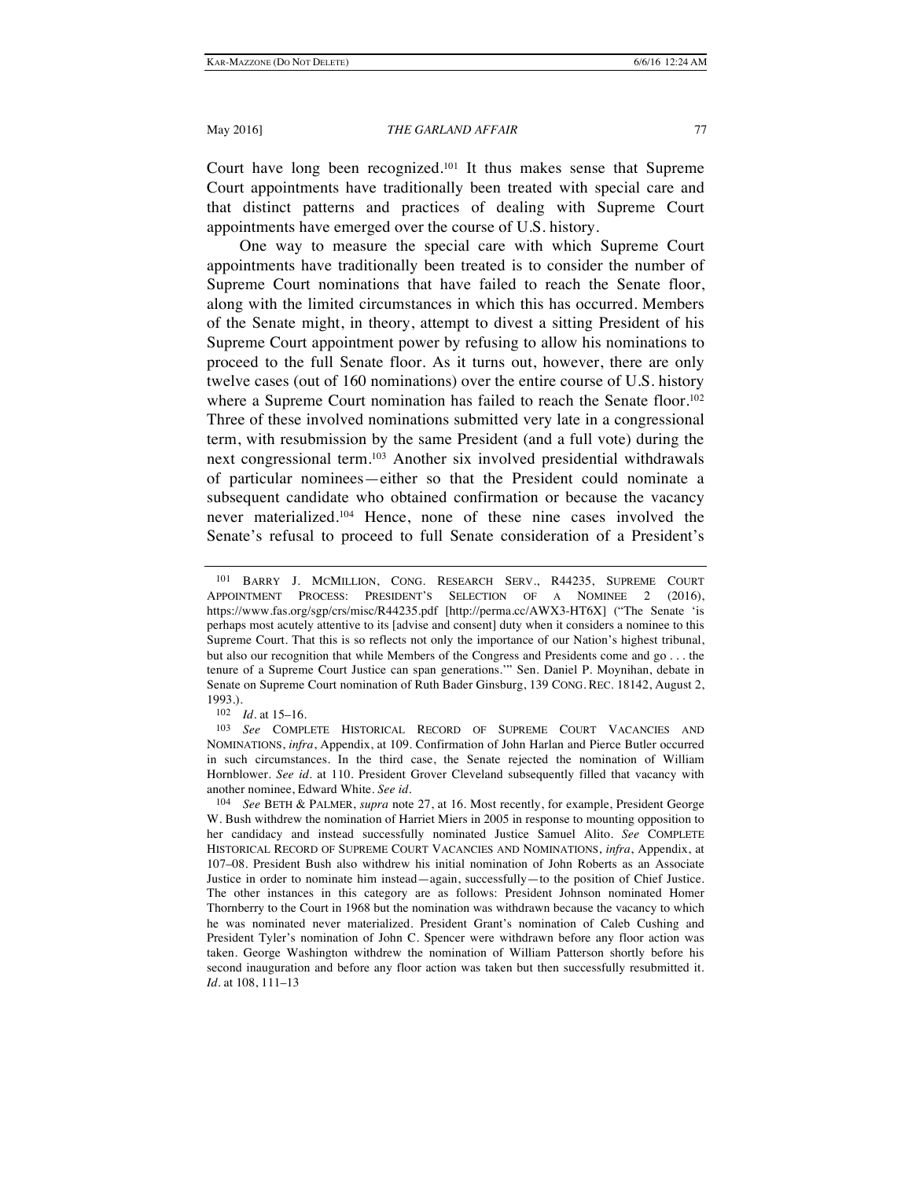Court have long been recognized.[101] It thus makes sense that Supreme Court appointments have traditionally been treated with special care and that distinct patterns and practices of dealing with Supreme Court appointments have emerged over the course of U.S. history.

One way to measure the special care with which Supreme Court appointments have traditionally been treated is to consider the number of Supreme Court nominations that have failed to reach the Senate floor, along with the limited circumstances in which this has occurred. Members of the Senate might, in theory, attempt to divest a sitting President of his Supreme Court appointment power by refusing to allow his nominations to proceed to the full Senate floor. As it turns out, however, there are only twelve cases (out of 160 nominations) over the entire course of U.S. history where a Supreme Court nomination has failed to reach the Senate floor.[102] Three of these involved nominations submitted very late in a congressional term, with resubmission by the same President (and a full vote) during the next congressional term.[103] Another six involved presidential withdrawals of particular nominees—either so that the President could nominate a subsequent candidate who obtained confirmation or because the vacancy never materialized.[104] Hence, none of these nine cases involved the Senate's refusal to proceed to full Senate consideration of a President's

---

[101] BARRY J. MCMILLION, CONG. RESEARCH SERV., R44235, SUPREME COURT APPOINTMENT PROCESS: PRESIDENT'S SELECTION OF A NOMINEE 2 (2016), https://www.fas.org/sgp/crs/misc/R44235.pdf [http://perma.cc/AWX3-HT6X] ("The Senate 'is perhaps most acutely attentive to its [advise and consent] duty when it considers a nominee to this Supreme Court. That this is so reflects not only the importance of our Nation's highest tribunal, but also our recognition that while Members of the Congress and Presidents come and go . . . the tenure of a Supreme Court Justice can span generations.'" Sen. Daniel P. Moynihan, debate in Senate on Supreme Court nomination of Ruth Bader Ginsburg, 139 CONG. REC. 18142, August 2, 1993.).

[102] *Id.* at 15–16.

[103] *See* COMPLETE HISTORICAL RECORD OF SUPREME COURT VACANCIES AND NOMINATIONS, *infra*, Appendix, at 109. Confirmation of John Harlan and Pierce Butler occurred in such circumstances. In the third case, the Senate rejected the nomination of William Hornblower. *See id.* at 110. President Grover Cleveland subsequently filled that vacancy with another nominee, Edward White. *See id.*

[104] *See* BETH & PALMER, *supra* note 27, at 16. Most recently, for example, President George W. Bush withdrew the nomination of Harriet Miers in 2005 in response to mounting opposition to her candidacy and instead successfully nominated Justice Samuel Alito. *See* COMPLETE HISTORICAL RECORD OF SUPREME COURT VACANCIES AND NOMINATIONS, *infra*, Appendix, at 107–08. President Bush also withdrew his initial nomination of John Roberts as an Associate Justice in order to nominate him instead—again, successfully—to the position of Chief Justice. The other instances in this category are as follows: President Johnson nominated Homer Thornberry to the Court in 1968 but the nomination was withdrawn because the vacancy to which he was nominated never materialized. President Grant's nomination of Caleb Cushing and President Tyler's nomination of John C. Spencer were withdrawn before any floor action was taken. George Washington withdrew the nomination of William Patterson shortly before his second inauguration and before any floor action was taken but then successfully resubmitted it. *Id.* at 108, 111–13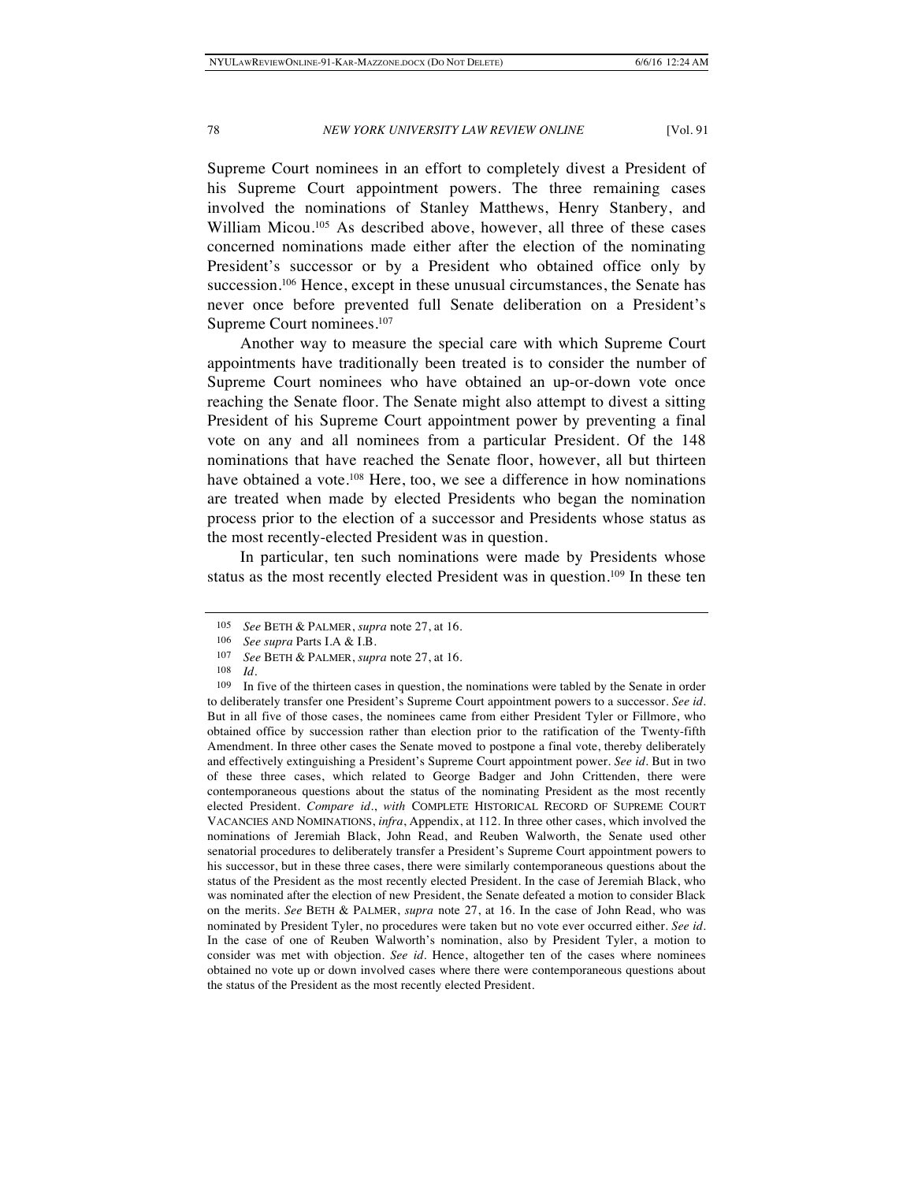Supreme Court nominees in an effort to completely divest a President of his Supreme Court appointment powers. The three remaining cases involved the nominations of Stanley Matthews, Henry Stanbery, and William Micou.[105] As described above, however, all three of these cases concerned nominations made either after the election of the nominating President's successor or by a President who obtained office only by succession.[106] Hence, except in these unusual circumstances, the Senate has never once before prevented full Senate deliberation on a President's Supreme Court nominees.[107]

Another way to measure the special care with which Supreme Court appointments have traditionally been treated is to consider the number of Supreme Court nominees who have obtained an up-or-down vote once reaching the Senate floor. The Senate might also attempt to divest a sitting President of his Supreme Court appointment power by preventing a final vote on any and all nominees from a particular President. Of the 148 nominations that have reached the Senate floor, however, all but thirteen have obtained a vote.[108] Here, too, we see a difference in how nominations are treated when made by elected Presidents who began the nomination process prior to the election of a successor and Presidents whose status as the most recently-elected President was in question.

In particular, ten such nominations were made by Presidents whose status as the most recently elected President was in question.[109] In these ten

---

105 *See* BETH & PALMER, *supra* note 27, at 16.

106 *See supra* Parts I.A & I.B.

107 *See* BETH & PALMER, *supra* note 27, at 16.

108 *Id.*

109 In five of the thirteen cases in question, the nominations were tabled by the Senate in order to deliberately transfer one President's Supreme Court appointment powers to a successor. *See id.* But in all five of those cases, the nominees came from either President Tyler or Fillmore, who obtained office by succession rather than election prior to the ratification of the Twenty-fifth Amendment. In three other cases the Senate moved to postpone a final vote, thereby deliberately and effectively extinguishing a President's Supreme Court appointment power. *See id.* But in two of these three cases, which related to George Badger and John Crittenden, there were contemporaneous questions about the status of the nominating President as the most recently elected President. *Compare id.*, *with* COMPLETE HISTORICAL RECORD OF SUPREME COURT VACANCIES AND NOMINATIONS, *infra*, Appendix, at 112. In three other cases, which involved the nominations of Jeremiah Black, John Read, and Reuben Walworth, the Senate used other senatorial procedures to deliberately transfer a President's Supreme Court appointment powers to his successor, but in these three cases, there were similarly contemporaneous questions about the status of the President as the most recently elected President. In the case of Jeremiah Black, who was nominated after the election of new President, the Senate defeated a motion to consider Black on the merits. *See* BETH & PALMER, *supra* note 27, at 16. In the case of John Read, who was nominated by President Tyler, no procedures were taken but no vote ever occurred either. *See id.* In the case of one of Reuben Walworth's nomination, also by President Tyler, a motion to consider was met with objection. *See id.* Hence, altogether ten of the cases where nominees obtained no vote up or down involved cases where there were contemporaneous questions about the status of the President as the most recently elected President.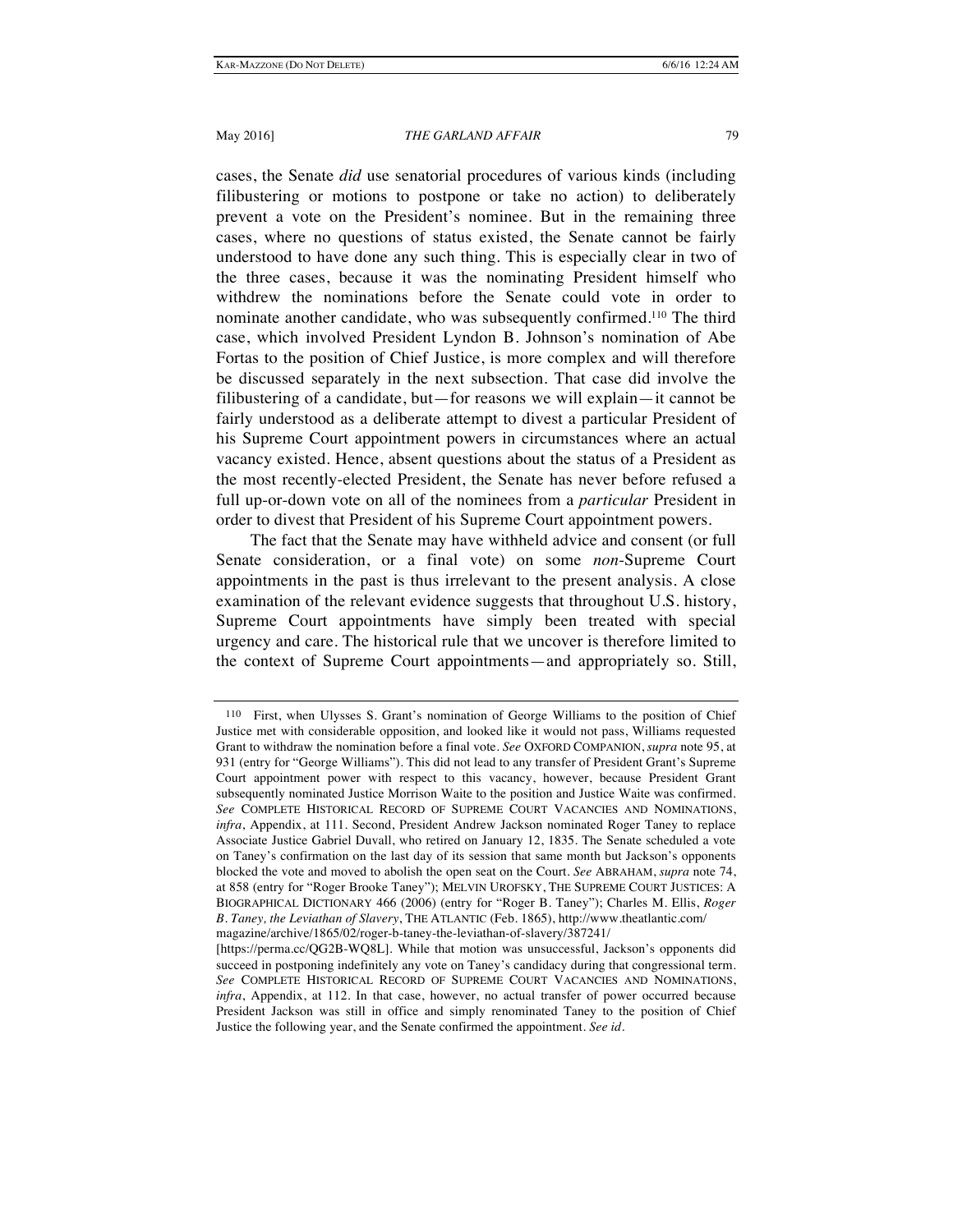cases, the Senate *did* use senatorial procedures of various kinds (including filibustering or motions to postpone or take no action) to deliberately prevent a vote on the President's nominee. But in the remaining three cases, where no questions of status existed, the Senate cannot be fairly understood to have done any such thing. This is especially clear in two of the three cases, because it was the nominating President himself who withdrew the nominations before the Senate could vote in order to nominate another candidate, who was subsequently confirmed.[110] The third case, which involved President Lyndon B. Johnson's nomination of Abe Fortas to the position of Chief Justice, is more complex and will therefore be discussed separately in the next subsection. That case did involve the filibustering of a candidate, but—for reasons we will explain—it cannot be fairly understood as a deliberate attempt to divest a particular President of his Supreme Court appointment powers in circumstances where an actual vacancy existed. Hence, absent questions about the status of a President as the most recently-elected President, the Senate has never before refused a full up-or-down vote on all of the nominees from a *particular* President in order to divest that President of his Supreme Court appointment powers.

The fact that the Senate may have withheld advice and consent (or full Senate consideration, or a final vote) on some *non*-Supreme Court appointments in the past is thus irrelevant to the present analysis. A close examination of the relevant evidence suggests that throughout U.S. history, Supreme Court appointments have simply been treated with special urgency and care. The historical rule that we uncover is therefore limited to the context of Supreme Court appointments—and appropriately so. Still,

---

[110] First, when Ulysses S. Grant's nomination of George Williams to the position of Chief Justice met with considerable opposition, and looked like it would not pass, Williams requested Grant to withdraw the nomination before a final vote. *See* OXFORD COMPANION, *supra* note 95, at 931 (entry for "George Williams"). This did not lead to any transfer of President Grant's Supreme Court appointment power with respect to this vacancy, however, because President Grant subsequently nominated Justice Morrison Waite to the position and Justice Waite was confirmed. *See* COMPLETE HISTORICAL RECORD OF SUPREME COURT VACANCIES AND NOMINATIONS, *infra*, Appendix, at 111. Second, President Andrew Jackson nominated Roger Taney to replace Associate Justice Gabriel Duvall, who retired on January 12, 1835. The Senate scheduled a vote on Taney's confirmation on the last day of its session that same month but Jackson's opponents blocked the vote and moved to abolish the open seat on the Court. *See* ABRAHAM, *supra* note 74, at 858 (entry for "Roger Brooke Taney"); MELVIN UROFSKY, THE SUPREME COURT JUSTICES: A BIOGRAPHICAL DICTIONARY 466 (2006) (entry for "Roger B. Taney"); Charles M. Ellis, *Roger B. Taney, the Leviathan of Slavery*, THE ATLANTIC (Feb. 1865), http://www.theatlantic.com/magazine/archive/1865/02/roger-b-taney-the-leviathan-of-slavery/387241/ [https://perma.cc/QG2B-WQ8L]. While that motion was unsuccessful, Jackson's opponents did succeed in postponing indefinitely any vote on Taney's candidacy during that congressional term. *See* COMPLETE HISTORICAL RECORD OF SUPREME COURT VACANCIES AND NOMINATIONS, *infra*, Appendix, at 112. In that case, however, no actual transfer of power occurred because President Jackson was still in office and simply renominated Taney to the position of Chief Justice the following year, and the Senate confirmed the appointment. *See id.*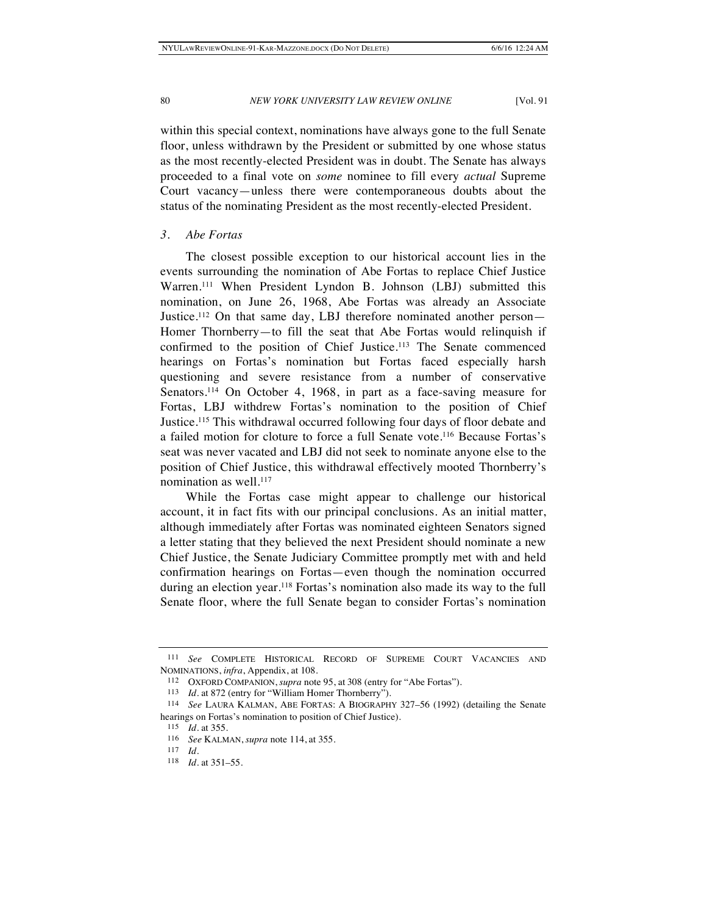within this special context, nominations have always gone to the full Senate floor, unless withdrawn by the President or submitted by one whose status as the most recently-elected President was in doubt. The Senate has always proceeded to a final vote on *some* nominee to fill every *actual* Supreme Court vacancy—unless there were contemporaneous doubts about the status of the nominating President as the most recently-elected President.

### *3. Abe Fortas*

The closest possible exception to our historical account lies in the events surrounding the nomination of Abe Fortas to replace Chief Justice Warren.[111] When President Lyndon B. Johnson (LBJ) submitted this nomination, on June 26, 1968, Abe Fortas was already an Associate Justice.[112] On that same day, LBJ therefore nominated another person—Homer Thornberry—to fill the seat that Abe Fortas would relinquish if confirmed to the position of Chief Justice.[113] The Senate commenced hearings on Fortas's nomination but Fortas faced especially harsh questioning and severe resistance from a number of conservative Senators.[114] On October 4, 1968, in part as a face-saving measure for Fortas, LBJ withdrew Fortas's nomination to the position of Chief Justice.[115] This withdrawal occurred following four days of floor debate and a failed motion for cloture to force a full Senate vote.[116] Because Fortas's seat was never vacated and LBJ did not seek to nominate anyone else to the position of Chief Justice, this withdrawal effectively mooted Thornberry's nomination as well.[117]

While the Fortas case might appear to challenge our historical account, it in fact fits with our principal conclusions. As an initial matter, although immediately after Fortas was nominated eighteen Senators signed a letter stating that they believed the next President should nominate a new Chief Justice, the Senate Judiciary Committee promptly met with and held confirmation hearings on Fortas—even though the nomination occurred during an election year.[118] Fortas's nomination also made its way to the full Senate floor, where the full Senate began to consider Fortas's nomination

---

[111] *See* COMPLETE HISTORICAL RECORD OF SUPREME COURT VACANCIES AND NOMINATIONS, *infra*, Appendix, at 108.

[112] OXFORD COMPANION, *supra* note 95, at 308 (entry for "Abe Fortas").

[113] *Id.* at 872 (entry for "William Homer Thornberry").

[114] *See* LAURA KALMAN, ABE FORTAS: A BIOGRAPHY 327–56 (1992) (detailing the Senate hearings on Fortas's nomination to position of Chief Justice).

[115] *Id.* at 355.

[116] *See* KALMAN, *supra* note 114, at 355.

[117] *Id.*

[118] *Id.* at 351–55.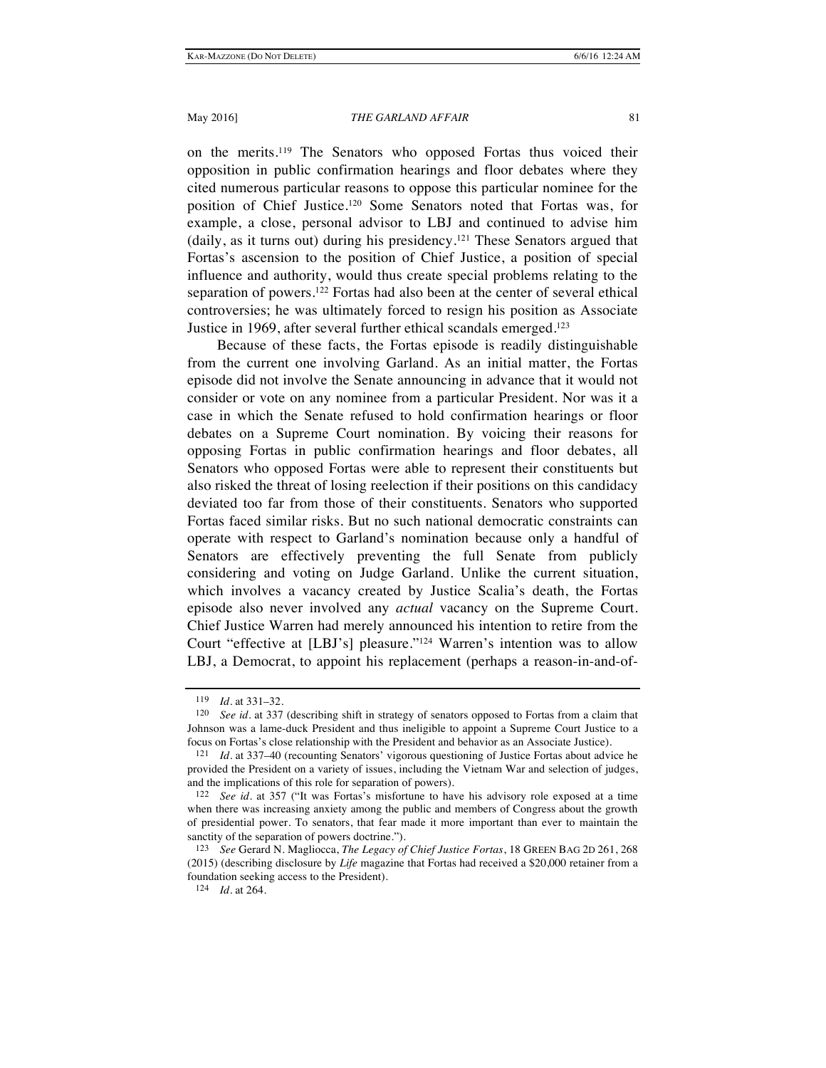on the merits.[119] The Senators who opposed Fortas thus voiced their opposition in public confirmation hearings and floor debates where they cited numerous particular reasons to oppose this particular nominee for the position of Chief Justice.[120] Some Senators noted that Fortas was, for example, a close, personal advisor to LBJ and continued to advise him (daily, as it turns out) during his presidency.[121] These Senators argued that Fortas's ascension to the position of Chief Justice, a position of special influence and authority, would thus create special problems relating to the separation of powers.[122] Fortas had also been at the center of several ethical controversies; he was ultimately forced to resign his position as Associate Justice in 1969, after several further ethical scandals emerged.[123]

Because of these facts, the Fortas episode is readily distinguishable from the current one involving Garland. As an initial matter, the Fortas episode did not involve the Senate announcing in advance that it would not consider or vote on any nominee from a particular President. Nor was it a case in which the Senate refused to hold confirmation hearings or floor debates on a Supreme Court nomination. By voicing their reasons for opposing Fortas in public confirmation hearings and floor debates, all Senators who opposed Fortas were able to represent their constituents but also risked the threat of losing reelection if their positions on this candidacy deviated too far from those of their constituents. Senators who supported Fortas faced similar risks. But no such national democratic constraints can operate with respect to Garland's nomination because only a handful of Senators are effectively preventing the full Senate from publicly considering and voting on Judge Garland. Unlike the current situation, which involves a vacancy created by Justice Scalia's death, the Fortas episode also never involved any *actual* vacancy on the Supreme Court. Chief Justice Warren had merely announced his intention to retire from the Court "effective at [LBJ's] pleasure."[124] Warren's intention was to allow LBJ, a Democrat, to appoint his replacement (perhaps a reason-in-and-of-

---

[119] *Id.* at 331–32.

[120] *See id.* at 337 (describing shift in strategy of senators opposed to Fortas from a claim that Johnson was a lame-duck President and thus ineligible to appoint a Supreme Court Justice to a focus on Fortas's close relationship with the President and behavior as an Associate Justice).

[121] *Id.* at 337–40 (recounting Senators' vigorous questioning of Justice Fortas about advice he provided the President on a variety of issues, including the Vietnam War and selection of judges, and the implications of this role for separation of powers).

[122] *See id.* at 357 ("It was Fortas's misfortune to have his advisory role exposed at a time when there was increasing anxiety among the public and members of Congress about the growth of presidential power. To senators, that fear made it more important than ever to maintain the sanctity of the separation of powers doctrine.").

[123] *See* Gerard N. Magliocca, *The Legacy of Chief Justice Fortas*, 18 GREEN BAG 2D 261, 268 (2015) (describing disclosure by *Life* magazine that Fortas had received a $20,000 retainer from a foundation seeking access to the President).

[124] *Id.* at 264.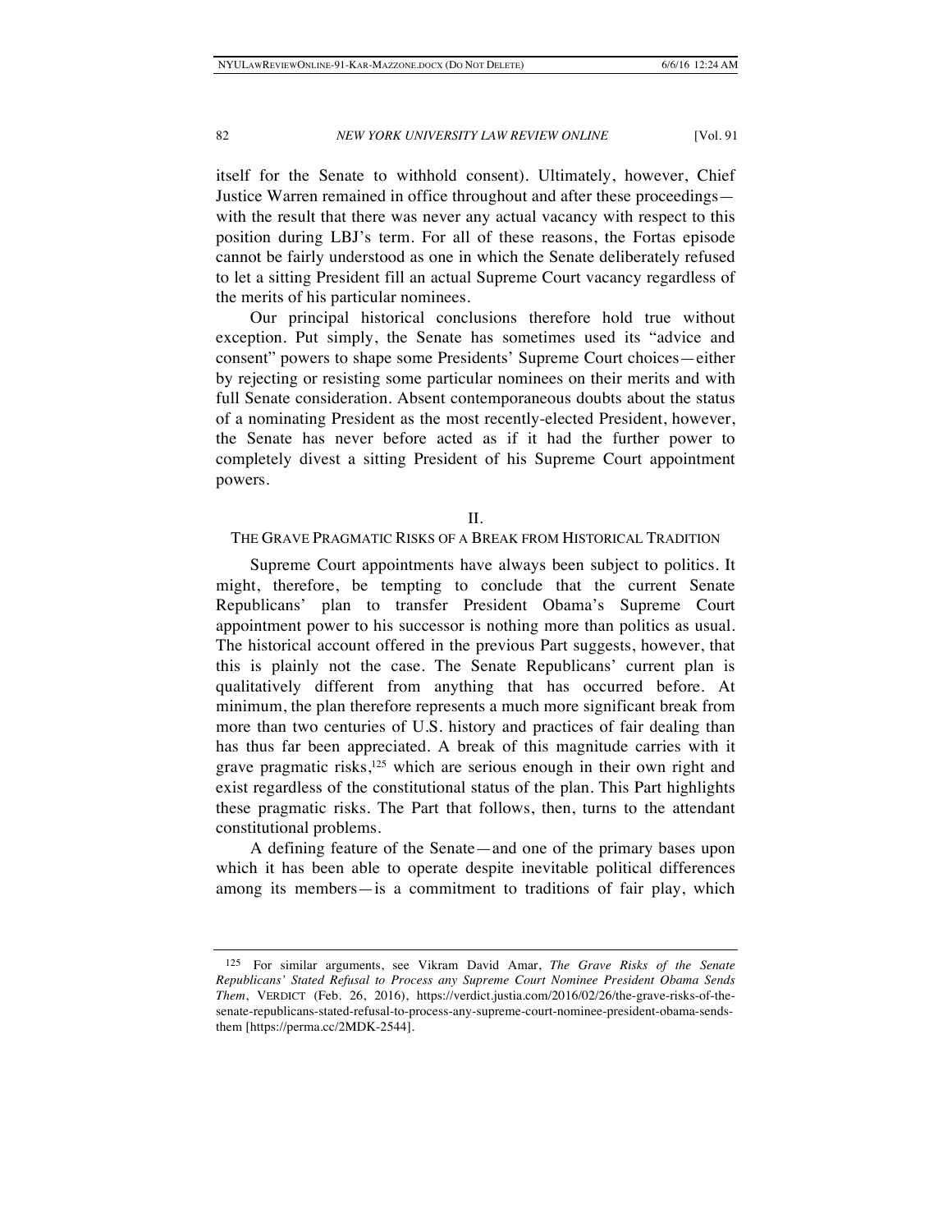itself for the Senate to withhold consent). Ultimately, however, Chief Justice Warren remained in office throughout and after these proceedings—with the result that there was never any actual vacancy with respect to this position during LBJ's term. For all of these reasons, the Fortas episode cannot be fairly understood as one in which the Senate deliberately refused to let a sitting President fill an actual Supreme Court vacancy regardless of the merits of his particular nominees.

Our principal historical conclusions therefore hold true without exception. Put simply, the Senate has sometimes used its "advice and consent" powers to shape some Presidents' Supreme Court choices—either by rejecting or resisting some particular nominees on their merits and with full Senate consideration. Absent contemporaneous doubts about the status of a nominating President as the most recently-elected President, however, the Senate has never before acted as if it had the further power to completely divest a sitting President of his Supreme Court appointment powers.

## II.
## THE GRAVE PRAGMATIC RISKS OF A BREAK FROM HISTORICAL TRADITION

Supreme Court appointments have always been subject to politics. It might, therefore, be tempting to conclude that the current Senate Republicans' plan to transfer President Obama's Supreme Court appointment power to his successor is nothing more than politics as usual. The historical account offered in the previous Part suggests, however, that this is plainly not the case. The Senate Republicans' current plan is qualitatively different from anything that has occurred before. At minimum, the plan therefore represents a much more significant break from more than two centuries of U.S. history and practices of fair dealing than has thus far been appreciated. A break of this magnitude carries with it grave pragmatic risks,[125] which are serious enough in their own right and exist regardless of the constitutional status of the plan. This Part highlights these pragmatic risks. The Part that follows, then, turns to the attendant constitutional problems.

A defining feature of the Senate—and one of the primary bases upon which it has been able to operate despite inevitable political differences among its members—is a commitment to traditions of fair play, which

[125] For similar arguments, see Vikram David Amar, *The Grave Risks of the Senate Republicans' Stated Refusal to Process any Supreme Court Nominee President Obama Sends Them*, VERDICT (Feb. 26, 2016), https://verdict.justia.com/2016/02/26/the-grave-risks-of-the-senate-republicans-stated-refusal-to-process-any-supreme-court-nominee-president-obama-sends-them [https://perma.cc/2MDK-2544].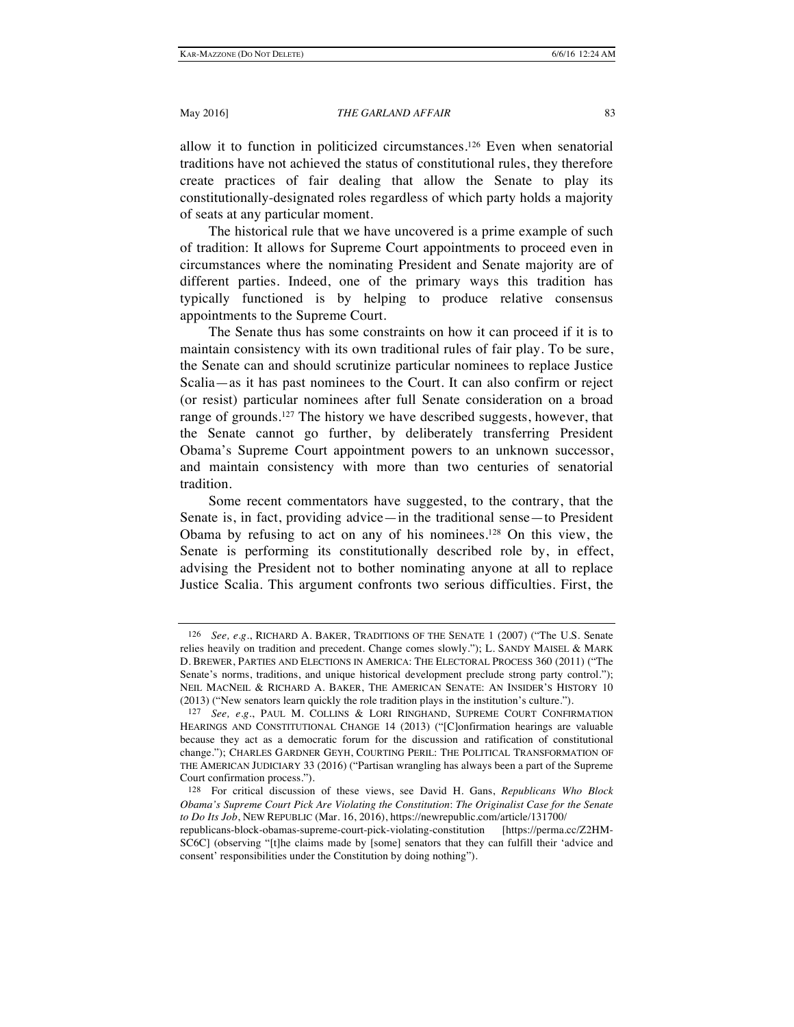allow it to function in politicized circumstances.[126] Even when senatorial traditions have not achieved the status of constitutional rules, they therefore create practices of fair dealing that allow the Senate to play its constitutionally-designated roles regardless of which party holds a majority of seats at any particular moment.

The historical rule that we have uncovered is a prime example of such of tradition: It allows for Supreme Court appointments to proceed even in circumstances where the nominating President and Senate majority are of different parties. Indeed, one of the primary ways this tradition has typically functioned is by helping to produce relative consensus appointments to the Supreme Court.

The Senate thus has some constraints on how it can proceed if it is to maintain consistency with its own traditional rules of fair play. To be sure, the Senate can and should scrutinize particular nominees to replace Justice Scalia—as it has past nominees to the Court. It can also confirm or reject (or resist) particular nominees after full Senate consideration on a broad range of grounds.[127] The history we have described suggests, however, that the Senate cannot go further, by deliberately transferring President Obama's Supreme Court appointment powers to an unknown successor, and maintain consistency with more than two centuries of senatorial tradition.

Some recent commentators have suggested, to the contrary, that the Senate is, in fact, providing advice—in the traditional sense—to President Obama by refusing to act on any of his nominees.[128] On this view, the Senate is performing its constitutionally described role by, in effect, advising the President not to bother nominating anyone at all to replace Justice Scalia. This argument confronts two serious difficulties. First, the

---

126 *See, e.g.*, RICHARD A. BAKER, TRADITIONS OF THE SENATE 1 (2007) ("The U.S. Senate relies heavily on tradition and precedent. Change comes slowly."); L. SANDY MAISEL & MARK D. BREWER, PARTIES AND ELECTIONS IN AMERICA: THE ELECTORAL PROCESS 360 (2011) ("The Senate's norms, traditions, and unique historical development preclude strong party control."); NEIL MACNEIL & RICHARD A. BAKER, THE AMERICAN SENATE: AN INSIDER'S HISTORY 10 (2013) ("New senators learn quickly the role tradition plays in the institution's culture.").

127 *See, e.g.*, PAUL M. COLLINS & LORI RINGHAND, SUPREME COURT CONFIRMATION HEARINGS AND CONSTITUTIONAL CHANGE 14 (2013) ("[C]onfirmation hearings are valuable because they act as a democratic forum for the discussion and ratification of constitutional change."); CHARLES GARDNER GEYH, COURTING PERIL: THE POLITICAL TRANSFORMATION OF THE AMERICAN JUDICIARY 33 (2016) ("Partisan wrangling has always been a part of the Supreme Court confirmation process.").

128 For critical discussion of these views, see David H. Gans, *Republicans Who Block Obama's Supreme Court Pick Are Violating the Constitution*: *The Originalist Case for the Senate to Do Its Job*, NEW REPUBLIC (Mar. 16, 2016), https://newrepublic.com/article/131700/republicans-block-obamas-supreme-court-pick-violating-constitution [https://perma.cc/Z2HM-SC6C] (observing "[t]he claims made by [some] senators that they can fulfill their 'advice and consent' responsibilities under the Constitution by doing nothing").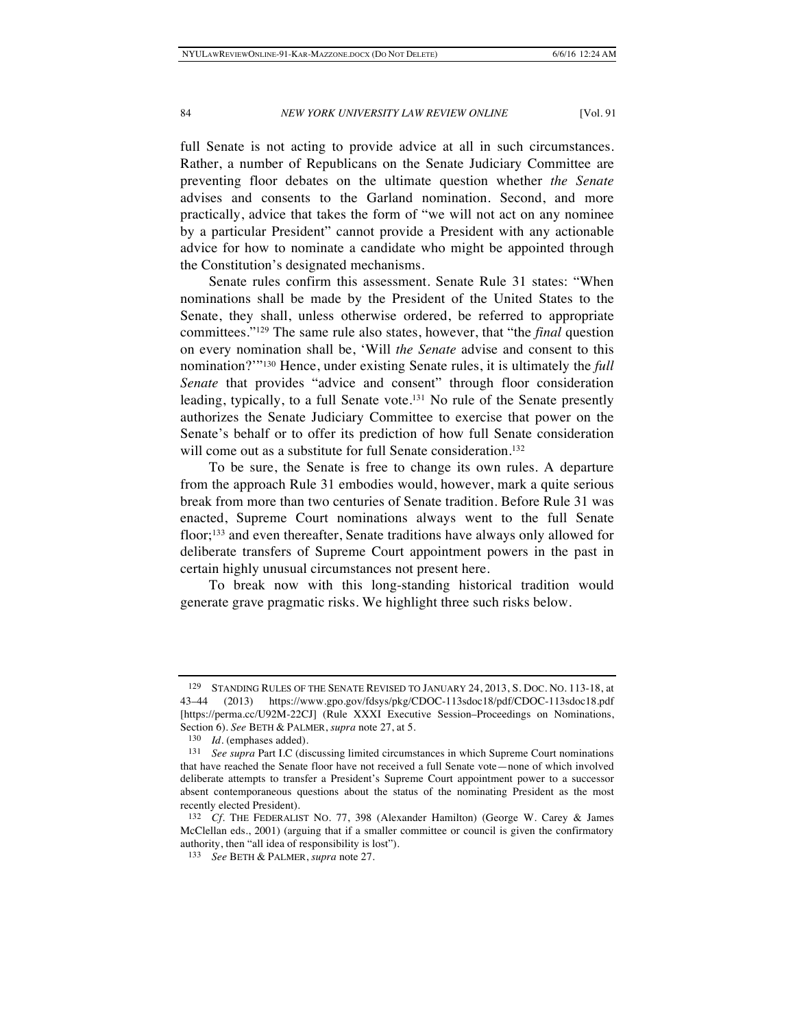full Senate is not acting to provide advice at all in such circumstances. Rather, a number of Republicans on the Senate Judiciary Committee are preventing floor debates on the ultimate question whether *the Senate* advises and consents to the Garland nomination. Second, and more practically, advice that takes the form of "we will not act on any nominee by a particular President" cannot provide a President with any actionable advice for how to nominate a candidate who might be appointed through the Constitution's designated mechanisms.

Senate rules confirm this assessment. Senate Rule 31 states: "When nominations shall be made by the President of the United States to the Senate, they shall, unless otherwise ordered, be referred to appropriate committees."[129] The same rule also states, however, that "the *final* question on every nomination shall be, 'Will *the Senate* advise and consent to this nomination?'"[130] Hence, under existing Senate rules, it is ultimately the *full Senate* that provides "advice and consent" through floor consideration leading, typically, to a full Senate vote.[131] No rule of the Senate presently authorizes the Senate Judiciary Committee to exercise that power on the Senate's behalf or to offer its prediction of how full Senate consideration will come out as a substitute for full Senate consideration.[132]

To be sure, the Senate is free to change its own rules. A departure from the approach Rule 31 embodies would, however, mark a quite serious break from more than two centuries of Senate tradition. Before Rule 31 was enacted, Supreme Court nominations always went to the full Senate floor;[133] and even thereafter, Senate traditions have always only allowed for deliberate transfers of Supreme Court appointment powers in the past in certain highly unusual circumstances not present here.

To break now with this long-standing historical tradition would generate grave pragmatic risks. We highlight three such risks below.

---

[129] STANDING RULES OF THE SENATE REVISED TO JANUARY 24, 2013, S. DOC. NO. 113-18, at 43–44 (2013) https://www.gpo.gov/fdsys/pkg/CDOC-113sdoc18/pdf/CDOC-113sdoc18.pdf [https://perma.cc/U92M-22CJ] (Rule XXXI Executive Session–Proceedings on Nominations, Section 6). *See* BETH & PALMER, *supra* note 27, at 5.

[130] *Id.* (emphases added).

[131] *See supra* Part I.C (discussing limited circumstances in which Supreme Court nominations that have reached the Senate floor have not received a full Senate vote—none of which involved deliberate attempts to transfer a President's Supreme Court appointment power to a successor absent contemporaneous questions about the status of the nominating President as the most recently elected President).

[132] *Cf.* THE FEDERALIST NO. 77, 398 (Alexander Hamilton) (George W. Carey & James McClellan eds., 2001) (arguing that if a smaller committee or council is given the confirmatory authority, then "all idea of responsibility is lost").

[133] *See* BETH & PALMER, *supra* note 27.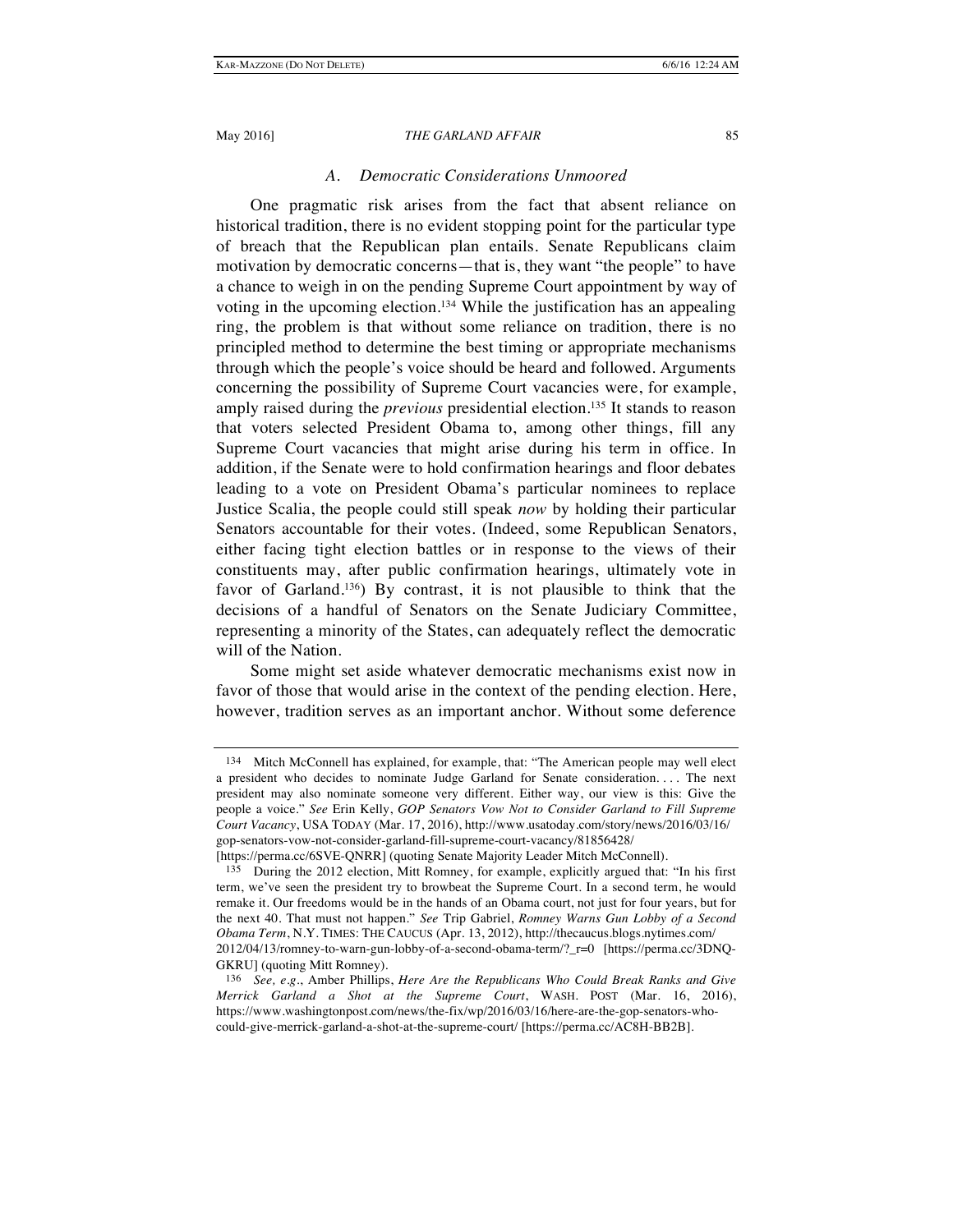### A. *Democratic Considerations Unmoored*

One pragmatic risk arises from the fact that absent reliance on historical tradition, there is no evident stopping point for the particular type of breach that the Republican plan entails. Senate Republicans claim motivation by democratic concerns—that is, they want "the people" to have a chance to weigh in on the pending Supreme Court appointment by way of voting in the upcoming election.[134] While the justification has an appealing ring, the problem is that without some reliance on tradition, there is no principled method to determine the best timing or appropriate mechanisms through which the people's voice should be heard and followed. Arguments concerning the possibility of Supreme Court vacancies were, for example, amply raised during the *previous* presidential election.[135] It stands to reason that voters selected President Obama to, among other things, fill any Supreme Court vacancies that might arise during his term in office. In addition, if the Senate were to hold confirmation hearings and floor debates leading to a vote on President Obama's particular nominees to replace Justice Scalia, the people could still speak *now* by holding their particular Senators accountable for their votes. (Indeed, some Republican Senators, either facing tight election battles or in response to the views of their constituents may, after public confirmation hearings, ultimately vote in favor of Garland.[136]) By contrast, it is not plausible to think that the decisions of a handful of Senators on the Senate Judiciary Committee, representing a minority of the States, can adequately reflect the democratic will of the Nation.

Some might set aside whatever democratic mechanisms exist now in favor of those that would arise in the context of the pending election. Here, however, tradition serves as an important anchor. Without some deference

---

134 Mitch McConnell has explained, for example, that: "The American people may well elect a president who decides to nominate Judge Garland for Senate consideration. . . . The next president may also nominate someone very different. Either way, our view is this: Give the people a voice." *See* Erin Kelly, *GOP Senators Vow Not to Consider Garland to Fill Supreme Court Vacancy*, USA TODAY (Mar. 17, 2016), http://www.usatoday.com/story/news/2016/03/16/gop-senators-vow-not-consider-garland-fill-supreme-court-vacancy/81856428/ [https://perma.cc/6SVE-QNRR] (quoting Senate Majority Leader Mitch McConnell).

135 During the 2012 election, Mitt Romney, for example, explicitly argued that: "In his first term, we've seen the president try to browbeat the Supreme Court. In a second term, he would remake it. Our freedoms would be in the hands of an Obama court, not just for four years, but for the next 40. That must not happen." *See* Trip Gabriel, *Romney Warns Gun Lobby of a Second Obama Term*, N.Y. TIMES: THE CAUCUS (Apr. 13, 2012), http://thecaucus.blogs.nytimes.com/2012/04/13/romney-to-warn-gun-lobby-of-a-second-obama-term/?_r=0 [https://perma.cc/3DNQ-GKRU] (quoting Mitt Romney).

136 *See, e.g.*, Amber Phillips, *Here Are the Republicans Who Could Break Ranks and Give Merrick Garland a Shot at the Supreme Court*, WASH. POST (Mar. 16, 2016), https://www.washingtonpost.com/news/the-fix/wp/2016/03/16/here-are-the-gop-senators-who-could-give-merrick-garland-a-shot-at-the-supreme-court/ [https://perma.cc/AC8H-BB2B].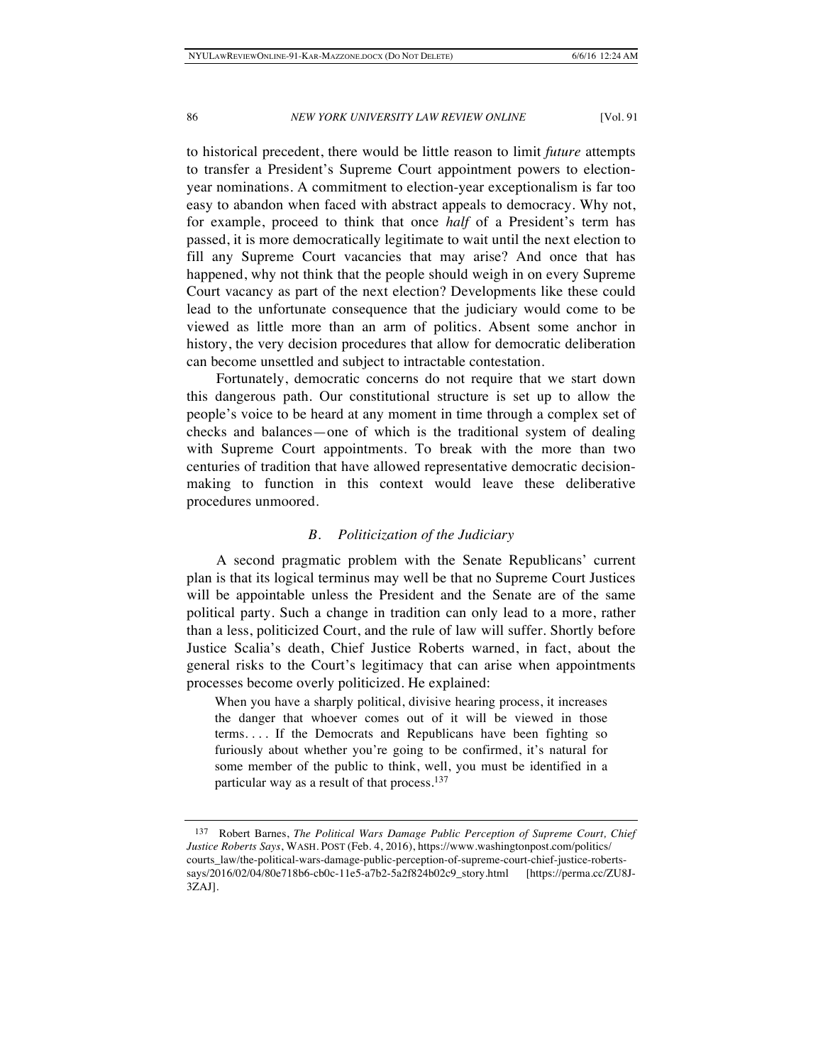to historical precedent, there would be little reason to limit *future* attempts to transfer a President's Supreme Court appointment powers to election-year nominations. A commitment to election-year exceptionalism is far too easy to abandon when faced with abstract appeals to democracy. Why not, for example, proceed to think that once *half* of a President's term has passed, it is more democratically legitimate to wait until the next election to fill any Supreme Court vacancies that may arise? And once that has happened, why not think that the people should weigh in on every Supreme Court vacancy as part of the next election? Developments like these could lead to the unfortunate consequence that the judiciary would come to be viewed as little more than an arm of politics. Absent some anchor in history, the very decision procedures that allow for democratic deliberation can become unsettled and subject to intractable contestation.

Fortunately, democratic concerns do not require that we start down this dangerous path. Our constitutional structure is set up to allow the people's voice to be heard at any moment in time through a complex set of checks and balances—one of which is the traditional system of dealing with Supreme Court appointments. To break with the more than two centuries of tradition that have allowed representative democratic decision-making to function in this context would leave these deliberative procedures unmoored.

### *B. Politicization of the Judiciary*

A second pragmatic problem with the Senate Republicans' current plan is that its logical terminus may well be that no Supreme Court Justices will be appointable unless the President and the Senate are of the same political party. Such a change in tradition can only lead to a more, rather than a less, politicized Court, and the rule of law will suffer. Shortly before Justice Scalia's death, Chief Justice Roberts warned, in fact, about the general risks to the Court's legitimacy that can arise when appointments processes become overly politicized. He explained:

> When you have a sharply political, divisive hearing process, it increases the danger that whoever comes out of it will be viewed in those terms. . . . If the Democrats and Republicans have been fighting so furiously about whether you're going to be confirmed, it's natural for some member of the public to think, well, you must be identified in a particular way as a result of that process.[137]

---

[137] Robert Barnes, *The Political Wars Damage Public Perception of Supreme Court, Chief Justice Roberts Says*, WASH. POST (Feb. 4, 2016), https://www.washingtonpost.com/politics/courts_law/the-political-wars-damage-public-perception-of-supreme-court-chief-justice-roberts-says/2016/02/04/80e718b6-cb0c-11e5-a7b2-5a2f824b02c9_story.html [https://perma.cc/ZU8J-3ZAJ].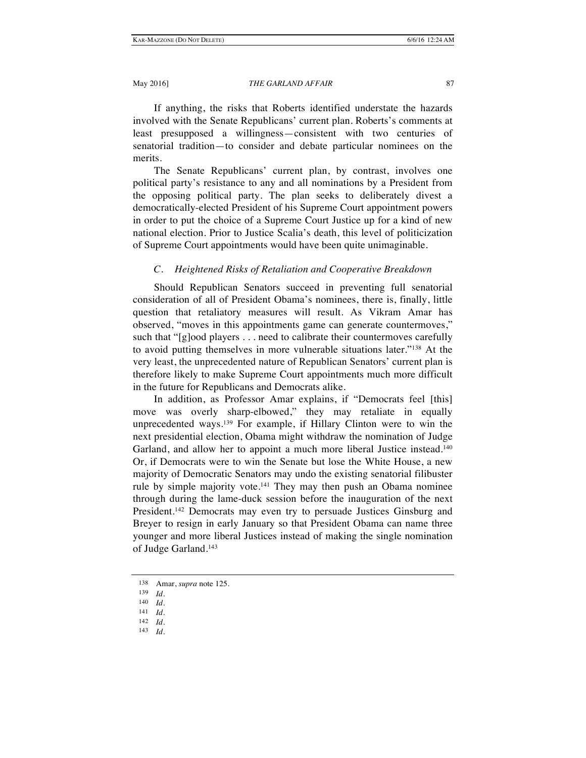If anything, the risks that Roberts identified understate the hazards involved with the Senate Republicans' current plan. Roberts's comments at least presupposed a willingness—consistent with two centuries of senatorial tradition—to consider and debate particular nominees on the merits.

The Senate Republicans' current plan, by contrast, involves one political party's resistance to any and all nominations by a President from the opposing political party. The plan seeks to deliberately divest a democratically-elected President of his Supreme Court appointment powers in order to put the choice of a Supreme Court Justice up for a kind of new national election. Prior to Justice Scalia's death, this level of politicization of Supreme Court appointments would have been quite unimaginable.

### *C. Heightened Risks of Retaliation and Cooperative Breakdown*

Should Republican Senators succeed in preventing full senatorial consideration of all of President Obama's nominees, there is, finally, little question that retaliatory measures will result. As Vikram Amar has observed, "moves in this appointments game can generate countermoves," such that "[g]ood players . . . need to calibrate their countermoves carefully to avoid putting themselves in more vulnerable situations later."[138] At the very least, the unprecedented nature of Republican Senators' current plan is therefore likely to make Supreme Court appointments much more difficult in the future for Republicans and Democrats alike.

In addition, as Professor Amar explains, if "Democrats feel [this] move was overly sharp-elbowed," they may retaliate in equally unprecedented ways.[139] For example, if Hillary Clinton were to win the next presidential election, Obama might withdraw the nomination of Judge Garland, and allow her to appoint a much more liberal Justice instead.[140] Or, if Democrats were to win the Senate but lose the White House, a new majority of Democratic Senators may undo the existing senatorial filibuster rule by simple majority vote.[141] They may then push an Obama nominee through during the lame-duck session before the inauguration of the next President.[142] Democrats may even try to persuade Justices Ginsburg and Breyer to resign in early January so that President Obama can name three younger and more liberal Justices instead of making the single nomination of Judge Garland.[143]

---

138 Amar, *supra* note 125.

139 *Id.*

140 *Id.*

141 *Id.*

142 *Id.*

143 *Id.*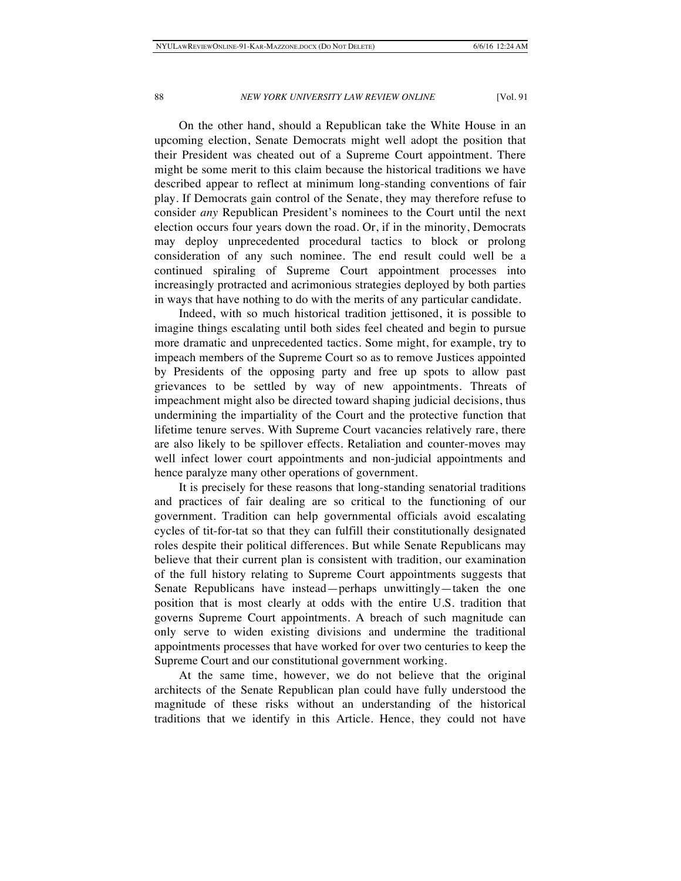On the other hand, should a Republican take the White House in an upcoming election, Senate Democrats might well adopt the position that their President was cheated out of a Supreme Court appointment. There might be some merit to this claim because the historical traditions we have described appear to reflect at minimum long-standing conventions of fair play. If Democrats gain control of the Senate, they may therefore refuse to consider *any* Republican President's nominees to the Court until the next election occurs four years down the road. Or, if in the minority, Democrats may deploy unprecedented procedural tactics to block or prolong consideration of any such nominee. The end result could well be a continued spiraling of Supreme Court appointment processes into increasingly protracted and acrimonious strategies deployed by both parties in ways that have nothing to do with the merits of any particular candidate.

Indeed, with so much historical tradition jettisoned, it is possible to imagine things escalating until both sides feel cheated and begin to pursue more dramatic and unprecedented tactics. Some might, for example, try to impeach members of the Supreme Court so as to remove Justices appointed by Presidents of the opposing party and free up spots to allow past grievances to be settled by way of new appointments. Threats of impeachment might also be directed toward shaping judicial decisions, thus undermining the impartiality of the Court and the protective function that lifetime tenure serves. With Supreme Court vacancies relatively rare, there are also likely to be spillover effects. Retaliation and counter-moves may well infect lower court appointments and non-judicial appointments and hence paralyze many other operations of government.

It is precisely for these reasons that long-standing senatorial traditions and practices of fair dealing are so critical to the functioning of our government. Tradition can help governmental officials avoid escalating cycles of tit-for-tat so that they can fulfill their constitutionally designated roles despite their political differences. But while Senate Republicans may believe that their current plan is consistent with tradition, our examination of the full history relating to Supreme Court appointments suggests that Senate Republicans have instead—perhaps unwittingly—taken the one position that is most clearly at odds with the entire U.S. tradition that governs Supreme Court appointments. A breach of such magnitude can only serve to widen existing divisions and undermine the traditional appointments processes that have worked for over two centuries to keep the Supreme Court and our constitutional government working.

At the same time, however, we do not believe that the original architects of the Senate Republican plan could have fully understood the magnitude of these risks without an understanding of the historical traditions that we identify in this Article. Hence, they could not have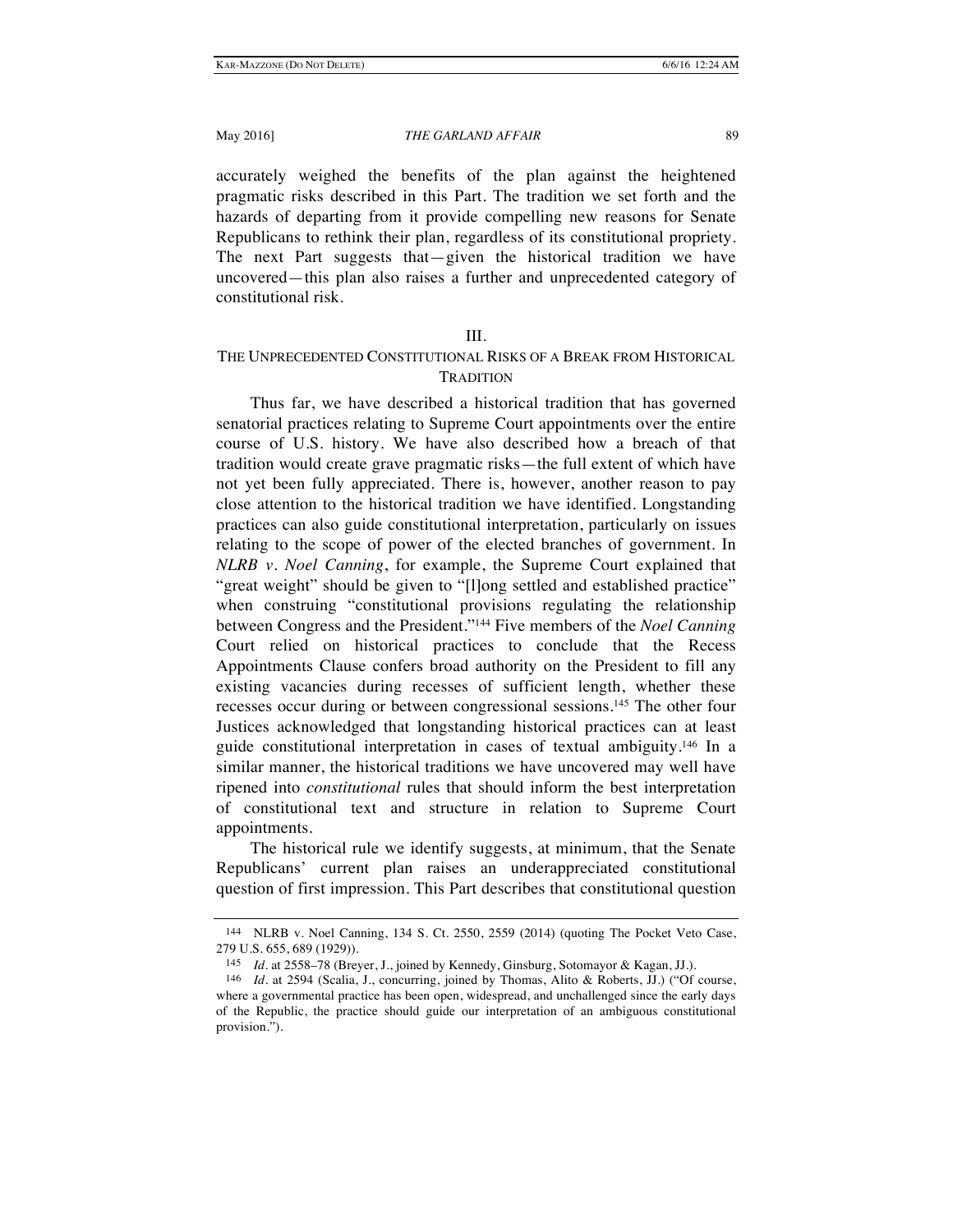accurately weighed the benefits of the plan against the heightened pragmatic risks described in this Part. The tradition we set forth and the hazards of departing from it provide compelling new reasons for Senate Republicans to rethink their plan, regardless of its constitutional propriety. The next Part suggests that—given the historical tradition we have uncovered—this plan also raises a further and unprecedented category of constitutional risk.

## III.
## THE UNPRECEDENTED CONSTITUTIONAL RISKS OF A BREAK FROM HISTORICAL TRADITION

Thus far, we have described a historical tradition that has governed senatorial practices relating to Supreme Court appointments over the entire course of U.S. history. We have also described how a breach of that tradition would create grave pragmatic risks—the full extent of which have not yet been fully appreciated. There is, however, another reason to pay close attention to the historical tradition we have identified. Longstanding practices can also guide constitutional interpretation, particularly on issues relating to the scope of power of the elected branches of government. In *NLRB v. Noel Canning*, for example, the Supreme Court explained that "great weight" should be given to "[l]ong settled and established practice" when construing "constitutional provisions regulating the relationship between Congress and the President."[144] Five members of the *Noel Canning* Court relied on historical practices to conclude that the Recess Appointments Clause confers broad authority on the President to fill any existing vacancies during recesses of sufficient length, whether these recesses occur during or between congressional sessions.[145] The other four Justices acknowledged that longstanding historical practices can at least guide constitutional interpretation in cases of textual ambiguity.[146] In a similar manner, the historical traditions we have uncovered may well have ripened into *constitutional* rules that should inform the best interpretation of constitutional text and structure in relation to Supreme Court appointments.

The historical rule we identify suggests, at minimum, that the Senate Republicans' current plan raises an underappreciated constitutional question of first impression. This Part describes that constitutional question

---

144 NLRB v. Noel Canning, 134 S. Ct. 2550, 2559 (2014) (quoting The Pocket Veto Case, 279 U.S. 655, 689 (1929)).

145 *Id.* at 2558–78 (Breyer, J., joined by Kennedy, Ginsburg, Sotomayor & Kagan, JJ.).

146 *Id.* at 2594 (Scalia, J., concurring, joined by Thomas, Alito & Roberts, JJ.) ("Of course, where a governmental practice has been open, widespread, and unchallenged since the early days of the Republic, the practice should guide our interpretation of an ambiguous constitutional provision.").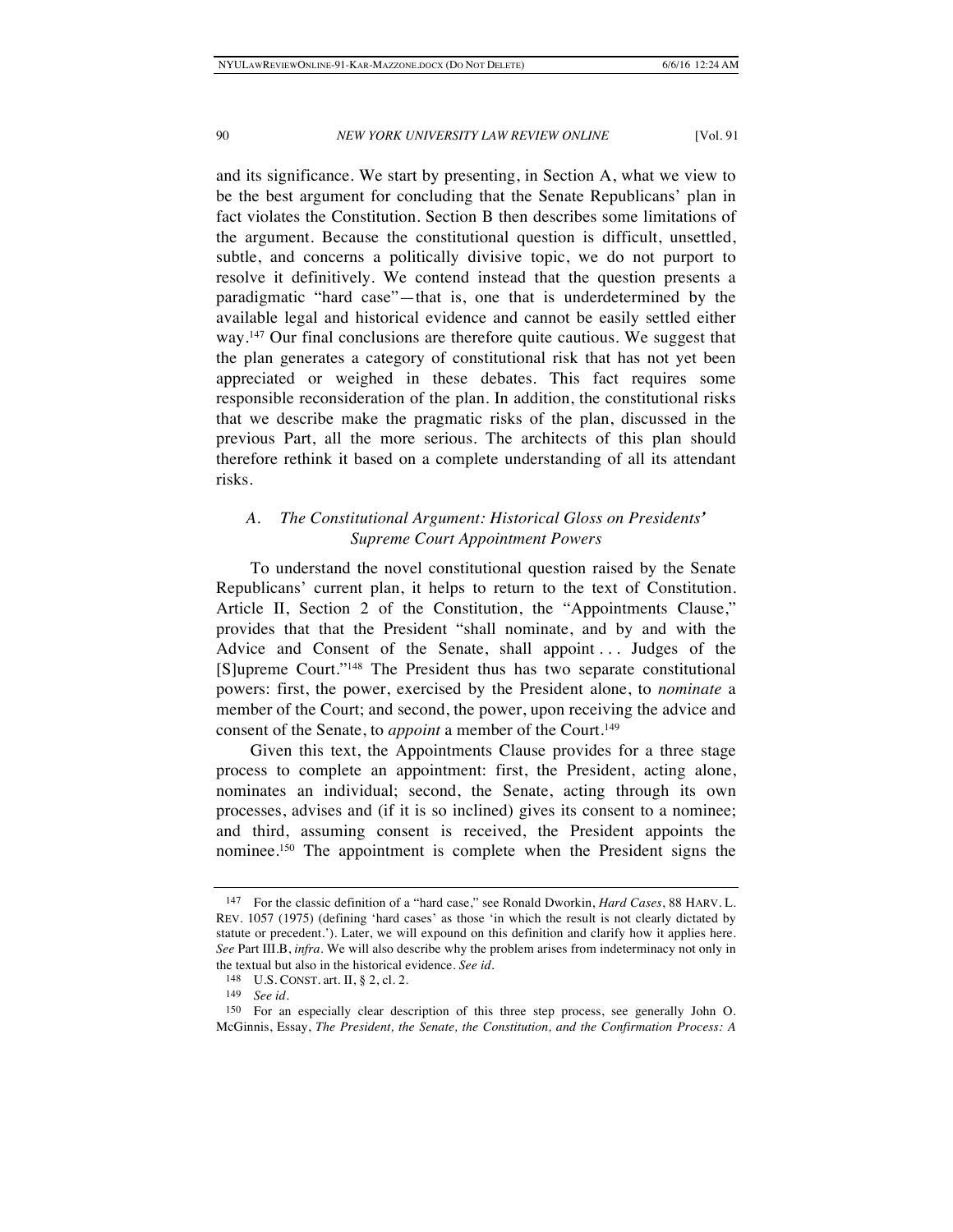and its significance. We start by presenting, in Section A, what we view to be the best argument for concluding that the Senate Republicans' plan in fact violates the Constitution. Section B then describes some limitations of the argument. Because the constitutional question is difficult, unsettled, subtle, and concerns a politically divisive topic, we do not purport to resolve it definitively. We contend instead that the question presents a paradigmatic "hard case"—that is, one that is underdetermined by the available legal and historical evidence and cannot be easily settled either way.[147] Our final conclusions are therefore quite cautious. We suggest that the plan generates a category of constitutional risk that has not yet been appreciated or weighed in these debates. This fact requires some responsible reconsideration of the plan. In addition, the constitutional risks that we describe make the pragmatic risks of the plan, discussed in the previous Part, all the more serious. The architects of this plan should therefore rethink it based on a complete understanding of all its attendant risks.

## *A. The Constitutional Argument: Historical Gloss on Presidents' Supreme Court Appointment Powers*

To understand the novel constitutional question raised by the Senate Republicans' current plan, it helps to return to the text of Constitution. Article II, Section 2 of the Constitution, the "Appointments Clause," provides that that the President "shall nominate, and by and with the Advice and Consent of the Senate, shall appoint . . . Judges of the [S]upreme Court."[148] The President thus has two separate constitutional powers: first, the power, exercised by the President alone, to *nominate* a member of the Court; and second, the power, upon receiving the advice and consent of the Senate, to *appoint* a member of the Court.[149]

Given this text, the Appointments Clause provides for a three stage process to complete an appointment: first, the President, acting alone, nominates an individual; second, the Senate, acting through its own processes, advises and (if it is so inclined) gives its consent to a nominee; and third, assuming consent is received, the President appoints the nominee.[150] The appointment is complete when the President signs the

---

147 For the classic definition of a "hard case," see Ronald Dworkin, *Hard Cases*, 88 HARV. L. REV. 1057 (1975) (defining 'hard cases' as those 'in which the result is not clearly dictated by statute or precedent.'). Later, we will expound on this definition and clarify how it applies here. *See* Part III.B, *infra*. We will also describe why the problem arises from indeterminacy not only in the textual but also in the historical evidence. *See id.*

148 U.S. CONST. art. II, § 2, cl. 2.

149 *See id.*

150 For an especially clear description of this three step process, see generally John O. McGinnis, Essay, *The President, the Senate, the Constitution, and the Confirmation Process: A*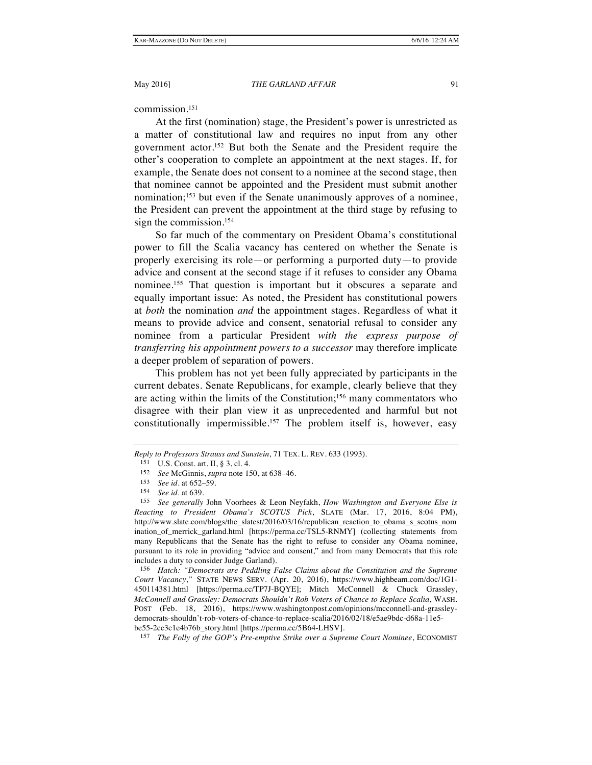commission.[151]

At the first (nomination) stage, the President's power is unrestricted as a matter of constitutional law and requires no input from any other government actor.[152] But both the Senate and the President require the other's cooperation to complete an appointment at the next stages. If, for example, the Senate does not consent to a nominee at the second stage, then that nominee cannot be appointed and the President must submit another nomination;[153] but even if the Senate unanimously approves of a nominee, the President can prevent the appointment at the third stage by refusing to sign the commission.[154]

So far much of the commentary on President Obama's constitutional power to fill the Scalia vacancy has centered on whether the Senate is properly exercising its role—or performing a purported duty—to provide advice and consent at the second stage if it refuses to consider any Obama nominee.[155] That question is important but it obscures a separate and equally important issue: As noted, the President has constitutional powers at *both* the nomination *and* the appointment stages. Regardless of what it means to provide advice and consent, senatorial refusal to consider any nominee from a particular President *with the express purpose of transferring his appointment powers to a successor* may therefore implicate a deeper problem of separation of powers.

This problem has not yet been fully appreciated by participants in the current debates. Senate Republicans, for example, clearly believe that they are acting within the limits of the Constitution;[156] many commentators who disagree with their plan view it as unprecedented and harmful but not constitutionally impermissible.[157] The problem itself is, however, easy

---

*Reply to Professors Strauss and Sunstein*, 71 TEX. L. REV. 633 (1993).

151 U.S. Const. art. II, § 3, cl. 4.

152 *See* McGinnis, *supra* note 150, at 638–46.

153 *See id.* at 652–59.

154 *See id.* at 639.

155 *See generally* John Voorhees & Leon Neyfakh, *How Washington and Everyone Else is Reacting to President Obama's SCOTUS Pick*, SLATE (Mar. 17, 2016, 8:04 PM), http://www.slate.com/blogs/the_slatest/2016/03/16/republican_reaction_to_obama_s_scotus_nomination_of_merrick_garland.html [https://perma.cc/TSL5-RNMY] (collecting statements from many Republicans that the Senate has the right to refuse to consider any Obama nominee, pursuant to its role in providing "advice and consent," and from many Democrats that this role includes a duty to consider Judge Garland).

156 *Hatch: "Democrats are Peddling False Claims about the Constitution and the Supreme Court Vacancy,"* STATE NEWS SERV. (Apr. 20, 2016), https://www.highbeam.com/doc/1G1-450114381.html [https://perma.cc/TP7J-BQYE]; Mitch McConnell & Chuck Grassley, *McConnell and Grassley: Democrats Shouldn't Rob Voters of Chance to Replace Scalia*, WASH. POST (Feb. 18, 2016), https://www.washingtonpost.com/opinions/mcconnell-and-grassley-democrats-shouldn't-rob-voters-of-chance-to-replace-scalia/2016/02/18/e5ae9bdc-d68a-11e5-be55-2cc3c1e4b76b_story.html [https://perma.cc/5B64-LHSV].

157 *The Folly of the GOP's Pre-emptive Strike over a Supreme Court Nominee*, ECONOMIST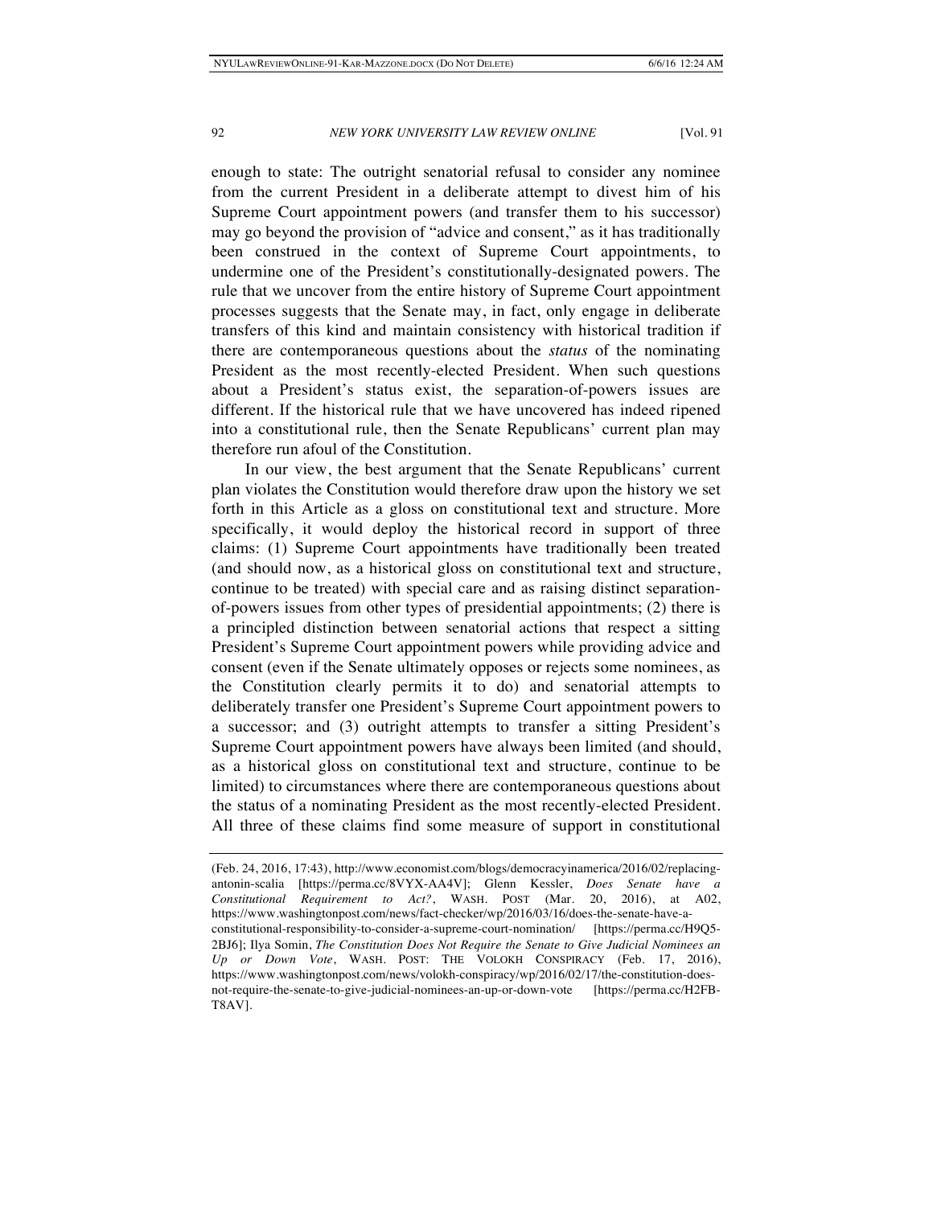enough to state: The outright senatorial refusal to consider any nominee from the current President in a deliberate attempt to divest him of his Supreme Court appointment powers (and transfer them to his successor) may go beyond the provision of "advice and consent," as it has traditionally been construed in the context of Supreme Court appointments, to undermine one of the President's constitutionally-designated powers. The rule that we uncover from the entire history of Supreme Court appointment processes suggests that the Senate may, in fact, only engage in deliberate transfers of this kind and maintain consistency with historical tradition if there are contemporaneous questions about the *status* of the nominating President as the most recently-elected President. When such questions about a President's status exist, the separation-of-powers issues are different. If the historical rule that we have uncovered has indeed ripened into a constitutional rule, then the Senate Republicans' current plan may therefore run afoul of the Constitution.

In our view, the best argument that the Senate Republicans' current plan violates the Constitution would therefore draw upon the history we set forth in this Article as a gloss on constitutional text and structure. More specifically, it would deploy the historical record in support of three claims: (1) Supreme Court appointments have traditionally been treated (and should now, as a historical gloss on constitutional text and structure, continue to be treated) with special care and as raising distinct separation-of-powers issues from other types of presidential appointments; (2) there is a principled distinction between senatorial actions that respect a sitting President's Supreme Court appointment powers while providing advice and consent (even if the Senate ultimately opposes or rejects some nominees, as the Constitution clearly permits it to do) and senatorial attempts to deliberately transfer one President's Supreme Court appointment powers to a successor; and (3) outright attempts to transfer a sitting President's Supreme Court appointment powers have always been limited (and should, as a historical gloss on constitutional text and structure, continue to be limited) to circumstances where there are contemporaneous questions about the status of a nominating President as the most recently-elected President. All three of these claims find some measure of support in constitutional

(Feb. 24, 2016, 17:43), http://www.economist.com/blogs/democracyinamerica/2016/02/replacing-antonin-scalia [https://perma.cc/8VYX-AA4V]; Glenn Kessler, *Does Senate have a Constitutional Requirement to Act?*, WASH. POST (Mar. 20, 2016), at A02, https://www.washingtonpost.com/news/fact-checker/wp/2016/03/16/does-the-senate-have-a-constitutional-responsibility-to-consider-a-supreme-court-nomination/ [https://perma.cc/H9Q5-2BJ6]; Ilya Somin, *The Constitution Does Not Require the Senate to Give Judicial Nominees an Up or Down Vote*, WASH. POST: THE VOLOKH CONSPIRACY (Feb. 17, 2016), https://www.washingtonpost.com/news/volokh-conspiracy/wp/2016/02/17/the-constitution-does-not-require-the-senate-to-give-judicial-nominees-an-up-or-down-vote [https://perma.cc/H2FB-T8AV].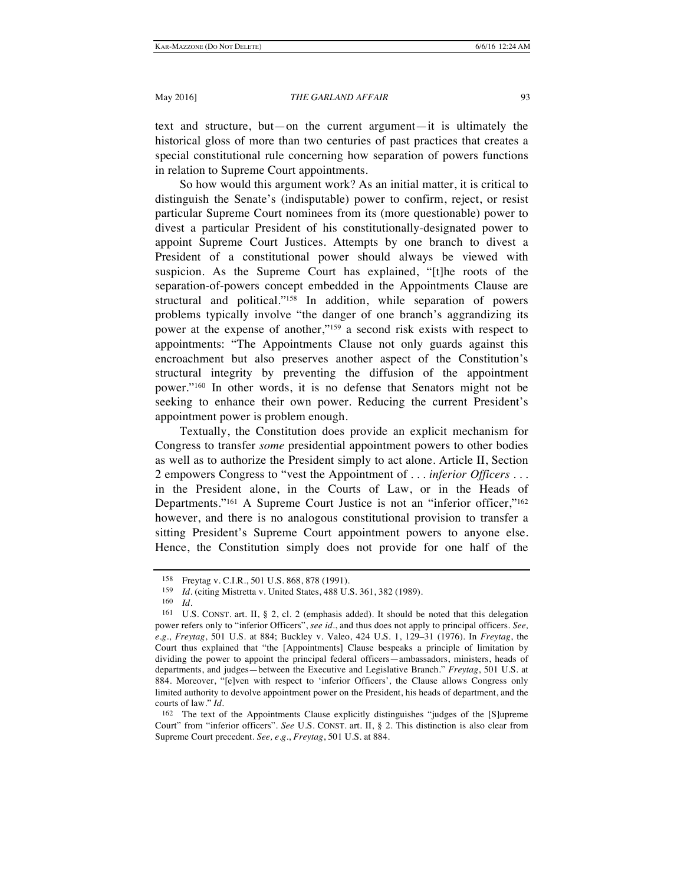text and structure, but—on the current argument—it is ultimately the historical gloss of more than two centuries of past practices that creates a special constitutional rule concerning how separation of powers functions in relation to Supreme Court appointments.

So how would this argument work? As an initial matter, it is critical to distinguish the Senate's (indisputable) power to confirm, reject, or resist particular Supreme Court nominees from its (more questionable) power to divest a particular President of his constitutionally-designated power to appoint Supreme Court Justices. Attempts by one branch to divest a President of a constitutional power should always be viewed with suspicion. As the Supreme Court has explained, "[t]he roots of the separation-of-powers concept embedded in the Appointments Clause are structural and political."[158] In addition, while separation of powers problems typically involve "the danger of one branch's aggrandizing its power at the expense of another,"[159] a second risk exists with respect to appointments: "The Appointments Clause not only guards against this encroachment but also preserves another aspect of the Constitution's structural integrity by preventing the diffusion of the appointment power."[160] In other words, it is no defense that Senators might not be seeking to enhance their own power. Reducing the current President's appointment power is problem enough.

Textually, the Constitution does provide an explicit mechanism for Congress to transfer *some* presidential appointment powers to other bodies as well as to authorize the President simply to act alone. Article II, Section 2 empowers Congress to "vest the Appointment of . . . *inferior Officers* . . . in the President alone, in the Courts of Law, or in the Heads of Departments."[161] A Supreme Court Justice is not an "inferior officer,"[162] however, and there is no analogous constitutional provision to transfer a sitting President's Supreme Court appointment powers to anyone else. Hence, the Constitution simply does not provide for one half of the

---

158 Freytag v. C.I.R., 501 U.S. 868, 878 (1991).

159 *Id.* (citing Mistretta v. United States, 488 U.S. 361, 382 (1989).

160 *Id.*

161 U.S. CONST. art. II, § 2, cl. 2 (emphasis added). It should be noted that this delegation power refers only to "inferior Officers", *see id.*, and thus does not apply to principal officers. *See, e.g.*, *Freytag*, 501 U.S. at 884; Buckley v. Valeo, 424 U.S. 1, 129–31 (1976). In *Freytag*, the Court thus explained that "the [Appointments] Clause bespeaks a principle of limitation by dividing the power to appoint the principal federal officers—ambassadors, ministers, heads of departments, and judges—between the Executive and Legislative Branch." *Freytag*, 501 U.S. at 884. Moreover, "[e]ven with respect to 'inferior Officers', the Clause allows Congress only limited authority to devolve appointment power on the President, his heads of department, and the courts of law." *Id.*

162 The text of the Appointments Clause explicitly distinguishes "judges of the [S]upreme Court" from "inferior officers". *See* U.S. CONST. art. II, § 2. This distinction is also clear from Supreme Court precedent. *See, e.g.*, *Freytag*, 501 U.S. at 884.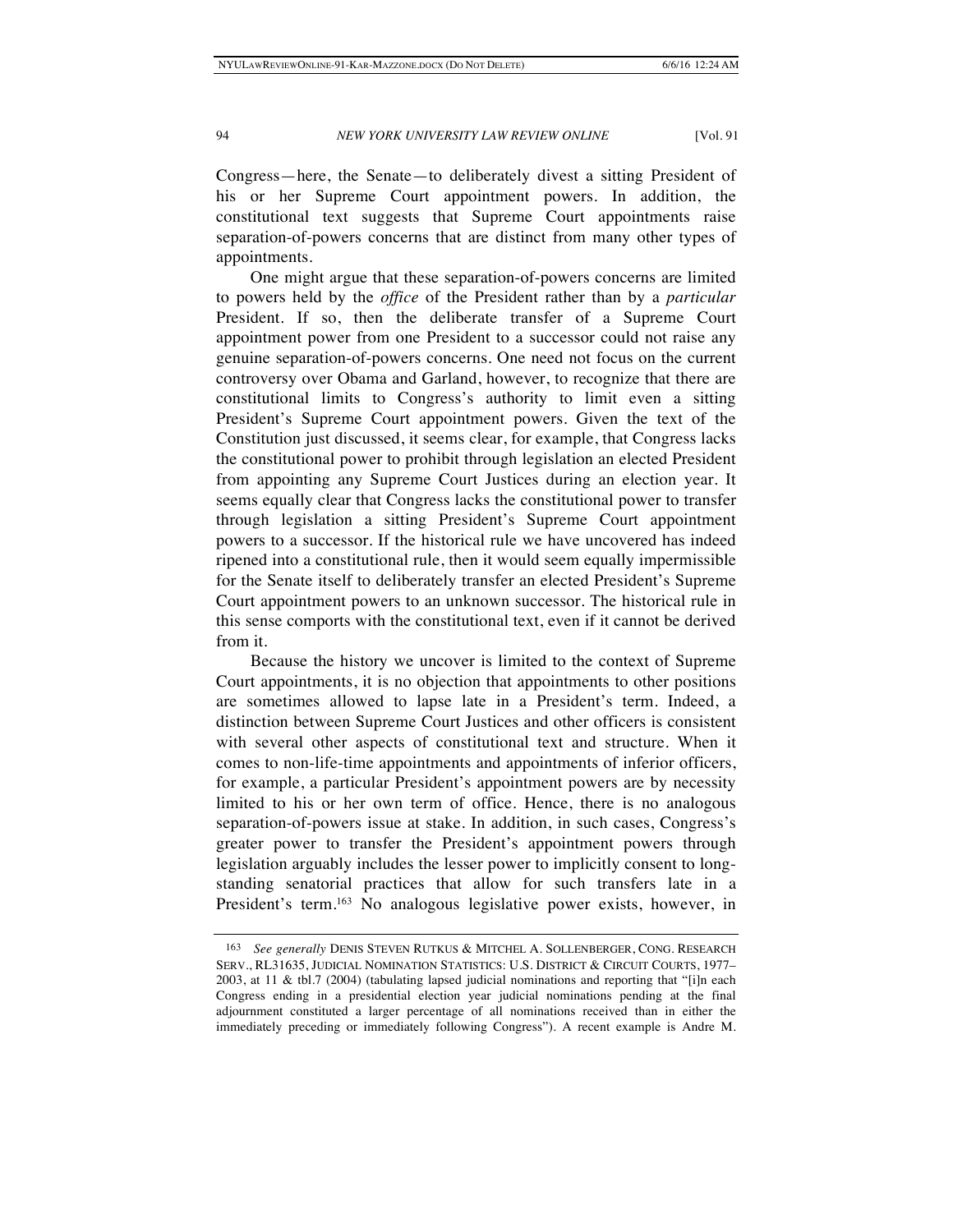Congress—here, the Senate—to deliberately divest a sitting President of his or her Supreme Court appointment powers. In addition, the constitutional text suggests that Supreme Court appointments raise separation-of-powers concerns that are distinct from many other types of appointments.

One might argue that these separation-of-powers concerns are limited to powers held by the *office* of the President rather than by a *particular* President. If so, then the deliberate transfer of a Supreme Court appointment power from one President to a successor could not raise any genuine separation-of-powers concerns. One need not focus on the current controversy over Obama and Garland, however, to recognize that there are constitutional limits to Congress's authority to limit even a sitting President's Supreme Court appointment powers. Given the text of the Constitution just discussed, it seems clear, for example, that Congress lacks the constitutional power to prohibit through legislation an elected President from appointing any Supreme Court Justices during an election year. It seems equally clear that Congress lacks the constitutional power to transfer through legislation a sitting President's Supreme Court appointment powers to a successor. If the historical rule we have uncovered has indeed ripened into a constitutional rule, then it would seem equally impermissible for the Senate itself to deliberately transfer an elected President's Supreme Court appointment powers to an unknown successor. The historical rule in this sense comports with the constitutional text, even if it cannot be derived from it.

Because the history we uncover is limited to the context of Supreme Court appointments, it is no objection that appointments to other positions are sometimes allowed to lapse late in a President's term. Indeed, a distinction between Supreme Court Justices and other officers is consistent with several other aspects of constitutional text and structure. When it comes to non-life-time appointments and appointments of inferior officers, for example, a particular President's appointment powers are by necessity limited to his or her own term of office. Hence, there is no analogous separation-of-powers issue at stake. In addition, in such cases, Congress's greater power to transfer the President's appointment powers through legislation arguably includes the lesser power to implicitly consent to long-standing senatorial practices that allow for such transfers late in a President's term.[163] No analogous legislative power exists, however, in

[163] *See generally* DENIS STEVEN RUTKUS & MITCHEL A. SOLLENBERGER, CONG. RESEARCH SERV., RL31635, JUDICIAL NOMINATION STATISTICS: U.S. DISTRICT & CIRCUIT COURTS, 1977–2003, at 11 & tbl.7 (2004) (tabulating lapsed judicial nominations and reporting that "[i]n each Congress ending in a presidential election year judicial nominations pending at the final adjournment constituted a larger percentage of all nominations received than in either the immediately preceding or immediately following Congress"). A recent example is Andre M.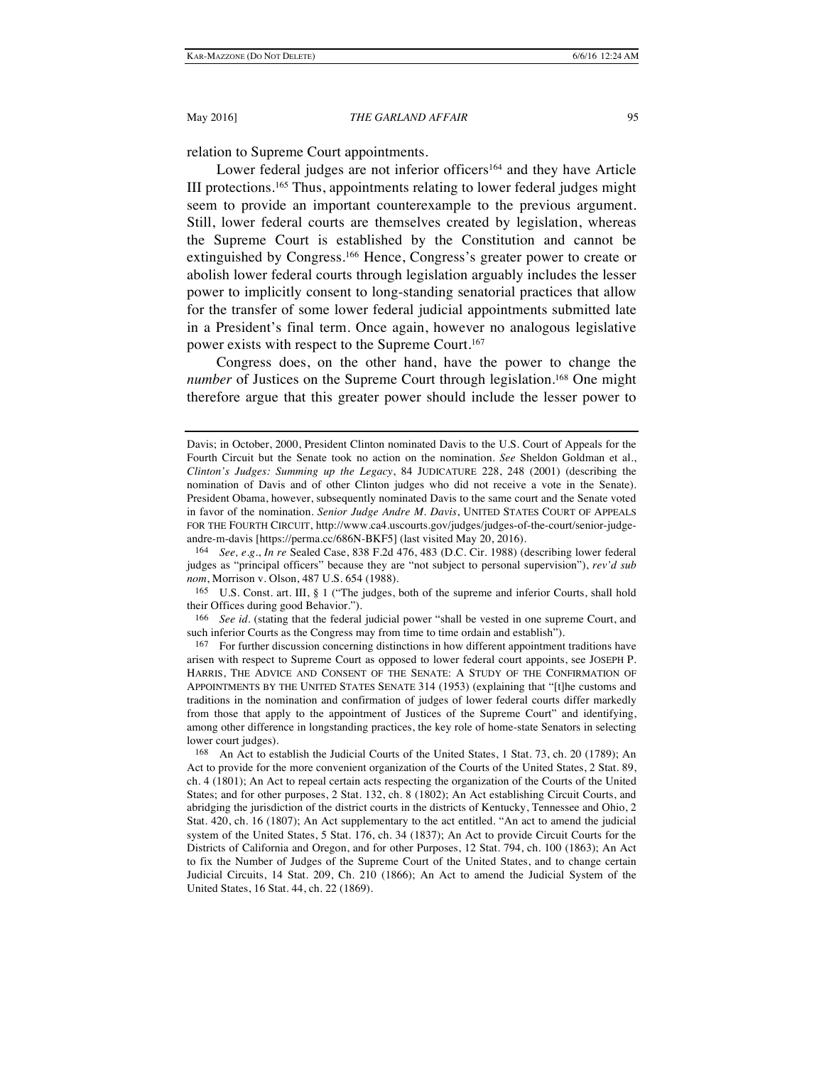relation to Supreme Court appointments.

Lower federal judges are not inferior officers[164] and they have Article III protections.[165] Thus, appointments relating to lower federal judges might seem to provide an important counterexample to the previous argument. Still, lower federal courts are themselves created by legislation, whereas the Supreme Court is established by the Constitution and cannot be extinguished by Congress.[166] Hence, Congress's greater power to create or abolish lower federal courts through legislation arguably includes the lesser power to implicitly consent to long-standing senatorial practices that allow for the transfer of some lower federal judicial appointments submitted late in a President's final term. Once again, however no analogous legislative power exists with respect to the Supreme Court.[167]

Congress does, on the other hand, have the power to change the *number* of Justices on the Supreme Court through legislation.[168] One might therefore argue that this greater power should include the lesser power to

---

Davis; in October, 2000, President Clinton nominated Davis to the U.S. Court of Appeals for the Fourth Circuit but the Senate took no action on the nomination. *See* Sheldon Goldman et al., *Clinton's Judges: Summing up the Legacy*, 84 JUDICATURE 228, 248 (2001) (describing the nomination of Davis and of other Clinton judges who did not receive a vote in the Senate). President Obama, however, subsequently nominated Davis to the same court and the Senate voted in favor of the nomination. *Senior Judge Andre M. Davis*, UNITED STATES COURT OF APPEALS FOR THE FOURTH CIRCUIT, http://www.ca4.uscourts.gov/judges/judges-of-the-court/senior-judge-andre-m-davis [https://perma.cc/686N-BKF5] (last visited May 20, 2016).

[164] *See, e.g.*, *In re* Sealed Case, 838 F.2d 476, 483 (D.C. Cir. 1988) (describing lower federal judges as "principal officers" because they are "not subject to personal supervision"), *rev'd sub nom*, Morrison v. Olson, 487 U.S. 654 (1988).

[165] U.S. Const. art. III, § 1 ("The judges, both of the supreme and inferior Courts, shall hold their Offices during good Behavior.").

[166] *See id*. (stating that the federal judicial power "shall be vested in one supreme Court, and such inferior Courts as the Congress may from time to time ordain and establish").

[167] For further discussion concerning distinctions in how different appointment traditions have arisen with respect to Supreme Court as opposed to lower federal court appoints, see JOSEPH P. HARRIS, THE ADVICE AND CONSENT OF THE SENATE: A STUDY OF THE CONFIRMATION OF APPOINTMENTS BY THE UNITED STATES SENATE 314 (1953) (explaining that "[t]he customs and traditions in the nomination and confirmation of judges of lower federal courts differ markedly from those that apply to the appointment of Justices of the Supreme Court" and identifying, among other difference in longstanding practices, the key role of home-state Senators in selecting lower court judges).

[168] An Act to establish the Judicial Courts of the United States, 1 Stat. 73, ch. 20 (1789); An Act to provide for the more convenient organization of the Courts of the United States, 2 Stat. 89, ch. 4 (1801); An Act to repeal certain acts respecting the organization of the Courts of the United States; and for other purposes, 2 Stat. 132, ch. 8 (1802); An Act establishing Circuit Courts, and abridging the jurisdiction of the district courts in the districts of Kentucky, Tennessee and Ohio, 2 Stat. 420, ch. 16 (1807); An Act supplementary to the act entitled. "An act to amend the judicial system of the United States, 5 Stat. 176, ch. 34 (1837); An Act to provide Circuit Courts for the Districts of California and Oregon, and for other Purposes, 12 Stat. 794, ch. 100 (1863); An Act to fix the Number of Judges of the Supreme Court of the United States, and to change certain Judicial Circuits, 14 Stat. 209, Ch. 210 (1866); An Act to amend the Judicial System of the United States, 16 Stat. 44, ch. 22 (1869).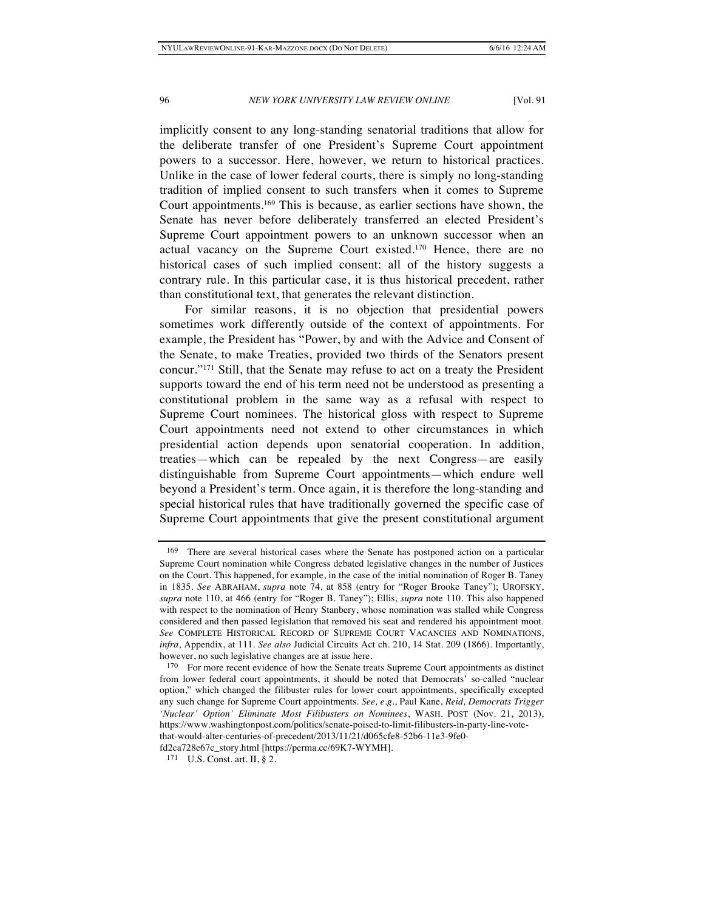implicitly consent to any long-standing senatorial traditions that allow for the deliberate transfer of one President's Supreme Court appointment powers to a successor. Here, however, we return to historical practices. Unlike in the case of lower federal courts, there is simply no long-standing tradition of implied consent to such transfers when it comes to Supreme Court appointments.[169] This is because, as earlier sections have shown, the Senate has never before deliberately transferred an elected President's Supreme Court appointment powers to an unknown successor when an actual vacancy on the Supreme Court existed.[170] Hence, there are no historical cases of such implied consent: all of the history suggests a contrary rule. In this particular case, it is thus historical precedent, rather than constitutional text, that generates the relevant distinction.

For similar reasons, it is no objection that presidential powers sometimes work differently outside of the context of appointments. For example, the President has "Power, by and with the Advice and Consent of the Senate, to make Treaties, provided two thirds of the Senators present concur."[171] Still, that the Senate may refuse to act on a treaty the President supports toward the end of his term need not be understood as presenting a constitutional problem in the same way as a refusal with respect to Supreme Court nominees. The historical gloss with respect to Supreme Court appointments need not extend to other circumstances in which presidential action depends upon senatorial cooperation. In addition, treaties—which can be repealed by the next Congress—are easily distinguishable from Supreme Court appointments—which endure well beyond a President's term. Once again, it is therefore the long-standing and special historical rules that have traditionally governed the specific case of Supreme Court appointments that give the present constitutional argument

---

169 There are several historical cases where the Senate has postponed action on a particular Supreme Court nomination while Congress debated legislative changes in the number of Justices on the Court. This happened, for example, in the case of the initial nomination of Roger B. Taney in 1835. *See* ABRAHAM, *supra* note 74, at 858 (entry for "Roger Brooke Taney"); UROFSKY, *supra* note 110, at 466 (entry for "Roger B. Taney"); Ellis, *supra* note 110. This also happened with respect to the nomination of Henry Stanbery, whose nomination was stalled while Congress considered and then passed legislation that removed his seat and rendered his appointment moot. *See* COMPLETE HISTORICAL RECORD OF SUPREME COURT VACANCIES AND NOMINATIONS, *infra*, Appendix, at 111. *See also* Judicial Circuits Act ch. 210, 14 Stat. 209 (1866). Importantly, however, no such legislative changes are at issue here.

170 For more recent evidence of how the Senate treats Supreme Court appointments as distinct from lower federal court appointments, it should be noted that Democrats' so-called "nuclear option," which changed the filibuster rules for lower court appointments, specifically excepted any such change for Supreme Court appointments. *See, e.g.*, Paul Kane, *Reid, Democrats Trigger 'Nuclear' Option' Eliminate Most Filibusters on Nominees*, WASH. POST (Nov. 21, 2013), https://www.washingtonpost.com/politics/senate-poised-to-limit-filibusters-in-party-line-vote-that-would-alter-centuries-of-precedent/2013/11/21/d065cfe8-52b6-11e3-9fe0-fd2ca728e67c_story.html [https://perma.cc/69K7-WYMH].

171 U.S. Const. art. II, § 2.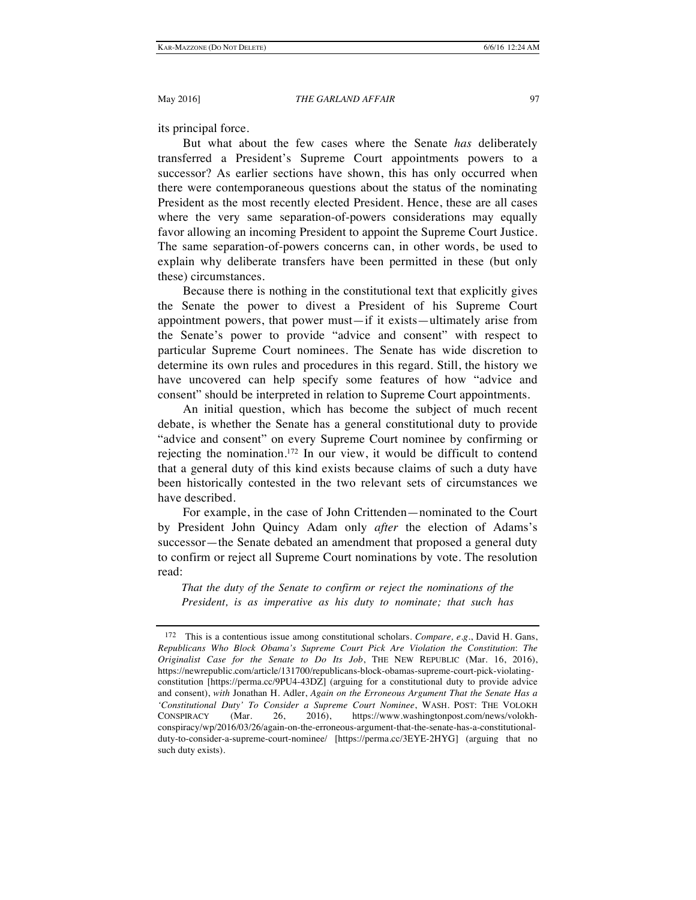its principal force.

But what about the few cases where the Senate *has* deliberately transferred a President's Supreme Court appointments powers to a successor? As earlier sections have shown, this has only occurred when there were contemporaneous questions about the status of the nominating President as the most recently elected President. Hence, these are all cases where the very same separation-of-powers considerations may equally favor allowing an incoming President to appoint the Supreme Court Justice. The same separation-of-powers concerns can, in other words, be used to explain why deliberate transfers have been permitted in these (but only these) circumstances.

Because there is nothing in the constitutional text that explicitly gives the Senate the power to divest a President of his Supreme Court appointment powers, that power must—if it exists—ultimately arise from the Senate's power to provide "advice and consent" with respect to particular Supreme Court nominees. The Senate has wide discretion to determine its own rules and procedures in this regard. Still, the history we have uncovered can help specify some features of how "advice and consent" should be interpreted in relation to Supreme Court appointments.

An initial question, which has become the subject of much recent debate, is whether the Senate has a general constitutional duty to provide "advice and consent" on every Supreme Court nominee by confirming or rejecting the nomination.[172] In our view, it would be difficult to contend that a general duty of this kind exists because claims of such a duty have been historically contested in the two relevant sets of circumstances we have described.

For example, in the case of John Crittenden—nominated to the Court by President John Quincy Adam only *after* the election of Adams's successor—the Senate debated an amendment that proposed a general duty to confirm or reject all Supreme Court nominations by vote. The resolution read:

> *That the duty of the Senate to confirm or reject the nominations of the President, is as imperative as his duty to nominate; that such has*

---

[172] This is a contentious issue among constitutional scholars. *Compare, e.g.*, David H. Gans, *Republicans Who Block Obama's Supreme Court Pick Are Violation the Constitution*: *The Originalist Case for the Senate to Do Its Job*, THE NEW REPUBLIC (Mar. 16, 2016), https://newrepublic.com/article/131700/republicans-block-obamas-supreme-court-pick-violating-constitution [https://perma.cc/9PU4-43DZ] (arguing for a constitutional duty to provide advice and consent), *with* Jonathan H. Adler, *Again on the Erroneous Argument That the Senate Has a 'Constitutional Duty' To Consider a Supreme Court Nominee*, WASH. POST: THE VOLOKH CONSPIRACY (Mar. 26, 2016), https://www.washingtonpost.com/news/volokh-conspiracy/wp/2016/03/26/again-on-the-erroneous-argument-that-the-senate-has-a-constitutional-duty-to-consider-a-supreme-court-nominee/ [https://perma.cc/3EYE-2HYG] (arguing that no such duty exists).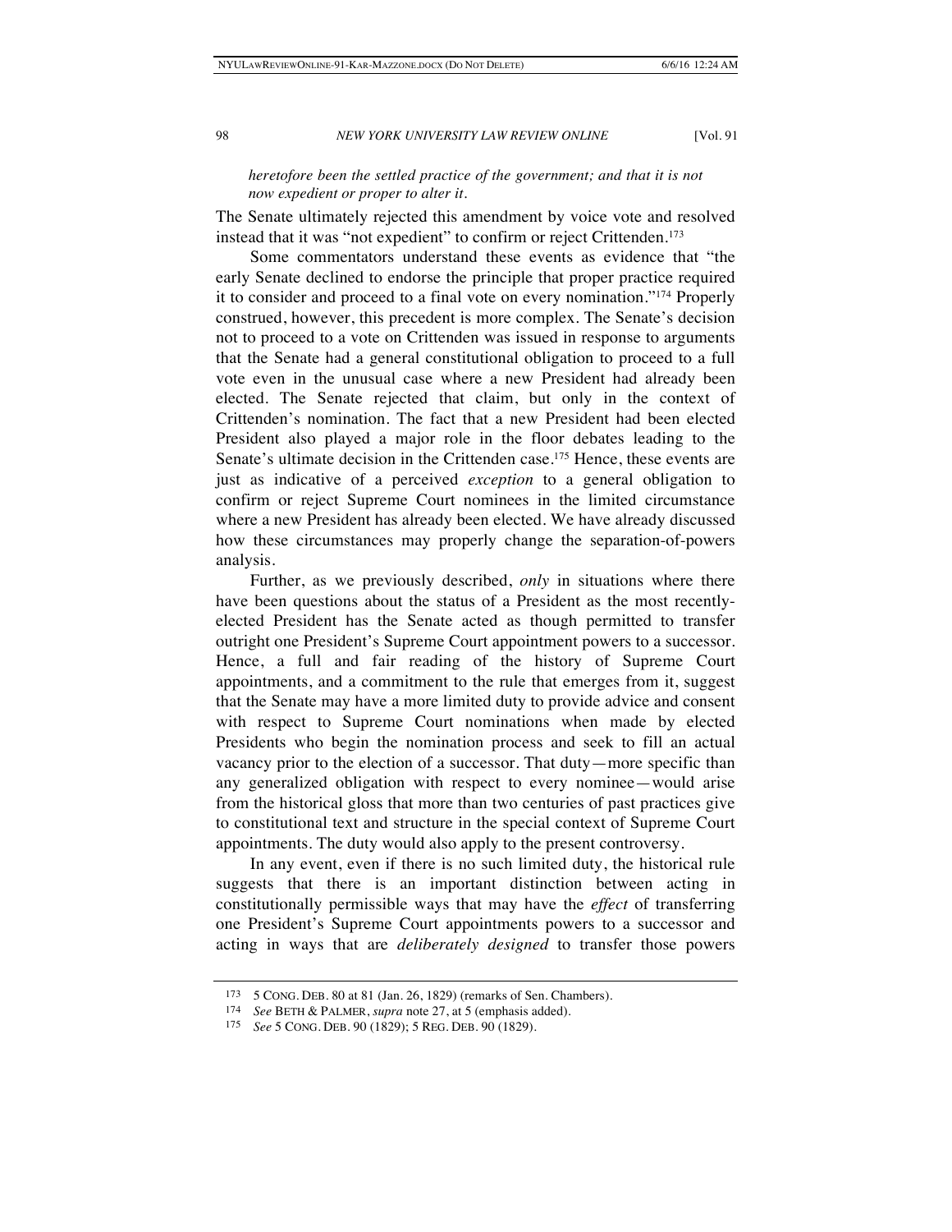*heretofore been the settled practice of the government; and that it is not now expedient or proper to alter it.*

The Senate ultimately rejected this amendment by voice vote and resolved instead that it was "not expedient" to confirm or reject Crittenden.[173]

Some commentators understand these events as evidence that "the early Senate declined to endorse the principle that proper practice required it to consider and proceed to a final vote on every nomination."[174] Properly construed, however, this precedent is more complex. The Senate's decision not to proceed to a vote on Crittenden was issued in response to arguments that the Senate had a general constitutional obligation to proceed to a full vote even in the unusual case where a new President had already been elected. The Senate rejected that claim, but only in the context of Crittenden's nomination. The fact that a new President had been elected President also played a major role in the floor debates leading to the Senate's ultimate decision in the Crittenden case.[175] Hence, these events are just as indicative of a perceived *exception* to a general obligation to confirm or reject Supreme Court nominees in the limited circumstance where a new President has already been elected. We have already discussed how these circumstances may properly change the separation-of-powers analysis.

Further, as we previously described, *only* in situations where there have been questions about the status of a President as the most recently-elected President has the Senate acted as though permitted to transfer outright one President's Supreme Court appointment powers to a successor. Hence, a full and fair reading of the history of Supreme Court appointments, and a commitment to the rule that emerges from it, suggest that the Senate may have a more limited duty to provide advice and consent with respect to Supreme Court nominations when made by elected Presidents who begin the nomination process and seek to fill an actual vacancy prior to the election of a successor. That duty—more specific than any generalized obligation with respect to every nominee—would arise from the historical gloss that more than two centuries of past practices give to constitutional text and structure in the special context of Supreme Court appointments. The duty would also apply to the present controversy.

In any event, even if there is no such limited duty, the historical rule suggests that there is an important distinction between acting in constitutionally permissible ways that may have the *effect* of transferring one President's Supreme Court appointments powers to a successor and acting in ways that are *deliberately designed* to transfer those powers

---

173 5 CONG. DEB. 80 at 81 (Jan. 26, 1829) (remarks of Sen. Chambers).

174 *See* BETH & PALMER, *supra* note 27, at 5 (emphasis added).

175 *See* 5 CONG. DEB. 90 (1829); 5 REG. DEB. 90 (1829).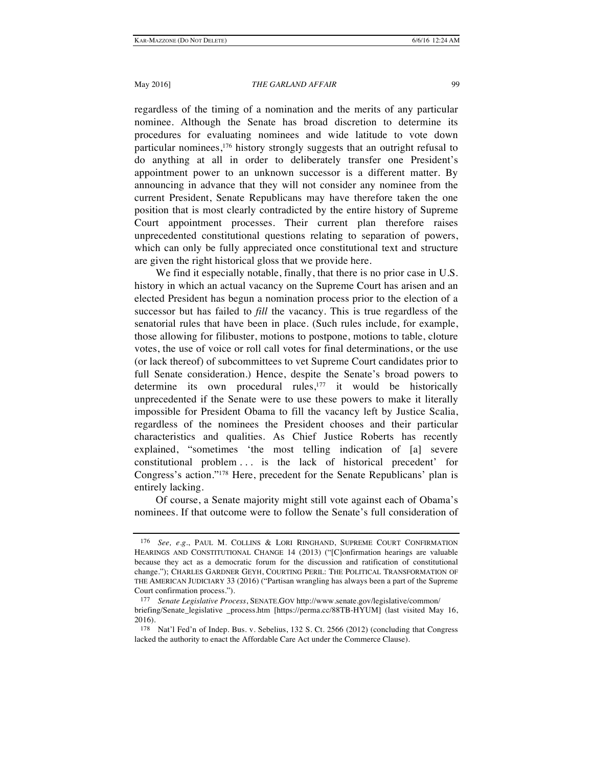regardless of the timing of a nomination and the merits of any particular nominee. Although the Senate has broad discretion to determine its procedures for evaluating nominees and wide latitude to vote down particular nominees,[176] history strongly suggests that an outright refusal to do anything at all in order to deliberately transfer one President's appointment power to an unknown successor is a different matter. By announcing in advance that they will not consider any nominee from the current President, Senate Republicans may have therefore taken the one position that is most clearly contradicted by the entire history of Supreme Court appointment processes. Their current plan therefore raises unprecedented constitutional questions relating to separation of powers, which can only be fully appreciated once constitutional text and structure are given the right historical gloss that we provide here.

We find it especially notable, finally, that there is no prior case in U.S. history in which an actual vacancy on the Supreme Court has arisen and an elected President has begun a nomination process prior to the election of a successor but has failed to *fill* the vacancy. This is true regardless of the senatorial rules that have been in place. (Such rules include, for example, those allowing for filibuster, motions to postpone, motions to table, cloture votes, the use of voice or roll call votes for final determinations, or the use (or lack thereof) of subcommittees to vet Supreme Court candidates prior to full Senate consideration.) Hence, despite the Senate's broad powers to determine its own procedural rules,[177] it would be historically unprecedented if the Senate were to use these powers to make it literally impossible for President Obama to fill the vacancy left by Justice Scalia, regardless of the nominees the President chooses and their particular characteristics and qualities. As Chief Justice Roberts has recently explained, "sometimes 'the most telling indication of [a] severe constitutional problem . . . is the lack of historical precedent' for Congress's action."[178] Here, precedent for the Senate Republicans' plan is entirely lacking.

Of course, a Senate majority might still vote against each of Obama's nominees. If that outcome were to follow the Senate's full consideration of

---

[176] *See, e.g.*, PAUL M. COLLINS & LORI RINGHAND, SUPREME COURT CONFIRMATION HEARINGS AND CONSTITUTIONAL CHANGE 14 (2013) ("[C]onfirmation hearings are valuable because they act as a democratic forum for the discussion and ratification of constitutional change."); CHARLES GARDNER GEYH, COURTING PERIL: THE POLITICAL TRANSFORMATION OF THE AMERICAN JUDICIARY 33 (2016) ("Partisan wrangling has always been a part of the Supreme Court confirmation process.").

[177] *Senate Legislative Process*, SENATE.GOV http://www.senate.gov/legislative/common/briefing/Senate_legislative _process.htm [https://perma.cc/88TB-HYUM] (last visited May 16, 2016).

[178] Nat'l Fed'n of Indep. Bus. v. Sebelius, 132 S. Ct. 2566 (2012) (concluding that Congress lacked the authority to enact the Affordable Care Act under the Commerce Clause).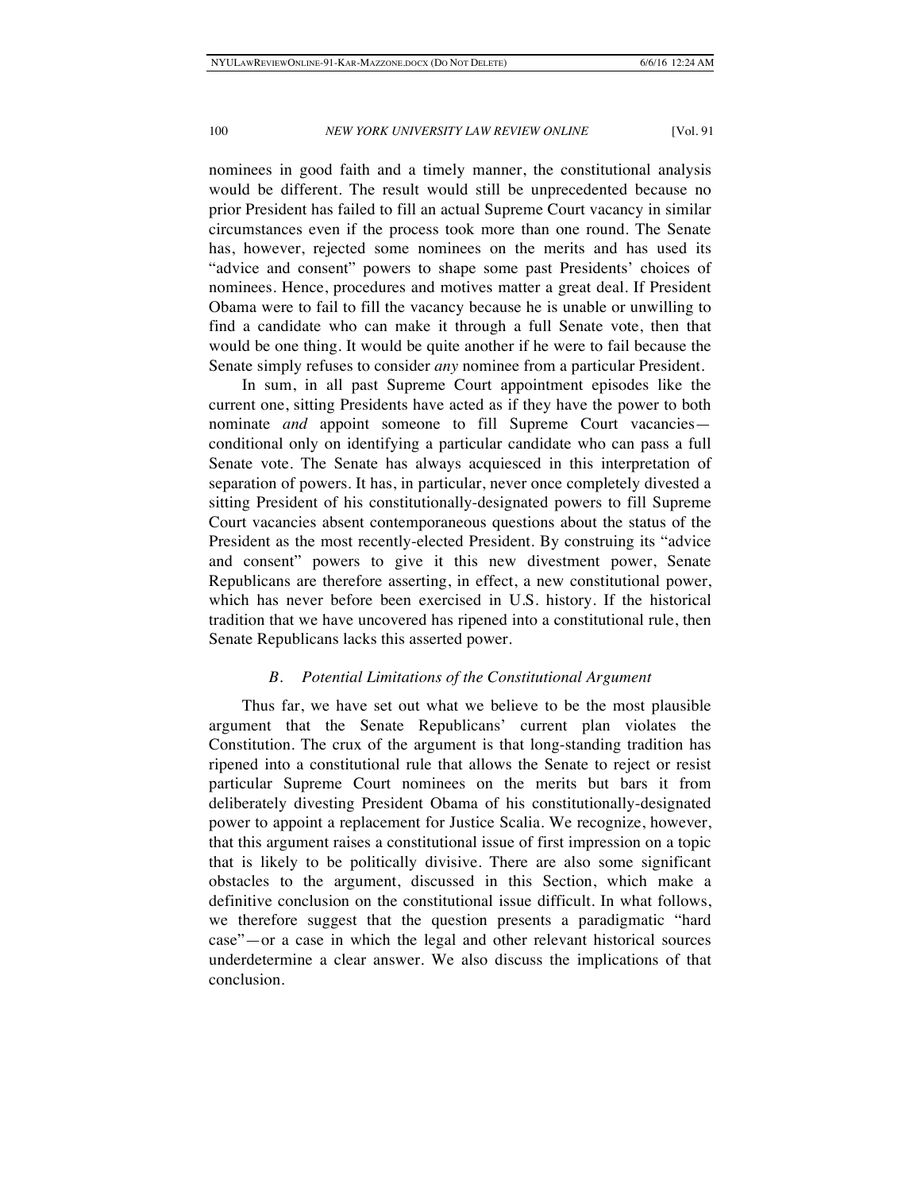nominees in good faith and a timely manner, the constitutional analysis would be different. The result would still be unprecedented because no prior President has failed to fill an actual Supreme Court vacancy in similar circumstances even if the process took more than one round. The Senate has, however, rejected some nominees on the merits and has used its "advice and consent" powers to shape some past Presidents' choices of nominees. Hence, procedures and motives matter a great deal. If President Obama were to fail to fill the vacancy because he is unable or unwilling to find a candidate who can make it through a full Senate vote, then that would be one thing. It would be quite another if he were to fail because the Senate simply refuses to consider *any* nominee from a particular President.

In sum, in all past Supreme Court appointment episodes like the current one, sitting Presidents have acted as if they have the power to both nominate *and* appoint someone to fill Supreme Court vacancies—conditional only on identifying a particular candidate who can pass a full Senate vote. The Senate has always acquiesced in this interpretation of separation of powers. It has, in particular, never once completely divested a sitting President of his constitutionally-designated powers to fill Supreme Court vacancies absent contemporaneous questions about the status of the President as the most recently-elected President. By construing its "advice and consent" powers to give it this new divestment power, Senate Republicans are therefore asserting, in effect, a new constitutional power, which has never before been exercised in U.S. history. If the historical tradition that we have uncovered has ripened into a constitutional rule, then Senate Republicans lacks this asserted power.

### *B. Potential Limitations of the Constitutional Argument*

Thus far, we have set out what we believe to be the most plausible argument that the Senate Republicans' current plan violates the Constitution. The crux of the argument is that long-standing tradition has ripened into a constitutional rule that allows the Senate to reject or resist particular Supreme Court nominees on the merits but bars it from deliberately divesting President Obama of his constitutionally-designated power to appoint a replacement for Justice Scalia. We recognize, however, that this argument raises a constitutional issue of first impression on a topic that is likely to be politically divisive. There are also some significant obstacles to the argument, discussed in this Section, which make a definitive conclusion on the constitutional issue difficult. In what follows, we therefore suggest that the question presents a paradigmatic "hard case"—or a case in which the legal and other relevant historical sources underdetermine a clear answer. We also discuss the implications of that conclusion.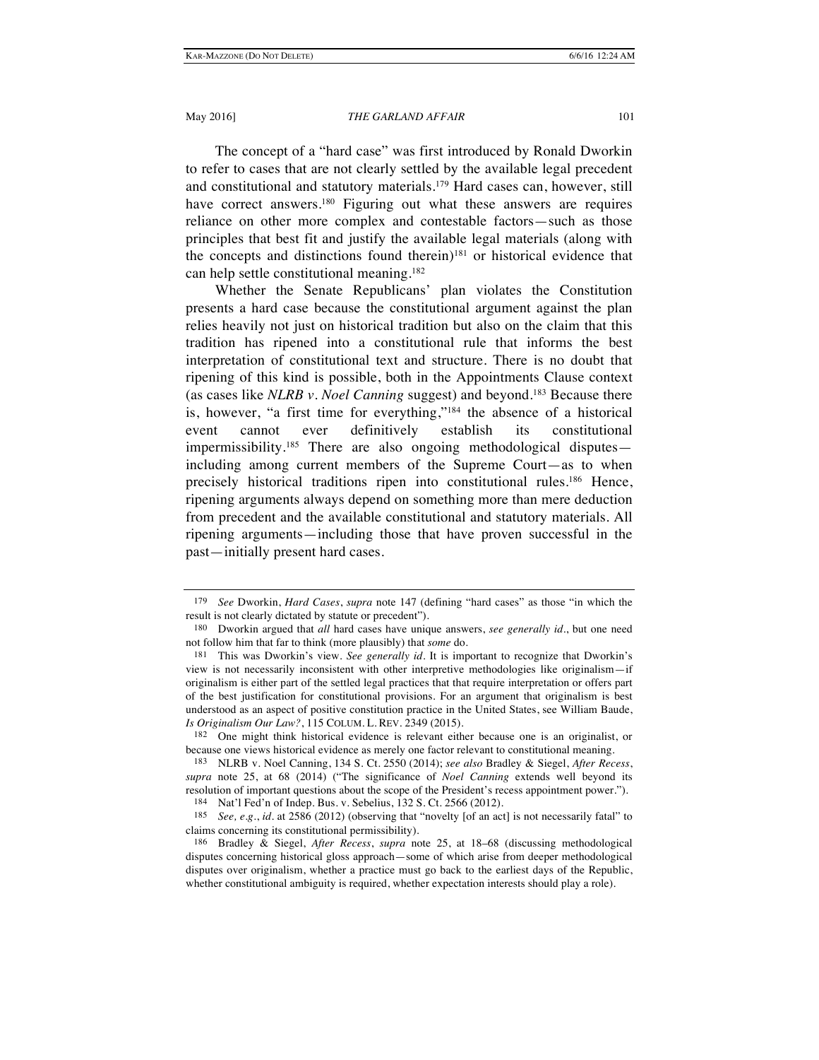The concept of a "hard case" was first introduced by Ronald Dworkin to refer to cases that are not clearly settled by the available legal precedent and constitutional and statutory materials.[179] Hard cases can, however, still have correct answers.[180] Figuring out what these answers are requires reliance on other more complex and contestable factors—such as those principles that best fit and justify the available legal materials (along with the concepts and distinctions found therein)[181] or historical evidence that can help settle constitutional meaning.[182]

Whether the Senate Republicans' plan violates the Constitution presents a hard case because the constitutional argument against the plan relies heavily not just on historical tradition but also on the claim that this tradition has ripened into a constitutional rule that informs the best interpretation of constitutional text and structure. There is no doubt that ripening of this kind is possible, both in the Appointments Clause context (as cases like *NLRB v. Noel Canning* suggest) and beyond.[183] Because there is, however, "a first time for everything,"[184] the absence of a historical event cannot ever definitively establish its constitutional impermissibility.[185] There are also ongoing methodological disputes—including among current members of the Supreme Court—as to when precisely historical traditions ripen into constitutional rules.[186] Hence, ripening arguments always depend on something more than mere deduction from precedent and the available constitutional and statutory materials. All ripening arguments—including those that have proven successful in the past—initially present hard cases.

---

179 *See* Dworkin, *Hard Cases*, *supra* note 147 (defining "hard cases" as those "in which the result is not clearly dictated by statute or precedent").

180 Dworkin argued that *all* hard cases have unique answers, *see generally id*., but one need not follow him that far to think (more plausibly) that *some* do.

181 This was Dworkin's view. *See generally id*. It is important to recognize that Dworkin's view is not necessarily inconsistent with other interpretive methodologies like originalism—if originalism is either part of the settled legal practices that that require interpretation or offers part of the best justification for constitutional provisions. For an argument that originalism is best understood as an aspect of positive constitution practice in the United States, see William Baude, *Is Originalism Our Law?*, 115 COLUM. L. REV. 2349 (2015).

182 One might think historical evidence is relevant either because one is an originalist, or because one views historical evidence as merely one factor relevant to constitutional meaning.

183 NLRB v. Noel Canning, 134 S. Ct. 2550 (2014); *see also* Bradley & Siegel, *After Recess*, *supra* note 25, at 68 (2014) ("The significance of *Noel Canning* extends well beyond its resolution of important questions about the scope of the President's recess appointment power.").

184 Nat'l Fed'n of Indep. Bus. v. Sebelius, 132 S. Ct. 2566 (2012).

185 *See, e.g.*, *id*. at 2586 (2012) (observing that "novelty [of an act] is not necessarily fatal" to claims concerning its constitutional permissibility).

186 Bradley & Siegel, *After Recess*, *supra* note 25, at 18–68 (discussing methodological disputes concerning historical gloss approach—some of which arise from deeper methodological disputes over originalism, whether a practice must go back to the earliest days of the Republic, whether constitutional ambiguity is required, whether expectation interests should play a role).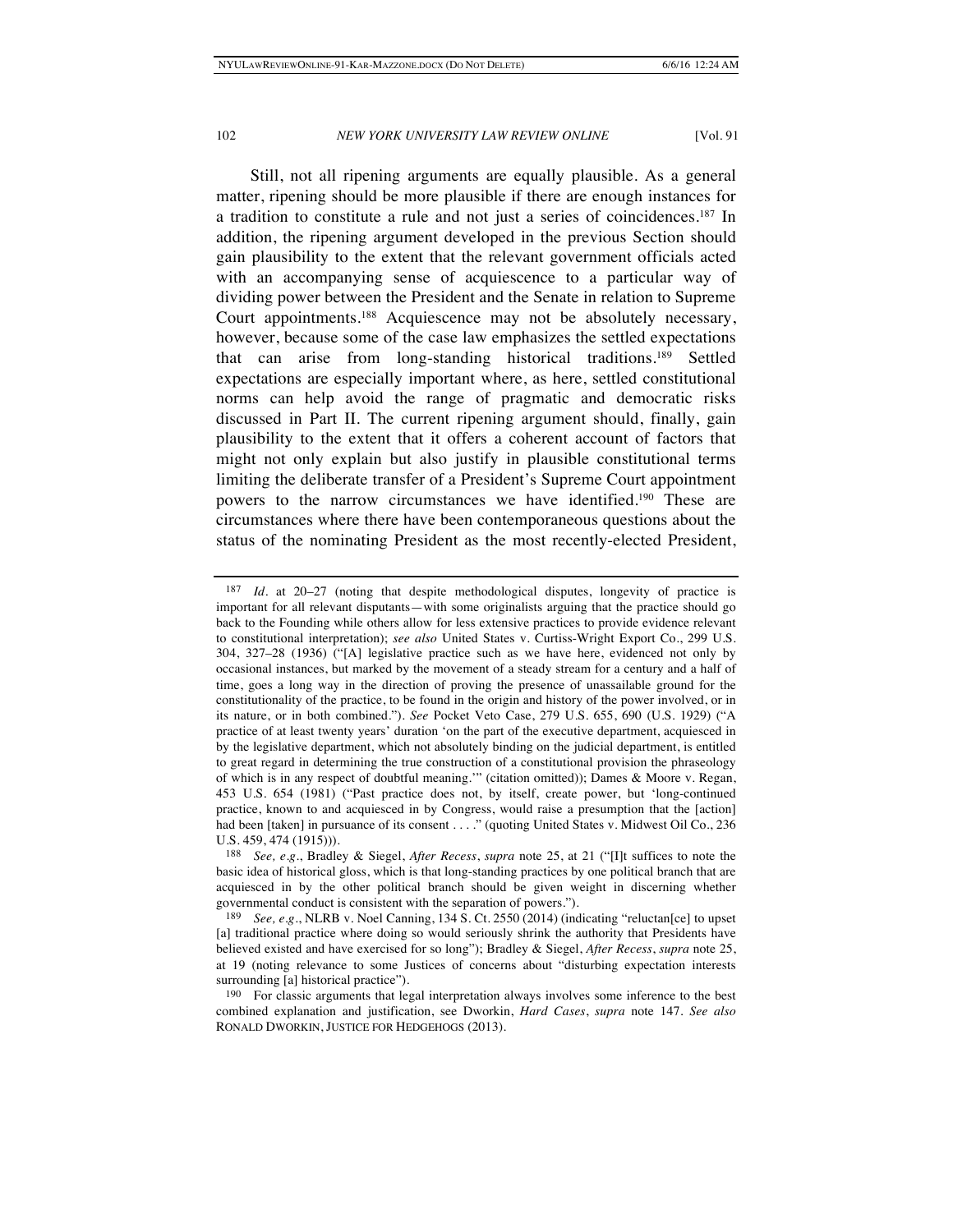Still, not all ripening arguments are equally plausible. As a general matter, ripening should be more plausible if there are enough instances for a tradition to constitute a rule and not just a series of coincidences.[187] In addition, the ripening argument developed in the previous Section should gain plausibility to the extent that the relevant government officials acted with an accompanying sense of acquiescence to a particular way of dividing power between the President and the Senate in relation to Supreme Court appointments.[188] Acquiescence may not be absolutely necessary, however, because some of the case law emphasizes the settled expectations that can arise from long-standing historical traditions.[189] Settled expectations are especially important where, as here, settled constitutional norms can help avoid the range of pragmatic and democratic risks discussed in Part II. The current ripening argument should, finally, gain plausibility to the extent that it offers a coherent account of factors that might not only explain but also justify in plausible constitutional terms limiting the deliberate transfer of a President's Supreme Court appointment powers to the narrow circumstances we have identified.[190] These are circumstances where there have been contemporaneous questions about the status of the nominating President as the most recently-elected President,

---

[187] *Id.* at 20–27 (noting that despite methodological disputes, longevity of practice is important for all relevant disputants—with some originalists arguing that the practice should go back to the Founding while others allow for less extensive practices to provide evidence relevant to constitutional interpretation); *see also* United States v. Curtiss-Wright Export Co., 299 U.S. 304, 327–28 (1936) ("[A] legislative practice such as we have here, evidenced not only by occasional instances, but marked by the movement of a steady stream for a century and a half of time, goes a long way in the direction of proving the presence of unassailable ground for the constitutionality of the practice, to be found in the origin and history of the power involved, or in its nature, or in both combined."). *See* Pocket Veto Case, 279 U.S. 655, 690 (U.S. 1929) ("A practice of at least twenty years' duration 'on the part of the executive department, acquiesced in by the legislative department, which not absolutely binding on the judicial department, is entitled to great regard in determining the true construction of a constitutional provision the phraseology of which is in any respect of doubtful meaning.'" (citation omitted)); Dames & Moore v. Regan, 453 U.S. 654 (1981) ("Past practice does not, by itself, create power, but 'long-continued practice, known to and acquiesced in by Congress, would raise a presumption that the [action] had been [taken] in pursuance of its consent . . . .'" (quoting United States v. Midwest Oil Co., 236 U.S. 459, 474 (1915))).

[188] *See, e.g.*, Bradley & Siegel, *After Recess*, *supra* note 25, at 21 ("[I]t suffices to note the basic idea of historical gloss, which is that long-standing practices by one political branch that are acquiesced in by the other political branch should be given weight in discerning whether governmental conduct is consistent with the separation of powers.").

[189] *See, e.g.*, NLRB v. Noel Canning, 134 S. Ct. 2550 (2014) (indicating "reluctan[ce] to upset [a] traditional practice where doing so would seriously shrink the authority that Presidents have believed existed and have exercised for so long"); Bradley & Siegel, *After Recess*, *supra* note 25, at 19 (noting relevance to some Justices of concerns about "disturbing expectation interests surrounding [a] historical practice").

[190] For classic arguments that legal interpretation always involves some inference to the best combined explanation and justification, see Dworkin, *Hard Cases*, *supra* note 147. *See also* RONALD DWORKIN, JUSTICE FOR HEDGEHOGS (2013).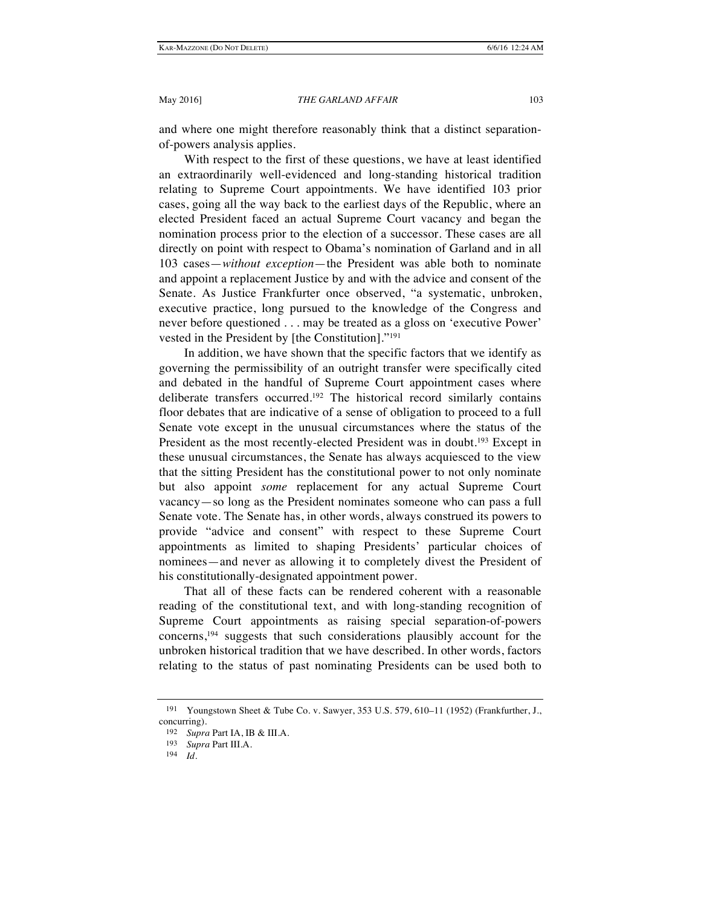and where one might therefore reasonably think that a distinct separation-of-powers analysis applies.

With respect to the first of these questions, we have at least identified an extraordinarily well-evidenced and long-standing historical tradition relating to Supreme Court appointments. We have identified 103 prior cases, going all the way back to the earliest days of the Republic, where an elected President faced an actual Supreme Court vacancy and began the nomination process prior to the election of a successor. These cases are all directly on point with respect to Obama's nomination of Garland and in all 103 cases—*without exception*—the President was able both to nominate and appoint a replacement Justice by and with the advice and consent of the Senate. As Justice Frankfurter once observed, "a systematic, unbroken, executive practice, long pursued to the knowledge of the Congress and never before questioned . . . may be treated as a gloss on 'executive Power' vested in the President by [the Constitution]."[191]

In addition, we have shown that the specific factors that we identify as governing the permissibility of an outright transfer were specifically cited and debated in the handful of Supreme Court appointment cases where deliberate transfers occurred.[192] The historical record similarly contains floor debates that are indicative of a sense of obligation to proceed to a full Senate vote except in the unusual circumstances where the status of the President as the most recently-elected President was in doubt.[193] Except in these unusual circumstances, the Senate has always acquiesced to the view that the sitting President has the constitutional power to not only nominate but also appoint *some* replacement for any actual Supreme Court vacancy—so long as the President nominates someone who can pass a full Senate vote. The Senate has, in other words, always construed its powers to provide "advice and consent" with respect to these Supreme Court appointments as limited to shaping Presidents' particular choices of nominees—and never as allowing it to completely divest the President of his constitutionally-designated appointment power.

That all of these facts can be rendered coherent with a reasonable reading of the constitutional text, and with long-standing recognition of Supreme Court appointments as raising special separation-of-powers concerns,[194] suggests that such considerations plausibly account for the unbroken historical tradition that we have described. In other words, factors relating to the status of past nominating Presidents can be used both to

---

[191] Youngstown Sheet & Tube Co. v. Sawyer, 353 U.S. 579, 610–11 (1952) (Frankfurther, J., concurring).

[192] *Supra* Part IA, IB & III.A.

[193] *Supra* Part III.A.

[194] *Id*.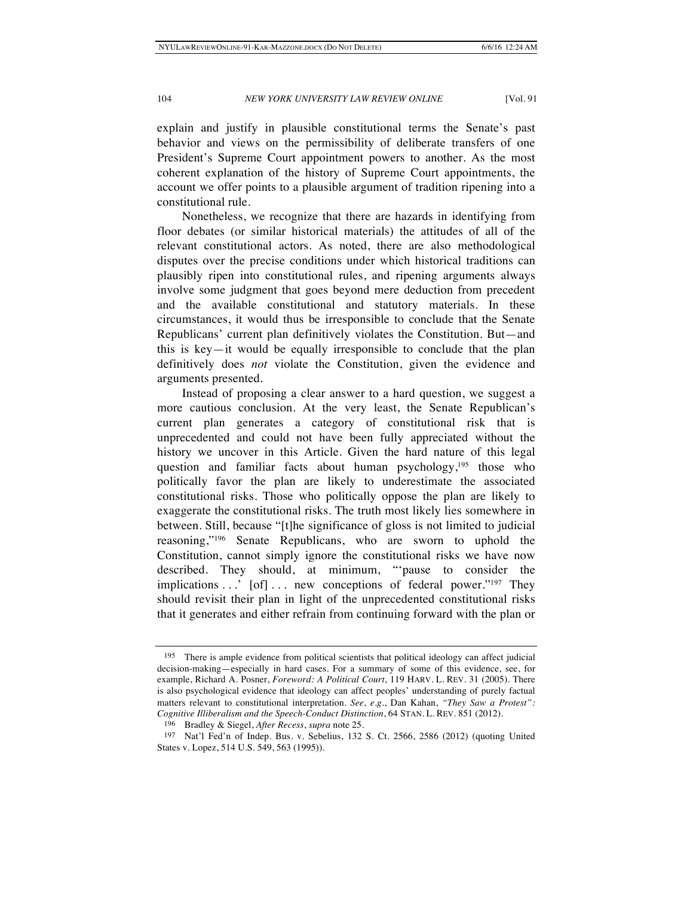explain and justify in plausible constitutional terms the Senate's past behavior and views on the permissibility of deliberate transfers of one President's Supreme Court appointment powers to another. As the most coherent explanation of the history of Supreme Court appointments, the account we offer points to a plausible argument of tradition ripening into a constitutional rule.

Nonetheless, we recognize that there are hazards in identifying from floor debates (or similar historical materials) the attitudes of all of the relevant constitutional actors. As noted, there are also methodological disputes over the precise conditions under which historical traditions can plausibly ripen into constitutional rules, and ripening arguments always involve some judgment that goes beyond mere deduction from precedent and the available constitutional and statutory materials. In these circumstances, it would thus be irresponsible to conclude that the Senate Republicans' current plan definitively violates the Constitution. But—and this is key—it would be equally irresponsible to conclude that the plan definitively does *not* violate the Constitution, given the evidence and arguments presented.

Instead of proposing a clear answer to a hard question, we suggest a more cautious conclusion. At the very least, the Senate Republican's current plan generates a category of constitutional risk that is unprecedented and could not have been fully appreciated without the history we uncover in this Article. Given the hard nature of this legal question and familiar facts about human psychology,[195] those who politically favor the plan are likely to underestimate the associated constitutional risks. Those who politically oppose the plan are likely to exaggerate the constitutional risks. The truth most likely lies somewhere in between. Still, because "[t]he significance of gloss is not limited to judicial reasoning,"[196] Senate Republicans, who are sworn to uphold the Constitution, cannot simply ignore the constitutional risks we have now described. They should, at minimum, "'pause to consider the implications . . .' [of] . . . new conceptions of federal power."[197] They should revisit their plan in light of the unprecedented constitutional risks that it generates and either refrain from continuing forward with the plan or

---

195 There is ample evidence from political scientists that political ideology can affect judicial decision-making—especially in hard cases. For a summary of some of this evidence, see, for example, Richard A. Posner, *Foreword: A Political Court*, 119 HARV. L. REV. 31 (2005). There is also psychological evidence that ideology can affect peoples' understanding of purely factual matters relevant to constitutional interpretation. *See, e.g.*, Dan Kahan, *"They Saw a Protest": Cognitive Illiberalism and the Speech-Conduct Distinction*, 64 STAN. L. REV. 851 (2012).

196 Bradley & Siegel, *After Recess*, *supra* note 25.

197 Nat'l Fed'n of Indep. Bus. v. Sebelius, 132 S. Ct. 2566, 2586 (2012) (quoting United States v. Lopez, 514 U.S. 549, 563 (1995)).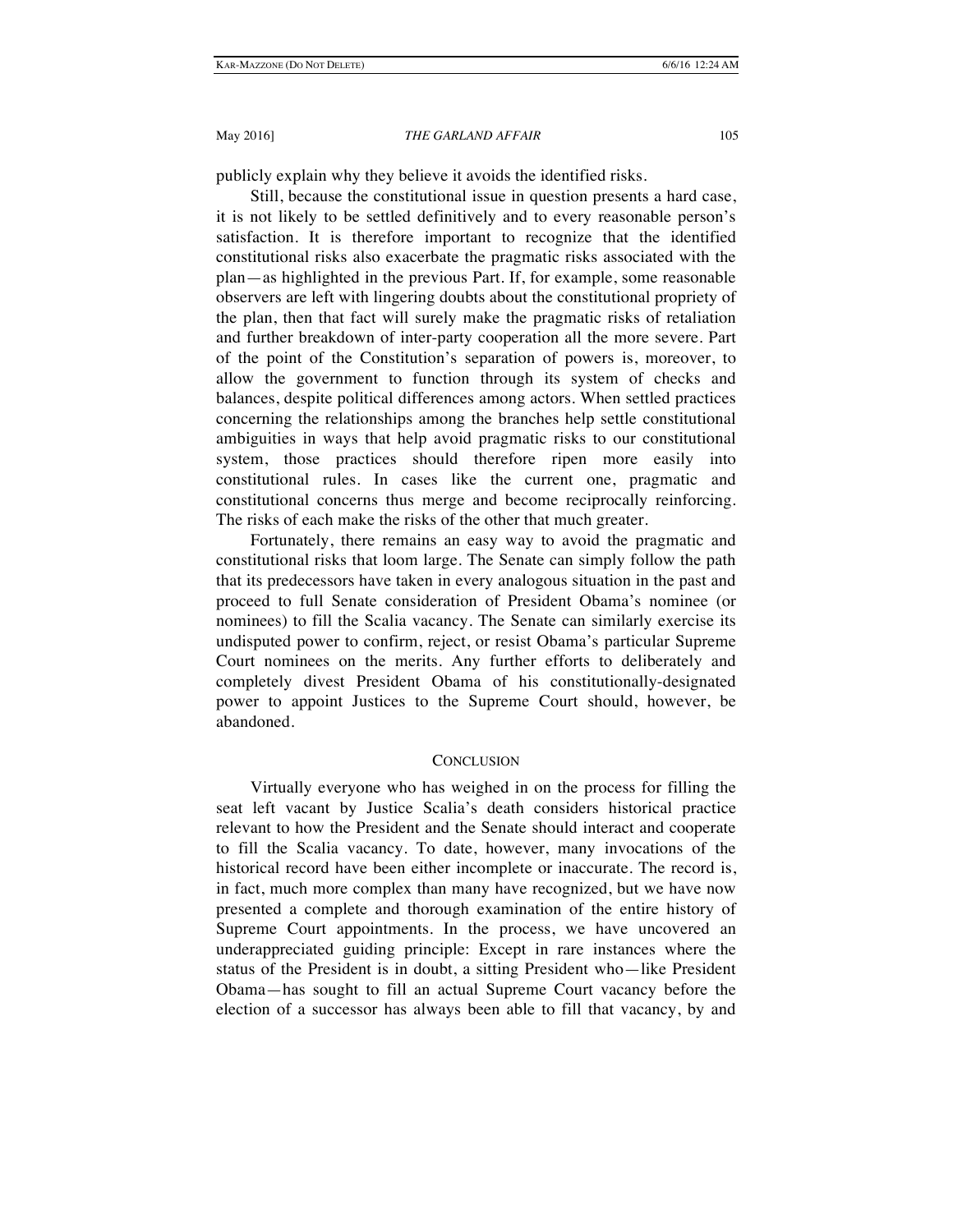publicly explain why they believe it avoids the identified risks.

Still, because the constitutional issue in question presents a hard case, it is not likely to be settled definitively and to every reasonable person's satisfaction. It is therefore important to recognize that the identified constitutional risks also exacerbate the pragmatic risks associated with the plan—as highlighted in the previous Part. If, for example, some reasonable observers are left with lingering doubts about the constitutional propriety of the plan, then that fact will surely make the pragmatic risks of retaliation and further breakdown of inter-party cooperation all the more severe. Part of the point of the Constitution's separation of powers is, moreover, to allow the government to function through its system of checks and balances, despite political differences among actors. When settled practices concerning the relationships among the branches help settle constitutional ambiguities in ways that help avoid pragmatic risks to our constitutional system, those practices should therefore ripen more easily into constitutional rules. In cases like the current one, pragmatic and constitutional concerns thus merge and become reciprocally reinforcing. The risks of each make the risks of the other that much greater.

Fortunately, there remains an easy way to avoid the pragmatic and constitutional risks that loom large. The Senate can simply follow the path that its predecessors have taken in every analogous situation in the past and proceed to full Senate consideration of President Obama's nominee (or nominees) to fill the Scalia vacancy. The Senate can similarly exercise its undisputed power to confirm, reject, or resist Obama's particular Supreme Court nominees on the merits. Any further efforts to deliberately and completely divest President Obama of his constitutionally-designated power to appoint Justices to the Supreme Court should, however, be abandoned.

## CONCLUSION

Virtually everyone who has weighed in on the process for filling the seat left vacant by Justice Scalia's death considers historical practice relevant to how the President and the Senate should interact and cooperate to fill the Scalia vacancy. To date, however, many invocations of the historical record have been either incomplete or inaccurate. The record is, in fact, much more complex than many have recognized, but we have now presented a complete and thorough examination of the entire history of Supreme Court appointments. In the process, we have uncovered an underappreciated guiding principle: Except in rare instances where the status of the President is in doubt, a sitting President who—like President Obama—has sought to fill an actual Supreme Court vacancy before the election of a successor has always been able to fill that vacancy, by and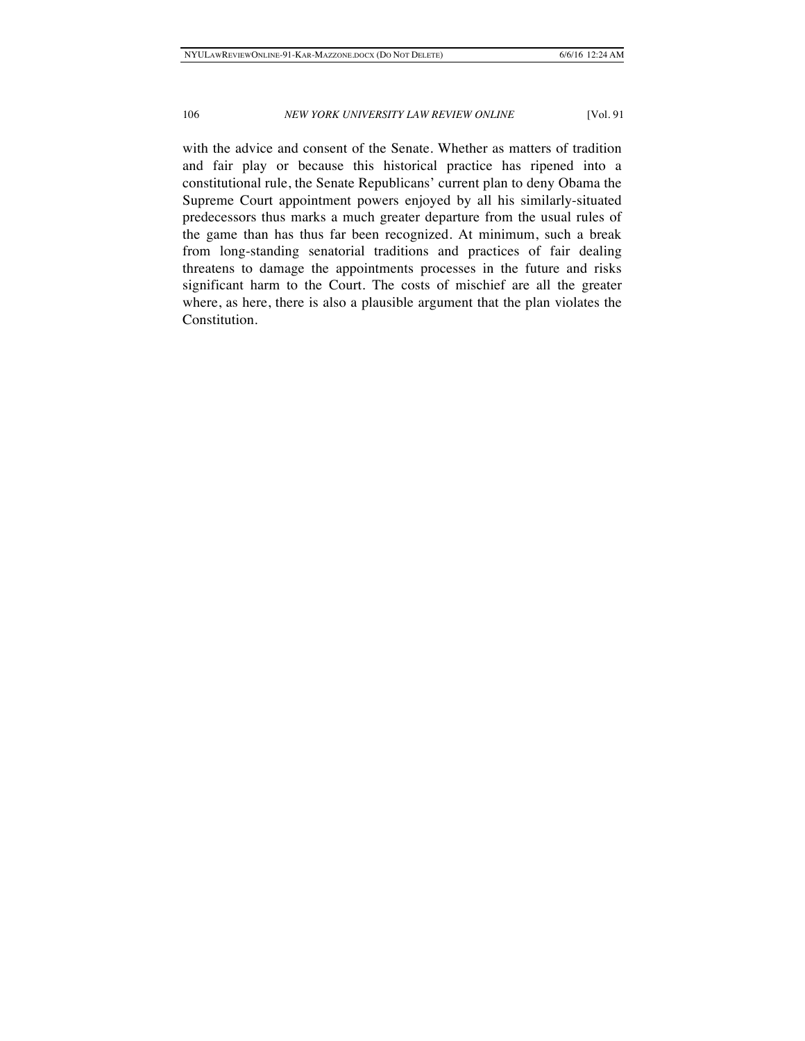with the advice and consent of the Senate. Whether as matters of tradition and fair play or because this historical practice has ripened into a constitutional rule, the Senate Republicans' current plan to deny Obama the Supreme Court appointment powers enjoyed by all his similarly-situated predecessors thus marks a much greater departure from the usual rules of the game than has thus far been recognized. At minimum, such a break from long-standing senatorial traditions and practices of fair dealing threatens to damage the appointments processes in the future and risks significant harm to the Court. The costs of mischief are all the greater where, as here, there is also a plausible argument that the plan violates the Constitution.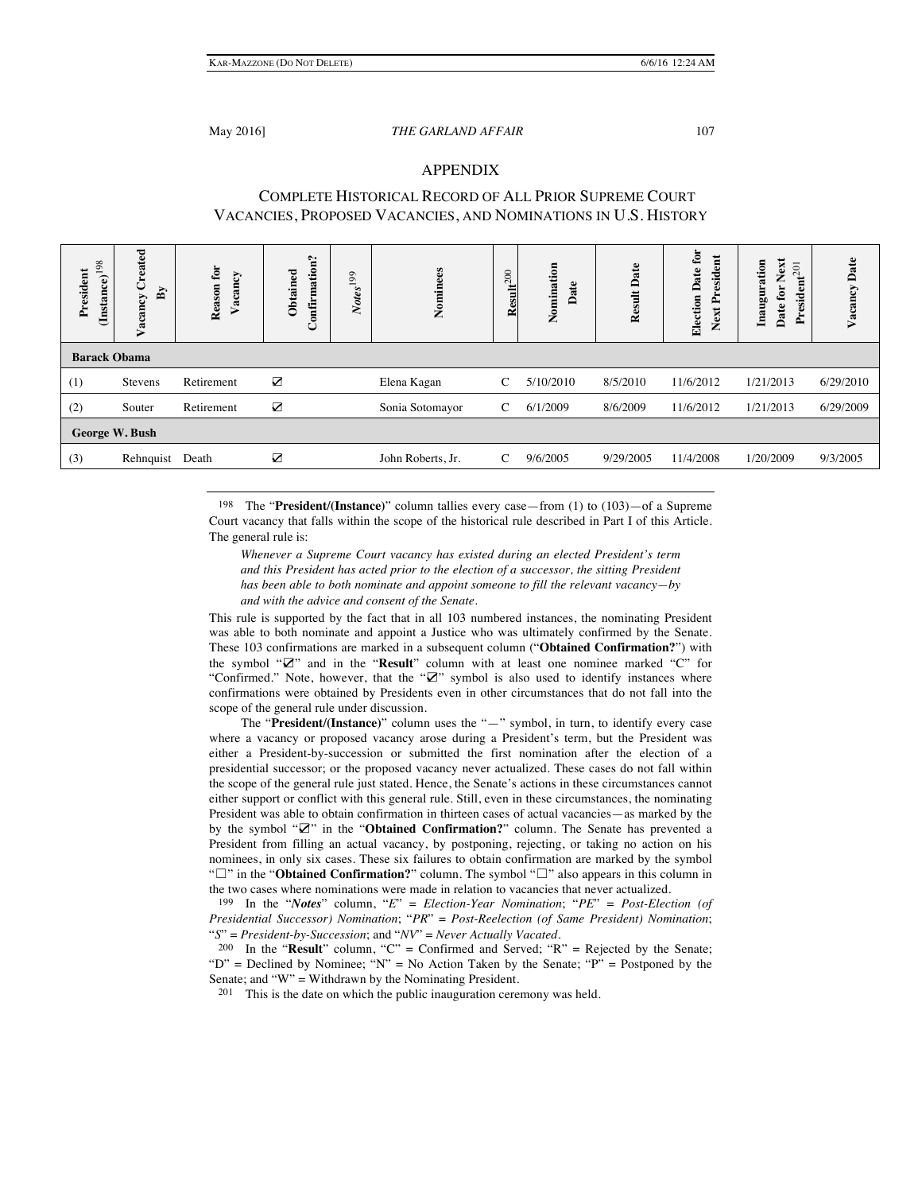## APPENDIX

### COMPLETE HISTORICAL RECORD OF ALL PRIOR SUPREME COURT VACANCIES, PROPOSED VACANCIES, AND NOMINATIONS IN U.S. HISTORY

| President (Instance)[198] | Vacancy Created By | Reason for Vacancy | Obtained Confirmation? | *Notes*[199] | Nominees | Result[200] | Nomination Date | Result Date | Election Date for Next President | Inauguration Date for Next President[201] | Vacancy Date |
|---|---|---|---|---|---|---|---|---|---|---|---|
| **Barack Obama** | | | | | | | | | | | |
| (1) | Stevens | Retirement | ☑ | | Elena Kagan | C | 5/10/2010 | 8/5/2010 | 11/6/2012 | 1/21/2013 | 6/29/2010 |
| (2) | Souter | Retirement | ☑ | | Sonia Sotomayor | C | 6/1/2009 | 8/6/2009 | 11/6/2012 | 1/21/2013 | 6/29/2009 |
| **George W. Bush** | | | | | | | | | | | |
| (3) | Rehnquist | Death | ☑ | | John Roberts, Jr. | C | 9/6/2005 | 9/29/2005 | 11/4/2008 | 1/20/2009 | 9/3/2005 |

198 The "**President/(Instance)**" column tallies every case—from (1) to (103)—of a Supreme Court vacancy that falls within the scope of the historical rule described in Part I of this Article. The general rule is:

> *Whenever a Supreme Court vacancy has existed during an elected President's term and this President has acted prior to the election of a successor, the sitting President has been able to both nominate and appoint someone to fill the relevant vacancy—by and with the advice and consent of the Senate.*

This rule is supported by the fact that in all 103 numbered instances, the nominating President was able to both nominate and appoint a Justice who was ultimately confirmed by the Senate. These 103 confirmations are marked in a subsequent column ("**Obtained Confirmation?**") with the symbol "☑" and in the "**Result**" column with at least one nominee marked "C" for "Confirmed." Note, however, that the "☑" symbol is also used to identify instances where confirmations were obtained by Presidents even in other circumstances that do not fall into the scope of the general rule under discussion.

The "**President/(Instance)**" column uses the "—" symbol, in turn, to identify every case where a vacancy or proposed vacancy arose during a President's term, but the President was either a President-by-succession or submitted the first nomination after the election of a presidential successor; or the proposed vacancy never actualized. These cases do not fall within the scope of the general rule just stated. Hence, the Senate's actions in these circumstances cannot either support or conflict with this general rule. Still, even in these circumstances, the nominating President was able to obtain confirmation in thirteen cases of actual vacancies—as marked by the by the symbol "☑" in the "**Obtained Confirmation?**" column. The Senate has prevented a President from filling an actual vacancy, by postponing, rejecting, or taking no action on his nominees, in only six cases. These six failures to obtain confirmation are marked by the symbol "☐" in the "**Obtained Confirmation?**" column. The symbol "☐" also appears in this column in the two cases where nominations were made in relation to vacancies that never actualized.

199 In the "***Notes***" column, "*E*" = *Election-Year Nomination*; "*PE*" = *Post-Election (of Presidential Successor) Nomination*; "*PR*" = *Post-Reelection (of Same President) Nomination*; "*S*" = *President-by-Succession*; and "*NV*" = *Never Actually Vacated*.

200 In the "**Result**" column, "C" = Confirmed and Served; "R" = Rejected by the Senate; "D" = Declined by Nominee; "N" = No Action Taken by the Senate; "P" = Postponed by the Senate; and "W" = Withdrawn by the Nominating President.

201 This is the date on which the public inauguration ceremony was held.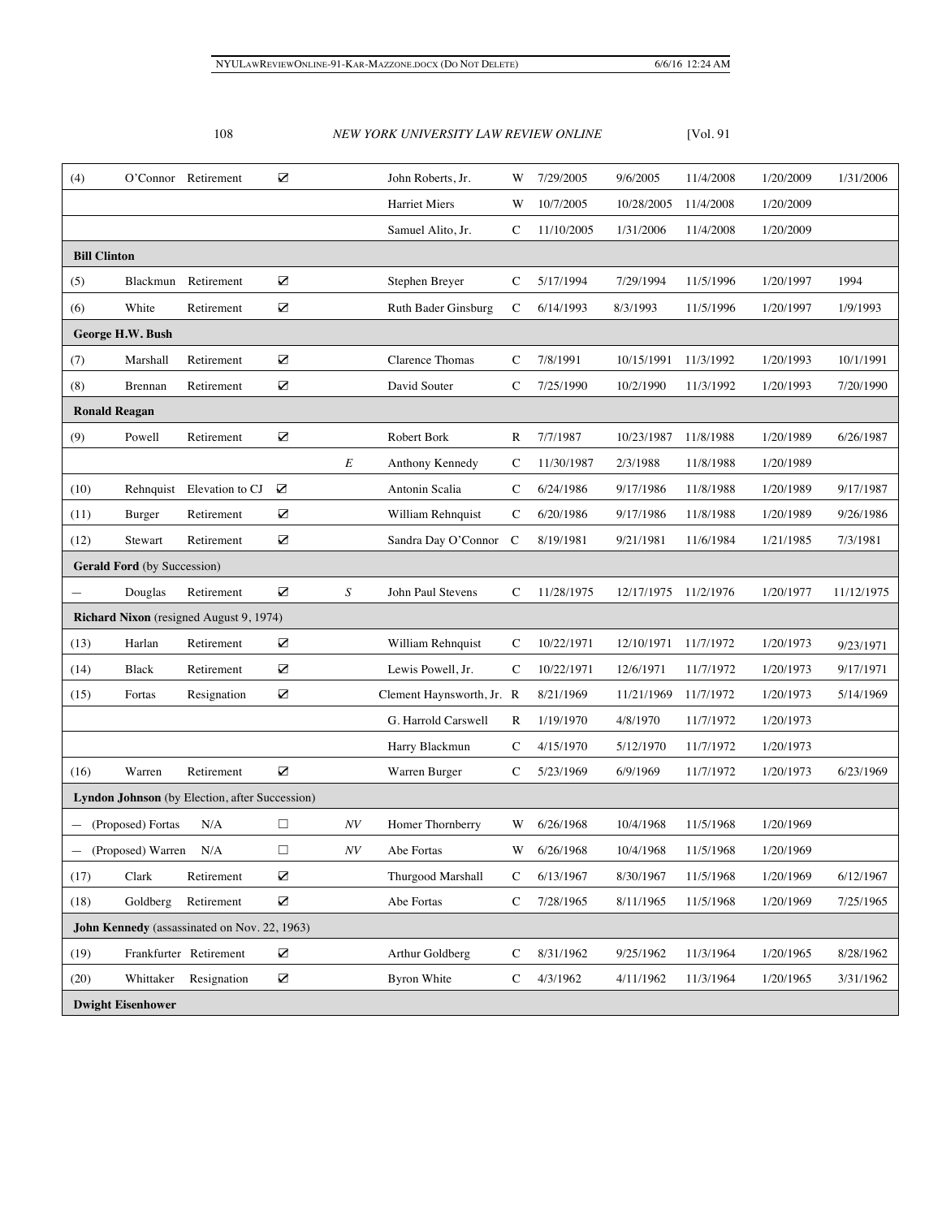| | | | | | | | | | | |
|---|---|---|---|---|---|---|---|---|---|---|
| (4) | O'Connor | Retirement | ☑ | | John Roberts, Jr. | W | 7/29/2005 | 9/6/2005 | 11/4/2008 | 1/20/2009 | 1/31/2006 |
| | | | | | Harriet Miers | W | 10/7/2005 | 10/28/2005 | 11/4/2008 | 1/20/2009 | |
| | | | | | Samuel Alito, Jr. | C | 11/10/2005 | 1/31/2006 | 11/4/2008 | 1/20/2009 | |
| **Bill Clinton** | | | | | | | | | | | |
| (5) | Blackmun | Retirement | ☑ | | Stephen Breyer | C | 5/17/1994 | 7/29/1994 | 11/5/1996 | 1/20/1997 | 1994 |
| (6) | White | Retirement | ☑ | | Ruth Bader Ginsburg | C | 6/14/1993 | 8/3/1993 | 11/5/1996 | 1/20/1997 | 1/9/1993 |
| **George H.W. Bush** | | | | | | | | | | | |
| (7) | Marshall | Retirement | ☑ | | Clarence Thomas | C | 7/8/1991 | 10/15/1991 | 11/3/1992 | 1/20/1993 | 10/1/1991 |
| (8) | Brennan | Retirement | ☑ | | David Souter | C | 7/25/1990 | 10/2/1990 | 11/3/1992 | 1/20/1993 | 7/20/1990 |
| **Ronald Reagan** | | | | | | | | | | | |
| (9) | Powell | Retirement | ☑ | | Robert Bork | R | 7/7/1987 | 10/23/1987 | 11/8/1988 | 1/20/1989 | 6/26/1987 |
| | | | | *E* | Anthony Kennedy | C | 11/30/1987 | 2/3/1988 | 11/8/1988 | 1/20/1989 | |
| (10) | Rehnquist | Elevation to CJ | ☑ | | Antonin Scalia | C | 6/24/1986 | 9/17/1986 | 11/8/1988 | 1/20/1989 | 9/17/1987 |
| (11) | Burger | Retirement | ☑ | | William Rehnquist | C | 6/20/1986 | 9/17/1986 | 11/8/1988 | 1/20/1989 | 9/26/1986 |
| (12) | Stewart | Retirement | ☑ | | Sandra Day O'Connor | C | 8/19/1981 | 9/21/1981 | 11/6/1984 | 1/21/1985 | 7/3/1981 |
| **Gerald Ford** (by Succession) | | | | | | | | | | | |
| — | Douglas | Retirement | ☑ | *S* | John Paul Stevens | C | 11/28/1975 | 12/17/1975 | 11/2/1976 | 1/20/1977 | 11/12/1975 |
| **Richard Nixon** (resigned August 9, 1974) | | | | | | | | | | | |
| (13) | Harlan | Retirement | ☑ | | William Rehnquist | C | 10/22/1971 | 12/10/1971 | 11/7/1972 | 1/20/1973 | 9/23/1971 |
| (14) | Black | Retirement | ☑ | | Lewis Powell, Jr. | C | 10/22/1971 | 12/6/1971 | 11/7/1972 | 1/20/1973 | 9/17/1971 |
| (15) | Fortas | Resignation | ☑ | | Clement Haynsworth, Jr. | R | 8/21/1969 | 11/21/1969 | 11/7/1972 | 1/20/1973 | 5/14/1969 |
| | | | | | G. Harrold Carswell | R | 1/19/1970 | 4/8/1970 | 11/7/1972 | 1/20/1973 | |
| | | | | | Harry Blackmun | C | 4/15/1970 | 5/12/1970 | 11/7/1972 | 1/20/1973 | |
| (16) | Warren | Retirement | ☑ | | Warren Burger | C | 5/23/1969 | 6/9/1969 | 11/7/1972 | 1/20/1973 | 6/23/1969 |
| **Lyndon Johnson** (by Election, after Succession) | | | | | | | | | | | |
| — | (Proposed) Fortas | N/A | ☐ | *NV* | Homer Thornberry | W | 6/26/1968 | 10/4/1968 | 11/5/1968 | 1/20/1969 | |
| — | (Proposed) Warren | N/A | ☐ | *NV* | Abe Fortas | W | 6/26/1968 | 10/4/1968 | 11/5/1968 | 1/20/1969 | |
| (17) | Clark | Retirement | ☑ | | Thurgood Marshall | C | 6/13/1967 | 8/30/1967 | 11/5/1968 | 1/20/1969 | 6/12/1967 |
| (18) | Goldberg | Retirement | ☑ | | Abe Fortas | C | 7/28/1965 | 8/11/1965 | 11/5/1968 | 1/20/1969 | 7/25/1965 |
| **John Kennedy** (assassinated on Nov. 22, 1963) | | | | | | | | | | | |
| (19) | Frankfurter | Retirement | ☑ | | Arthur Goldberg | C | 8/31/1962 | 9/25/1962 | 11/3/1964 | 1/20/1965 | 8/28/1962 |
| (20) | Whittaker | Resignation | ☑ | | Byron White | C | 4/3/1962 | 4/11/1962 | 11/3/1964 | 1/20/1965 | 3/31/1962 |
| **Dwight Eisenhower** | | | | | | | | | | | |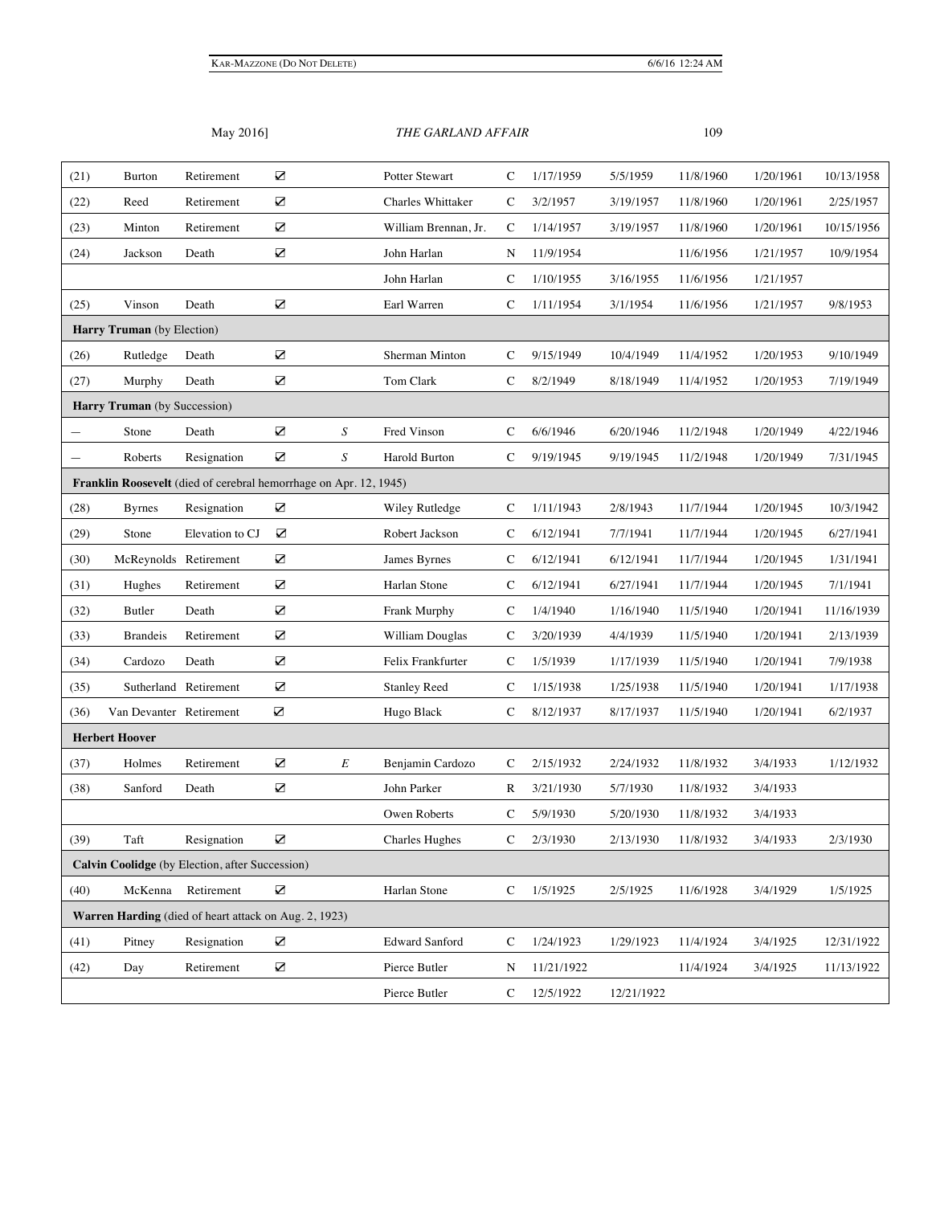| | | | | | | | | | | | |
|---|---|---|---|---|---|---|---|---|---|---|---|
| (21) | Burton | Retirement | ☑ | | Potter Stewart | C | 1/17/1959 | 5/5/1959 | 11/8/1960 | 1/20/1961 | 10/13/1958 |
| (22) | Reed | Retirement | ☑ | | Charles Whittaker | C | 3/2/1957 | 3/19/1957 | 11/8/1960 | 1/20/1961 | 2/25/1957 |
| (23) | Minton | Retirement | ☑ | | William Brennan, Jr. | C | 1/14/1957 | 3/19/1957 | 11/8/1960 | 1/20/1961 | 10/15/1956 |
| (24) | Jackson | Death | ☑ | | John Harlan | N | 11/9/1954 | | 11/6/1956 | 1/21/1957 | 10/9/1954 |
| | | | | | John Harlan | C | 1/10/1955 | 3/16/1955 | 11/6/1956 | 1/21/1957 | |
| (25) | Vinson | Death | ☑ | | Earl Warren | C | 1/11/1954 | 3/1/1954 | 11/6/1956 | 1/21/1957 | 9/8/1953 |
| **Harry Truman** (by Election) | | | | | | | | | | | |
| (26) | Rutledge | Death | ☑ | | Sherman Minton | C | 9/15/1949 | 10/4/1949 | 11/4/1952 | 1/20/1953 | 9/10/1949 |
| (27) | Murphy | Death | ☑ | | Tom Clark | C | 8/2/1949 | 8/18/1949 | 11/4/1952 | 1/20/1953 | 7/19/1949 |
| **Harry Truman** (by Succession) | | | | | | | | | | | |
| — | Stone | Death | ☑ | *S* | Fred Vinson | C | 6/6/1946 | 6/20/1946 | 11/2/1948 | 1/20/1949 | 4/22/1946 |
| — | Roberts | Resignation | ☑ | *S* | Harold Burton | C | 9/19/1945 | 9/19/1945 | 11/2/1948 | 1/20/1949 | 7/31/1945 |
| **Franklin Roosevelt** (died of cerebral hemorrhage on Apr. 12, 1945) | | | | | | | | | | | |
| (28) | Byrnes | Resignation | ☑ | | Wiley Rutledge | C | 1/11/1943 | 2/8/1943 | 11/7/1944 | 1/20/1945 | 10/3/1942 |
| (29) | Stone | Elevation to CJ | ☑ | | Robert Jackson | C | 6/12/1941 | 7/7/1941 | 11/7/1944 | 1/20/1945 | 6/27/1941 |
| (30) | McReynolds | Retirement | ☑ | | James Byrnes | C | 6/12/1941 | 6/12/1941 | 11/7/1944 | 1/20/1945 | 1/31/1941 |
| (31) | Hughes | Retirement | ☑ | | Harlan Stone | C | 6/12/1941 | 6/27/1941 | 11/7/1944 | 1/20/1945 | 7/1/1941 |
| (32) | Butler | Death | ☑ | | Frank Murphy | C | 1/4/1940 | 1/16/1940 | 11/5/1940 | 1/20/1941 | 11/16/1939 |
| (33) | Brandeis | Retirement | ☑ | | William Douglas | C | 3/20/1939 | 4/4/1939 | 11/5/1940 | 1/20/1941 | 2/13/1939 |
| (34) | Cardozo | Death | ☑ | | Felix Frankfurter | C | 1/5/1939 | 1/17/1939 | 11/5/1940 | 1/20/1941 | 7/9/1938 |
| (35) | Sutherland | Retirement | ☑ | | Stanley Reed | C | 1/15/1938 | 1/25/1938 | 11/5/1940 | 1/20/1941 | 1/17/1938 |
| (36) | Van Devanter | Retirement | ☑ | | Hugo Black | C | 8/12/1937 | 8/17/1937 | 11/5/1940 | 1/20/1941 | 6/2/1937 |
| **Herbert Hoover** | | | | | | | | | | | |
| (37) | Holmes | Retirement | ☑ | *E* | Benjamin Cardozo | C | 2/15/1932 | 2/24/1932 | 11/8/1932 | 3/4/1933 | 1/12/1932 |
| (38) | Sanford | Death | ☑ | | John Parker | R | 3/21/1930 | 5/7/1930 | 11/8/1932 | 3/4/1933 | |
| | | | | | Owen Roberts | C | 5/9/1930 | 5/20/1930 | 11/8/1932 | 3/4/1933 | |
| (39) | Taft | Resignation | ☑ | | Charles Hughes | C | 2/3/1930 | 2/13/1930 | 11/8/1932 | 3/4/1933 | 2/3/1930 |
| **Calvin Coolidge** (by Election, after Succession) | | | | | | | | | | | |
| (40) | McKenna | Retirement | ☑ | | Harlan Stone | C | 1/5/1925 | 2/5/1925 | 11/6/1928 | 3/4/1929 | 1/5/1925 |
| **Warren Harding** (died of heart attack on Aug. 2, 1923) | | | | | | | | | | | |
| (41) | Pitney | Resignation | ☑ | | Edward Sanford | C | 1/24/1923 | 1/29/1923 | 11/4/1924 | 3/4/1925 | 12/31/1922 |
| (42) | Day | Retirement | ☑ | | Pierce Butler | N | 11/21/1922 | | 11/4/1924 | 3/4/1925 | 11/13/1922 |
| | | | | | Pierce Butler | C | 12/5/1922 | 12/21/1922 | | | |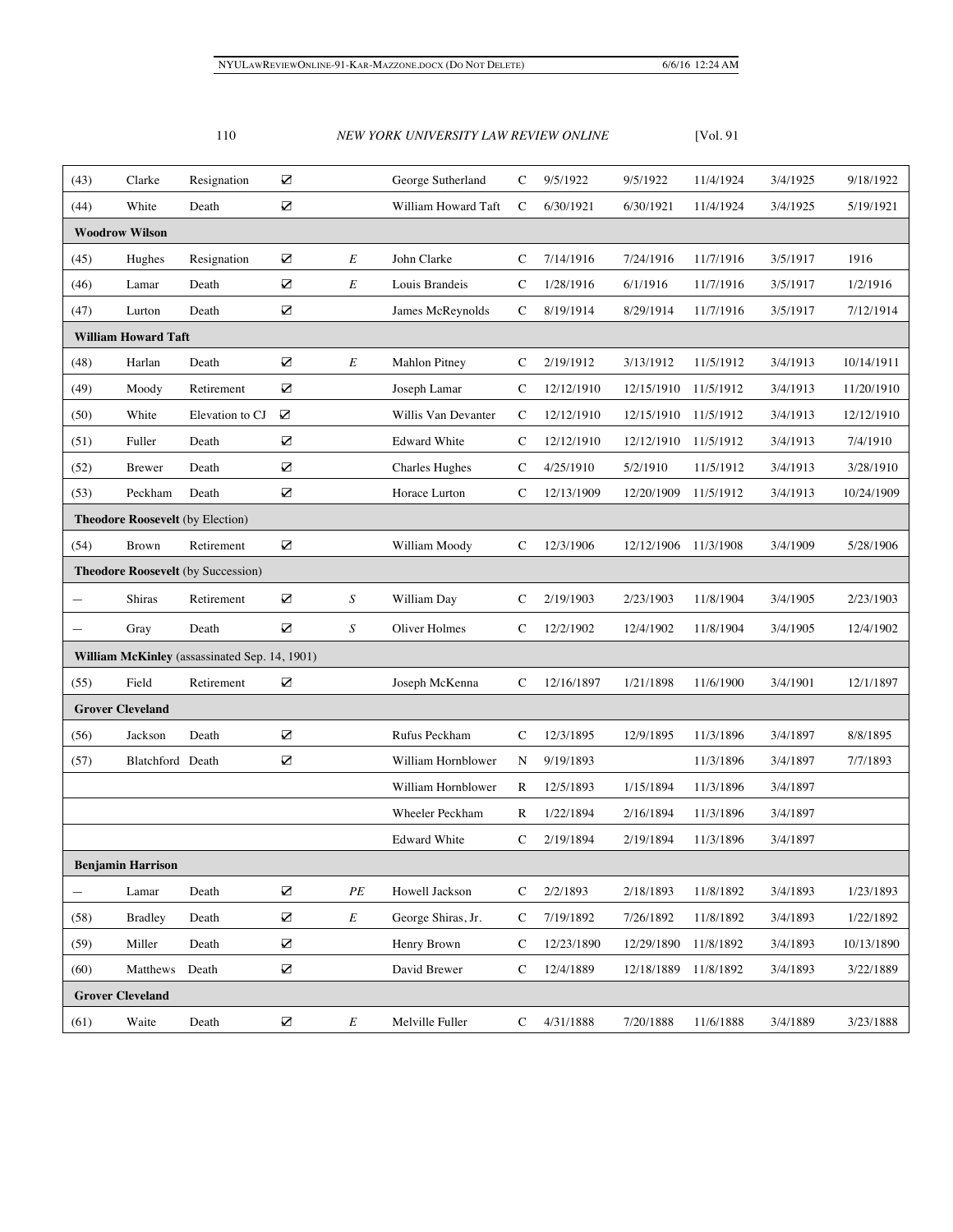| (43) | Clarke | Resignation | ☑ | | George Sutherland | C | 9/5/1922 | 9/5/1922 | 11/4/1924 | 3/4/1925 | 9/18/1922 |
|---|---|---|---|---|---|---|---|---|---|---|---|
| (44) | White | Death | ☑ | | William Howard Taft | C | 6/30/1921 | 6/30/1921 | 11/4/1924 | 3/4/1925 | 5/19/1921 |
| **Woodrow Wilson** | | | | | | | | | | | |
| (45) | Hughes | Resignation | ☑ | *E* | John Clarke | C | 7/14/1916 | 7/24/1916 | 11/7/1916 | 3/5/1917 | 1916 |
| (46) | Lamar | Death | ☑ | *E* | Louis Brandeis | C | 1/28/1916 | 6/1/1916 | 11/7/1916 | 3/5/1917 | 1/2/1916 |
| (47) | Lurton | Death | ☑ | | James McReynolds | C | 8/19/1914 | 8/29/1914 | 11/7/1916 | 3/5/1917 | 7/12/1914 |
| **William Howard Taft** | | | | | | | | | | | |
| (48) | Harlan | Death | ☑ | *E* | Mahlon Pitney | C | 2/19/1912 | 3/13/1912 | 11/5/1912 | 3/4/1913 | 10/14/1911 |
| (49) | Moody | Retirement | ☑ | | Joseph Lamar | C | 12/12/1910 | 12/15/1910 | 11/5/1912 | 3/4/1913 | 11/20/1910 |
| (50) | White | Elevation to CJ | ☑ | | Willis Van Devanter | C | 12/12/1910 | 12/15/1910 | 11/5/1912 | 3/4/1913 | 12/12/1910 |
| (51) | Fuller | Death | ☑ | | Edward White | C | 12/12/1910 | 12/12/1910 | 11/5/1912 | 3/4/1913 | 7/4/1910 |
| (52) | Brewer | Death | ☑ | | Charles Hughes | C | 4/25/1910 | 5/2/1910 | 11/5/1912 | 3/4/1913 | 3/28/1910 |
| (53) | Peckham | Death | ☑ | | Horace Lurton | C | 12/13/1909 | 12/20/1909 | 11/5/1912 | 3/4/1913 | 10/24/1909 |
| **Theodore Roosevelt** (by Election) | | | | | | | | | | | |
| (54) | Brown | Retirement | ☑ | | William Moody | C | 12/3/1906 | 12/12/1906 | 11/3/1908 | 3/4/1909 | 5/28/1906 |
| **Theodore Roosevelt** (by Succession) | | | | | | | | | | | |
| — | Shiras | Retirement | ☑ | *S* | William Day | C | 2/19/1903 | 2/23/1903 | 11/8/1904 | 3/4/1905 | 2/23/1903 |
| — | Gray | Death | ☑ | *S* | Oliver Holmes | C | 12/2/1902 | 12/4/1902 | 11/8/1904 | 3/4/1905 | 12/4/1902 |
| **William McKinley** (assassinated Sep. 14, 1901) | | | | | | | | | | | |
| (55) | Field | Retirement | ☑ | | Joseph McKenna | C | 12/16/1897 | 1/21/1898 | 11/6/1900 | 3/4/1901 | 12/1/1897 |
| **Grover Cleveland** | | | | | | | | | | | |
| (56) | Jackson | Death | ☑ | | Rufus Peckham | C | 12/3/1895 | 12/9/1895 | 11/3/1896 | 3/4/1897 | 8/8/1895 |
| (57) | Blatchford | Death | ☑ | | William Hornblower | N | 9/19/1893 | | 11/3/1896 | 3/4/1897 | 7/7/1893 |
| | | | | | William Hornblower | R | 12/5/1893 | 1/15/1894 | 11/3/1896 | 3/4/1897 | |
| | | | | | Wheeler Peckham | R | 1/22/1894 | 2/16/1894 | 11/3/1896 | 3/4/1897 | |
| | | | | | Edward White | C | 2/19/1894 | 2/19/1894 | 11/3/1896 | 3/4/1897 | |
| **Benjamin Harrison** | | | | | | | | | | | |
| — | Lamar | Death | ☑ | *PE* | Howell Jackson | C | 2/2/1893 | 2/18/1893 | 11/8/1892 | 3/4/1893 | 1/23/1893 |
| (58) | Bradley | Death | ☑ | *E* | George Shiras, Jr. | C | 7/19/1892 | 7/26/1892 | 11/8/1892 | 3/4/1893 | 1/22/1892 |
| (59) | Miller | Death | ☑ | | Henry Brown | C | 12/23/1890 | 12/29/1890 | 11/8/1892 | 3/4/1893 | 10/13/1890 |
| (60) | Matthews | Death | ☑ | | David Brewer | C | 12/4/1889 | 12/18/1889 | 11/8/1892 | 3/4/1893 | 3/22/1889 |
| **Grover Cleveland** | | | | | | | | | | | |
| (61) | Waite | Death | ☑ | *E* | Melville Fuller | C | 4/31/1888 | 7/20/1888 | 11/6/1888 | 3/4/1889 | 3/23/1888 |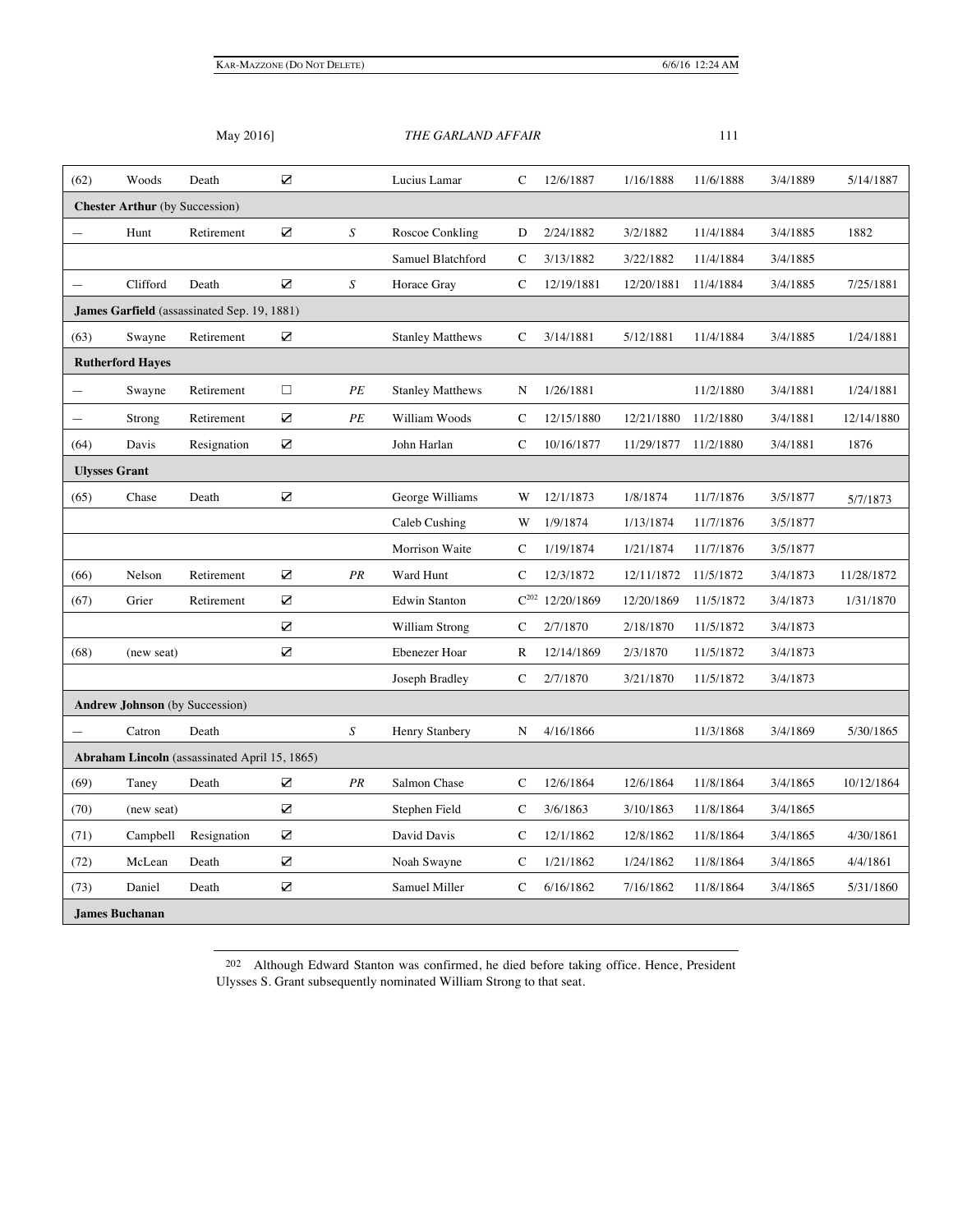| | | | | | | | | | | | |
|---|---|---|---|---|---|---|---|---|---|---|---|
| (62) | Woods | Death | ☑ | | Lucius Lamar | C | 12/6/1887 | 1/16/1888 | 11/6/1888 | 3/4/1889 | 5/14/1887 |
| **Chester Arthur** (by Succession) | | | | | | | | | | | |
| — | Hunt | Retirement | ☑ | *S* | Roscoe Conkling | D | 2/24/1882 | 3/2/1882 | 11/4/1884 | 3/4/1885 | 1882 |
| | | | | | Samuel Blatchford | C | 3/13/1882 | 3/22/1882 | 11/4/1884 | 3/4/1885 | |
| — | Clifford | Death | ☑ | *S* | Horace Gray | C | 12/19/1881 | 12/20/1881 | 11/4/1884 | 3/4/1885 | 7/25/1881 |
| **James Garfield** (assassinated Sep. 19, 1881) | | | | | | | | | | | |
| (63) | Swayne | Retirement | ☑ | | Stanley Matthews | C | 3/14/1881 | 5/12/1881 | 11/4/1884 | 3/4/1885 | 1/24/1881 |
| **Rutherford Hayes** | | | | | | | | | | | |
| — | Swayne | Retirement | ☐ | *PE* | Stanley Matthews | N | 1/26/1881 | | 11/2/1880 | 3/4/1881 | 1/24/1881 |
| — | Strong | Retirement | ☑ | *PE* | William Woods | C | 12/15/1880 | 12/21/1880 | 11/2/1880 | 3/4/1881 | 12/14/1880 |
| (64) | Davis | Resignation | ☑ | | John Harlan | C | 10/16/1877 | 11/29/1877 | 11/2/1880 | 3/4/1881 | 1876 |
| **Ulysses Grant** | | | | | | | | | | | |
| (65) | Chase | Death | ☑ | | George Williams | W | 12/1/1873 | 1/8/1874 | 11/7/1876 | 3/5/1877 | 5/7/1873 |
| | | | | | Caleb Cushing | W | 1/9/1874 | 1/13/1874 | 11/7/1876 | 3/5/1877 | |
| | | | | | Morrison Waite | C | 1/19/1874 | 1/21/1874 | 11/7/1876 | 3/5/1877 | |
| (66) | Nelson | Retirement | ☑ | *PR* | Ward Hunt | C | 12/3/1872 | 12/11/1872 | 11/5/1872 | 3/4/1873 | 11/28/1872 |
| (67) | Grier | Retirement | ☑ | | Edwin Stanton | C[202] | 12/20/1869 | 12/20/1869 | 11/5/1872 | 3/4/1873 | 1/31/1870 |
| | | | ☑ | | William Strong | C | 2/7/1870 | 2/18/1870 | 11/5/1872 | 3/4/1873 | |
| (68) | (new seat) | | ☑ | | Ebenezer Hoar | R | 12/14/1869 | 2/3/1870 | 11/5/1872 | 3/4/1873 | |
| | | | | | Joseph Bradley | C | 2/7/1870 | 3/21/1870 | 11/5/1872 | 3/4/1873 | |
| **Andrew Johnson** (by Succession) | | | | | | | | | | | |
| — | Catron | Death | | *S* | Henry Stanbery | N | 4/16/1866 | | 11/3/1868 | 3/4/1869 | 5/30/1865 |
| **Abraham Lincoln** (assassinated April 15, 1865) | | | | | | | | | | | |
| (69) | Taney | Death | ☑ | *PR* | Salmon Chase | C | 12/6/1864 | 12/6/1864 | 11/8/1864 | 3/4/1865 | 10/12/1864 |
| (70) | (new seat) | | ☑ | | Stephen Field | C | 3/6/1863 | 3/10/1863 | 11/8/1864 | 3/4/1865 | |
| (71) | Campbell | Resignation | ☑ | | David Davis | C | 12/1/1862 | 12/8/1862 | 11/8/1864 | 3/4/1865 | 4/30/1861 |
| (72) | McLean | Death | ☑ | | Noah Swayne | C | 1/21/1862 | 1/24/1862 | 11/8/1864 | 3/4/1865 | 4/4/1861 |
| (73) | Daniel | Death | ☑ | | Samuel Miller | C | 6/16/1862 | 7/16/1862 | 11/8/1864 | 3/4/1865 | 5/31/1860 |
| **James Buchanan** | | | | | | | | | | | |

[202] Although Edward Stanton was confirmed, he died before taking office. Hence, President Ulysses S. Grant subsequently nominated William Strong to that seat.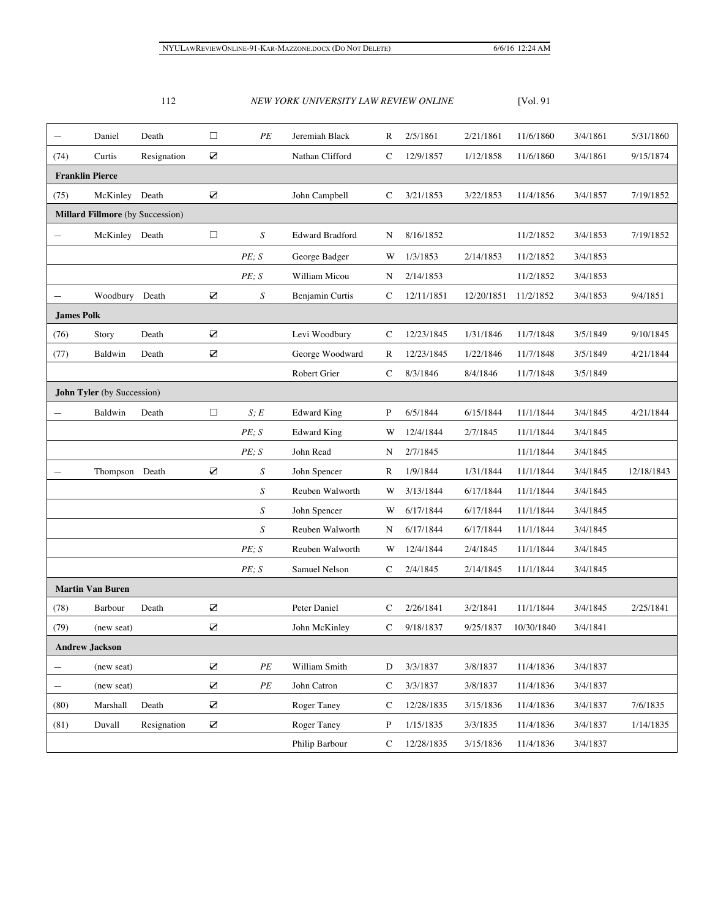| | | | | | | | | | | | |
|---|---|---|---|---|---|---|---|---|---|---|---|
| — | Daniel | Death | ☐ | *PE* | Jeremiah Black | R | 2/5/1861 | 2/21/1861 | 11/6/1860 | 3/4/1861 | 5/31/1860 |
| (74) | Curtis | Resignation | ☑ | | Nathan Clifford | C | 12/9/1857 | 1/12/1858 | 11/6/1860 | 3/4/1861 | 9/15/1874 |
| **Franklin Pierce** | | | | | | | | | | | |
| (75) | McKinley | Death | ☑ | | John Campbell | C | 3/21/1853 | 3/22/1853 | 11/4/1856 | 3/4/1857 | 7/19/1852 |
| **Millard Fillmore** (by Succession) | | | | | | | | | | | |
| — | McKinley | Death | ☐ | *S* | Edward Bradford | N | 8/16/1852 | | 11/2/1852 | 3/4/1853 | 7/19/1852 |
| | | | | *PE; S* | George Badger | W | 1/3/1853 | 2/14/1853 | 11/2/1852 | 3/4/1853 | |
| | | | | *PE; S* | William Micou | N | 2/14/1853 | | 11/2/1852 | 3/4/1853 | |
| — | Woodbury | Death | ☑ | *S* | Benjamin Curtis | C | 12/11/1851 | 12/20/1851 | 11/2/1852 | 3/4/1853 | 9/4/1851 |
| **James Polk** | | | | | | | | | | | |
| (76) | Story | Death | ☑ | | Levi Woodbury | C | 12/23/1845 | 1/31/1846 | 11/7/1848 | 3/5/1849 | 9/10/1845 |
| (77) | Baldwin | Death | ☑ | | George Woodward | R | 12/23/1845 | 1/22/1846 | 11/7/1848 | 3/5/1849 | 4/21/1844 |
| | | | | | Robert Grier | C | 8/3/1846 | 8/4/1846 | 11/7/1848 | 3/5/1849 | |
| **John Tyler** (by Succession) | | | | | | | | | | | |
| — | Baldwin | Death | ☐ | *S; E* | Edward King | P | 6/5/1844 | 6/15/1844 | 11/1/1844 | 3/4/1845 | 4/21/1844 |
| | | | | *PE; S* | Edward King | W | 12/4/1844 | 2/7/1845 | 11/1/1844 | 3/4/1845 | |
| | | | | *PE; S* | John Read | N | 2/7/1845 | | 11/1/1844 | 3/4/1845 | |
| — | Thompson | Death | ☑ | *S* | John Spencer | R | 1/9/1844 | 1/31/1844 | 11/1/1844 | 3/4/1845 | 12/18/1843 |
| | | | | *S* | Reuben Walworth | W | 3/13/1844 | 6/17/1844 | 11/1/1844 | 3/4/1845 | |
| | | | | *S* | John Spencer | W | 6/17/1844 | 6/17/1844 | 11/1/1844 | 3/4/1845 | |
| | | | | *S* | Reuben Walworth | N | 6/17/1844 | 6/17/1844 | 11/1/1844 | 3/4/1845 | |
| | | | | *PE; S* | Reuben Walworth | W | 12/4/1844 | 2/4/1845 | 11/1/1844 | 3/4/1845 | |
| | | | | *PE; S* | Samuel Nelson | C | 2/4/1845 | 2/14/1845 | 11/1/1844 | 3/4/1845 | |
| **Martin Van Buren** | | | | | | | | | | | |
| (78) | Barbour | Death | ☑ | | Peter Daniel | C | 2/26/1841 | 3/2/1841 | 11/1/1844 | 3/4/1845 | 2/25/1841 |
| (79) | (new seat) | | ☑ | | John McKinley | C | 9/18/1837 | 9/25/1837 | 10/30/1840 | 3/4/1841 | |
| **Andrew Jackson** | | | | | | | | | | | |
| — | (new seat) | | ☑ | *PE* | William Smith | D | 3/3/1837 | 3/8/1837 | 11/4/1836 | 3/4/1837 | |
| — | (new seat) | | ☑ | *PE* | John Catron | C | 3/3/1837 | 3/8/1837 | 11/4/1836 | 3/4/1837 | |
| (80) | Marshall | Death | ☑ | | Roger Taney | C | 12/28/1835 | 3/15/1836 | 11/4/1836 | 3/4/1837 | 7/6/1835 |
| (81) | Duvall | Resignation | ☑ | | Roger Taney | P | 1/15/1835 | 3/3/1835 | 11/4/1836 | 3/4/1837 | 1/14/1835 |
| | | | | | Philip Barbour | C | 12/28/1835 | 3/15/1836 | 11/4/1836 | 3/4/1837 | |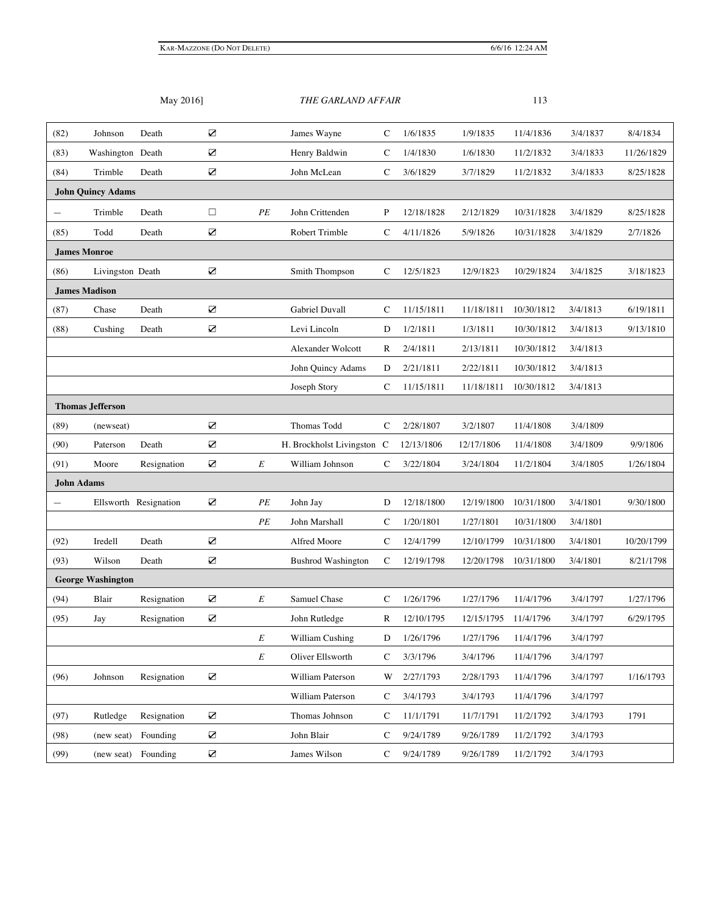| | | | | | | | | | | | |
|---|---|---|---|---|---|---|---|---|---|---|---|
| (82) | Johnson | Death | ☑ | | James Wayne | C | 1/6/1835 | 1/9/1835 | 11/4/1836 | 3/4/1837 | 8/4/1834 |
| (83) | Washington | Death | ☑ | | Henry Baldwin | C | 1/4/1830 | 1/6/1830 | 11/2/1832 | 3/4/1833 | 11/26/1829 |
| (84) | Trimble | Death | ☑ | | John McLean | C | 3/6/1829 | 3/7/1829 | 11/2/1832 | 3/4/1833 | 8/25/1828 |
| **John Quincy Adams** | | | | | | | | | | | |
| — | Trimble | Death | ☐ | *PE* | John Crittenden | P | 12/18/1828 | 2/12/1829 | 10/31/1828 | 3/4/1829 | 8/25/1828 |
| (85) | Todd | Death | ☑ | | Robert Trimble | C | 4/11/1826 | 5/9/1826 | 10/31/1828 | 3/4/1829 | 2/7/1826 |
| **James Monroe** | | | | | | | | | | | |
| (86) | Livingston | Death | ☑ | | Smith Thompson | C | 12/5/1823 | 12/9/1823 | 10/29/1824 | 3/4/1825 | 3/18/1823 |
| **James Madison** | | | | | | | | | | | |
| (87) | Chase | Death | ☑ | | Gabriel Duvall | C | 11/15/1811 | 11/18/1811 | 10/30/1812 | 3/4/1813 | 6/19/1811 |
| (88) | Cushing | Death | ☑ | | Levi Lincoln | D | 1/2/1811 | 1/3/1811 | 10/30/1812 | 3/4/1813 | 9/13/1810 |
| | | | | | Alexander Wolcott | R | 2/4/1811 | 2/13/1811 | 10/30/1812 | 3/4/1813 | |
| | | | | | John Quincy Adams | D | 2/21/1811 | 2/22/1811 | 10/30/1812 | 3/4/1813 | |
| | | | | | Joseph Story | C | 11/15/1811 | 11/18/1811 | 10/30/1812 | 3/4/1813 | |
| **Thomas Jefferson** | | | | | | | | | | | |
| (89) | (newseat) | | ☑ | | Thomas Todd | C | 2/28/1807 | 3/2/1807 | 11/4/1808 | 3/4/1809 | |
| (90) | Paterson | Death | ☑ | | H. Brockholst Livingston | C | 12/13/1806 | 12/17/1806 | 11/4/1808 | 3/4/1809 | 9/9/1806 |
| (91) | Moore | Resignation | ☑ | *E* | William Johnson | C | 3/22/1804 | 3/24/1804 | 11/2/1804 | 3/4/1805 | 1/26/1804 |
| **John Adams** | | | | | | | | | | | |
| — | Ellsworth | Resignation | ☑ | *PE* | John Jay | D | 12/18/1800 | 12/19/1800 | 10/31/1800 | 3/4/1801 | 9/30/1800 |
| | | | | *PE* | John Marshall | C | 1/20/1801 | 1/27/1801 | 10/31/1800 | 3/4/1801 | |
| (92) | Iredell | Death | ☑ | | Alfred Moore | C | 12/4/1799 | 12/10/1799 | 10/31/1800 | 3/4/1801 | 10/20/1799 |
| (93) | Wilson | Death | ☑ | | Bushrod Washington | C | 12/19/1798 | 12/20/1798 | 10/31/1800 | 3/4/1801 | 8/21/1798 |
| **George Washington** | | | | | | | | | | | |
| (94) | Blair | Resignation | ☑ | *E* | Samuel Chase | C | 1/26/1796 | 1/27/1796 | 11/4/1796 | 3/4/1797 | 1/27/1796 |
| (95) | Jay | Resignation | ☑ | | John Rutledge | R | 12/10/1795 | 12/15/1795 | 11/4/1796 | 3/4/1797 | 6/29/1795 |
| | | | | *E* | William Cushing | D | 1/26/1796 | 1/27/1796 | 11/4/1796 | 3/4/1797 | |
| | | | | *E* | Oliver Ellsworth | C | 3/3/1796 | 3/4/1796 | 11/4/1796 | 3/4/1797 | |
| (96) | Johnson | Resignation | ☑ | | William Paterson | W | 2/27/1793 | 2/28/1793 | 11/4/1796 | 3/4/1797 | 1/16/1793 |
| | | | | | William Paterson | C | 3/4/1793 | 3/4/1793 | 11/4/1796 | 3/4/1797 | |
| (97) | Rutledge | Resignation | ☑ | | Thomas Johnson | C | 11/1/1791 | 11/7/1791 | 11/2/1792 | 3/4/1793 | 1791 |
| (98) | (new seat) | Founding | ☑ | | John Blair | C | 9/24/1789 | 9/26/1789 | 11/2/1792 | 3/4/1793 | |
| (99) | (new seat) | Founding | ☑ | | James Wilson | C | 9/24/1789 | 9/26/1789 | 11/2/1792 | 3/4/1793 | |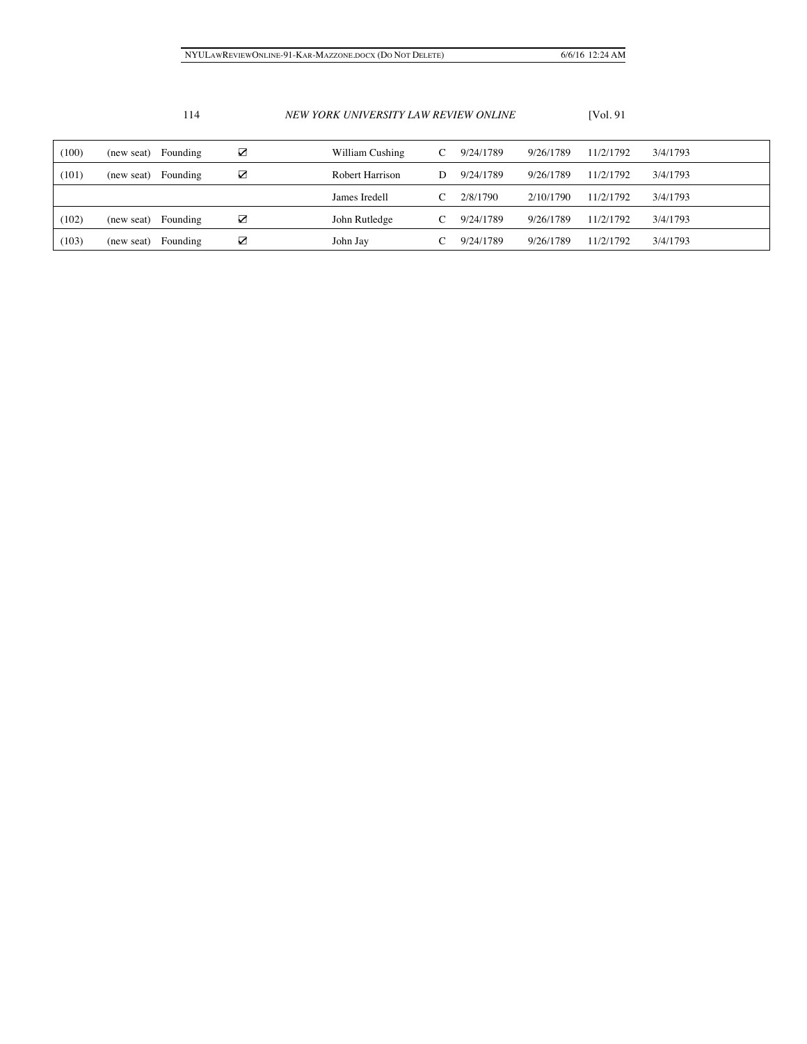| | | | | | | | | | | |
|---|---|---|---|---|---|---|---|---|---|---|
| (100) | (new seat) | Founding | ☑ | | William Cushing | C | 9/24/1789 | 9/26/1789 | 11/2/1792 | 3/4/1793 |
| (101) | (new seat) | Founding | ☑ | | Robert Harrison | D | 9/24/1789 | 9/26/1789 | 11/2/1792 | 3/4/1793 |
| | | | | | James Iredell | C | 2/8/1790 | 2/10/1790 | 11/2/1792 | 3/4/1793 |
| (102) | (new seat) | Founding | ☑ | | John Rutledge | C | 9/24/1789 | 9/26/1789 | 11/2/1792 | 3/4/1793 |
| (103) | (new seat) | Founding | ☑ | | John Jay | C | 9/24/1789 | 9/26/1789 | 11/2/1792 | 3/4/1793 |